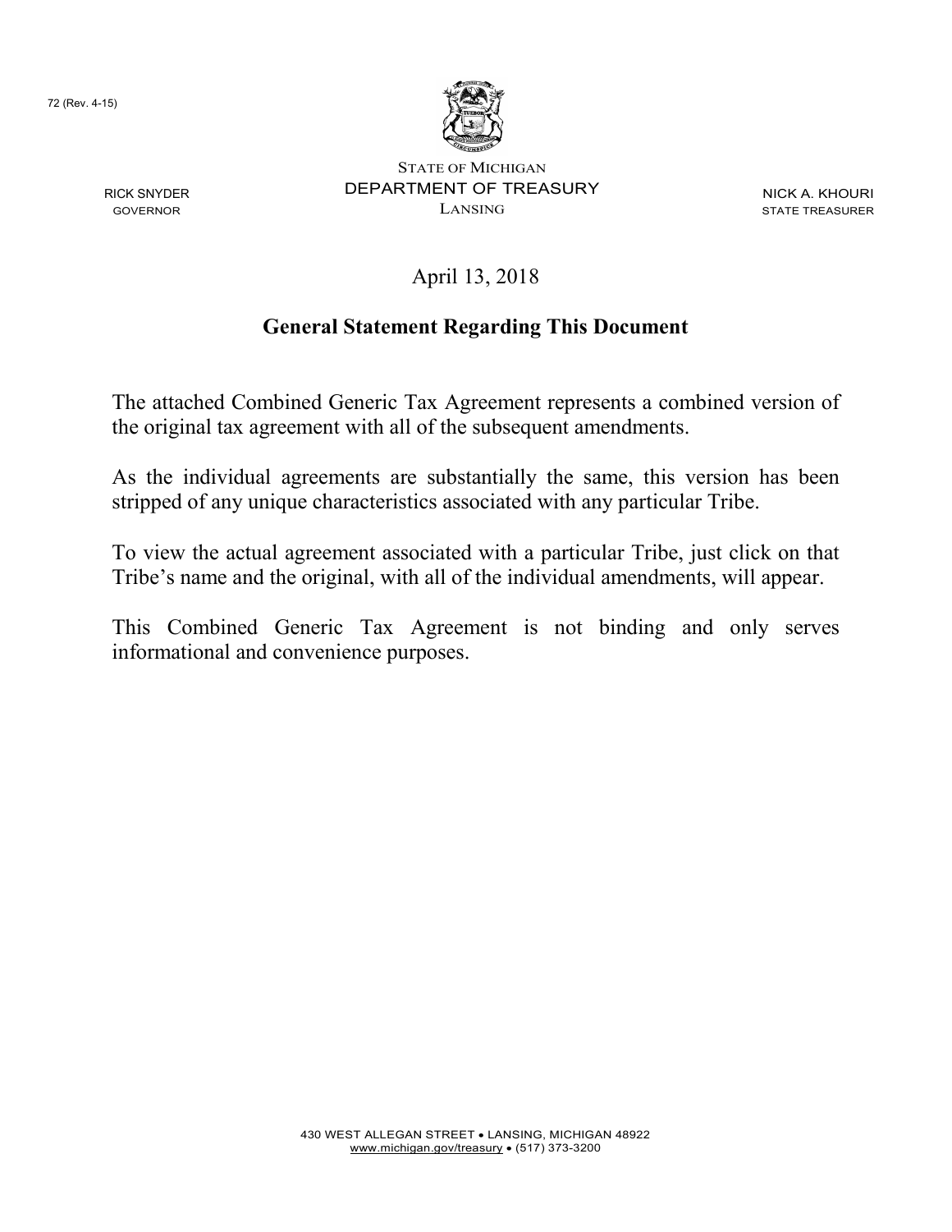72 (Rev. 4-15)

STATE OF MICHIGAN
DEPARTMENT OF TREASURY
LANSING

RICK SNYDER
GOVERNOR

NICK A. KHOURI
STATE TREASURER

April 13, 2018

## General Statement Regarding This Document

The attached Combined Generic Tax Agreement represents a combined version of the original tax agreement with all of the subsequent amendments.

As the individual agreements are substantially the same, this version has been stripped of any unique characteristics associated with any particular Tribe.

To view the actual agreement associated with a particular Tribe, just click on that Tribe's name and the original, with all of the individual amendments, will appear.

This Combined Generic Tax Agreement is not binding and only serves informational and convenience purposes.

430 WEST ALLEGAN STREET • LANSING, MICHIGAN 48922
www.michigan.gov/treasury • (517) 373-3200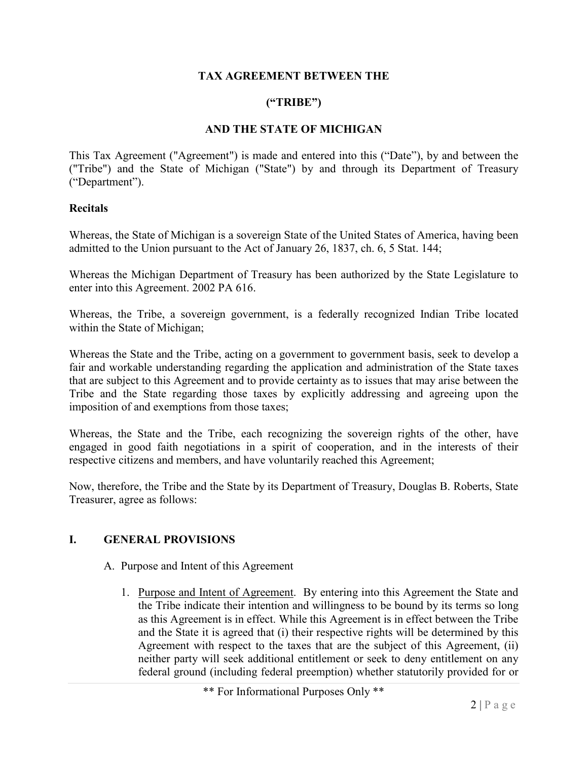**TAX AGREEMENT BETWEEN THE**

**("TRIBE")**

**AND THE STATE OF MICHIGAN**

This Tax Agreement ("Agreement") is made and entered into this ("Date"), by and between the ("Tribe") and the State of Michigan ("State") by and through its Department of Treasury ("Department").

**Recitals**

Whereas, the State of Michigan is a sovereign State of the United States of America, having been admitted to the Union pursuant to the Act of January 26, 1837, ch. 6, 5 Stat. 144;

Whereas the Michigan Department of Treasury has been authorized by the State Legislature to enter into this Agreement. 2002 PA 616.

Whereas, the Tribe, a sovereign government, is a federally recognized Indian Tribe located within the State of Michigan;

Whereas the State and the Tribe, acting on a government to government basis, seek to develop a fair and workable understanding regarding the application and administration of the State taxes that are subject to this Agreement and to provide certainty as to issues that may arise between the Tribe and the State regarding those taxes by explicitly addressing and agreeing upon the imposition of and exemptions from those taxes;

Whereas, the State and the Tribe, each recognizing the sovereign rights of the other, have engaged in good faith negotiations in a spirit of cooperation, and in the interests of their respective citizens and members, and have voluntarily reached this Agreement;

Now, therefore, the Tribe and the State by its Department of Treasury, Douglas B. Roberts, State Treasurer, agree as follows:

## I. GENERAL PROVISIONS

A. Purpose and Intent of this Agreement

1. Purpose and Intent of Agreement. By entering into this Agreement the State and the Tribe indicate their intention and willingness to be bound by its terms so long as this Agreement is in effect. While this Agreement is in effect between the Tribe and the State it is agreed that (i) their respective rights will be determined by this Agreement with respect to the taxes that are the subject of this Agreement, (ii) neither party will seek additional entitlement or seek to deny entitlement on any federal ground (including federal preemption) whether statutorily provided for or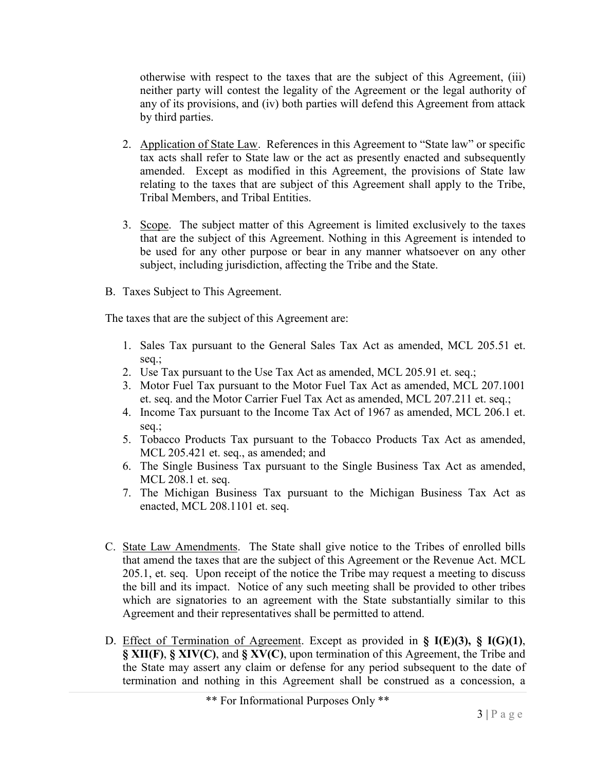otherwise with respect to the taxes that are the subject of this Agreement, (iii) neither party will contest the legality of the Agreement or the legal authority of any of its provisions, and (iv) both parties will defend this Agreement from attack by third parties.

2. Application of State Law. References in this Agreement to "State law" or specific tax acts shall refer to State law or the act as presently enacted and subsequently amended. Except as modified in this Agreement, the provisions of State law relating to the taxes that are subject of this Agreement shall apply to the Tribe, Tribal Members, and Tribal Entities.

3. Scope. The subject matter of this Agreement is limited exclusively to the taxes that are the subject of this Agreement. Nothing in this Agreement is intended to be used for any other purpose or bear in any manner whatsoever on any other subject, including jurisdiction, affecting the Tribe and the State.

B. Taxes Subject to This Agreement.

The taxes that are the subject of this Agreement are:

1. Sales Tax pursuant to the General Sales Tax Act as amended, MCL 205.51 et. seq.;
2. Use Tax pursuant to the Use Tax Act as amended, MCL 205.91 et. seq.;
3. Motor Fuel Tax pursuant to the Motor Fuel Tax Act as amended, MCL 207.1001 et. seq. and the Motor Carrier Fuel Tax Act as amended, MCL 207.211 et. seq.;
4. Income Tax pursuant to the Income Tax Act of 1967 as amended, MCL 206.1 et. seq.;
5. Tobacco Products Tax pursuant to the Tobacco Products Tax Act as amended, MCL 205.421 et. seq., as amended; and
6. The Single Business Tax pursuant to the Single Business Tax Act as amended, MCL 208.1 et. seq.
7. The Michigan Business Tax pursuant to the Michigan Business Tax Act as enacted, MCL 208.1101 et. seq.

C. State Law Amendments. The State shall give notice to the Tribes of enrolled bills that amend the taxes that are the subject of this Agreement or the Revenue Act. MCL 205.1, et. seq. Upon receipt of the notice the Tribe may request a meeting to discuss the bill and its impact. Notice of any such meeting shall be provided to other tribes which are signatories to an agreement with the State substantially similar to this Agreement and their representatives shall be permitted to attend.

D. Effect of Termination of Agreement. Except as provided in **§ I(E)(3), § I(G)(1)**, **§ XII(F)**, **§ XIV(C)**, and **§ XV(C)**, upon termination of this Agreement, the Tribe and the State may assert any claim or defense for any period subsequent to the date of termination and nothing in this Agreement shall be construed as a concession, a

** For Informational Purposes Only **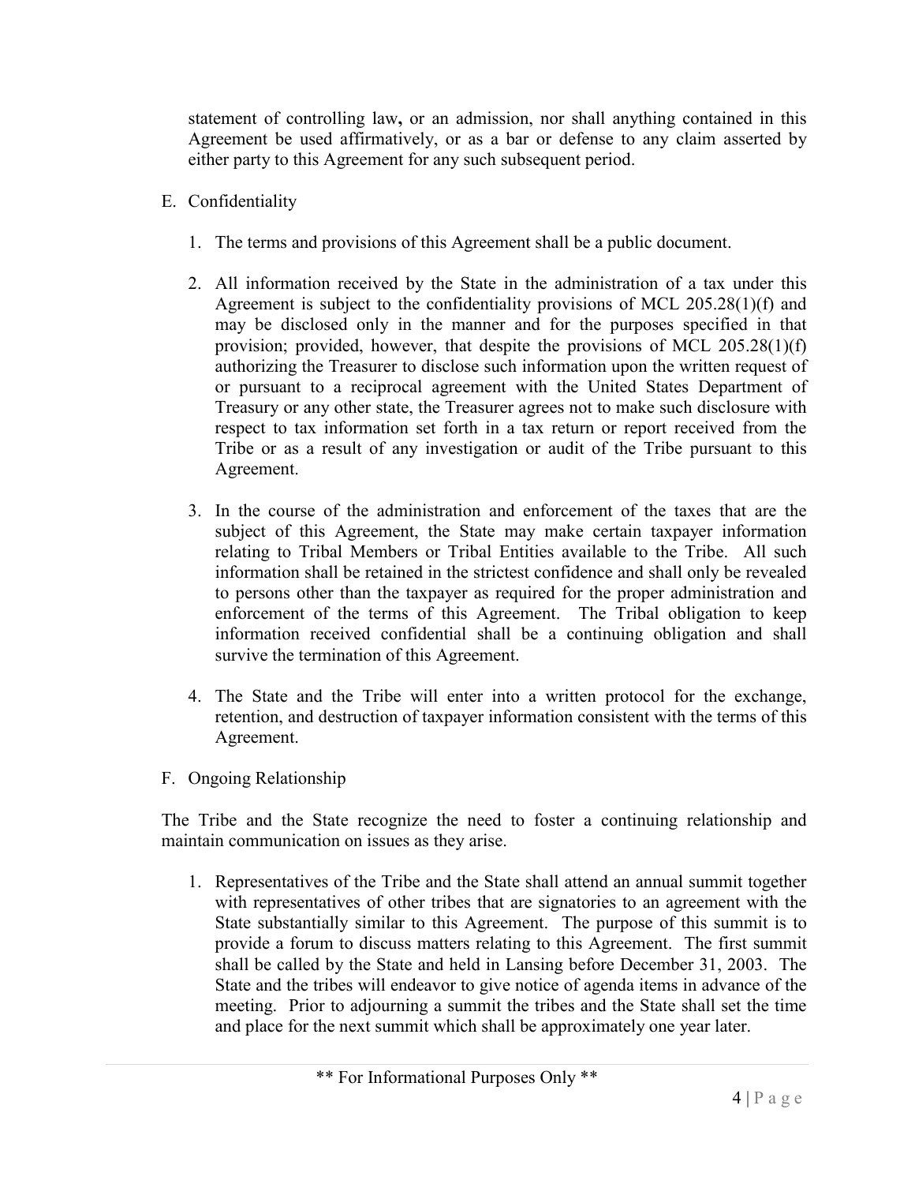statement of controlling law**,** or an admission, nor shall anything contained in this Agreement be used affirmatively, or as a bar or defense to any claim asserted by either party to this Agreement for any such subsequent period.

E. Confidentiality

1. The terms and provisions of this Agreement shall be a public document.

2. All information received by the State in the administration of a tax under this Agreement is subject to the confidentiality provisions of MCL 205.28(1)(f) and may be disclosed only in the manner and for the purposes specified in that provision; provided, however, that despite the provisions of MCL 205.28(1)(f) authorizing the Treasurer to disclose such information upon the written request of or pursuant to a reciprocal agreement with the United States Department of Treasury or any other state, the Treasurer agrees not to make such disclosure with respect to tax information set forth in a tax return or report received from the Tribe or as a result of any investigation or audit of the Tribe pursuant to this Agreement.

3. In the course of the administration and enforcement of the taxes that are the subject of this Agreement, the State may make certain taxpayer information relating to Tribal Members or Tribal Entities available to the Tribe. All such information shall be retained in the strictest confidence and shall only be revealed to persons other than the taxpayer as required for the proper administration and enforcement of the terms of this Agreement. The Tribal obligation to keep information received confidential shall be a continuing obligation and shall survive the termination of this Agreement.

4. The State and the Tribe will enter into a written protocol for the exchange, retention, and destruction of taxpayer information consistent with the terms of this Agreement.

F. Ongoing Relationship

The Tribe and the State recognize the need to foster a continuing relationship and maintain communication on issues as they arise.

1. Representatives of the Tribe and the State shall attend an annual summit together with representatives of other tribes that are signatories to an agreement with the State substantially similar to this Agreement. The purpose of this summit is to provide a forum to discuss matters relating to this Agreement. The first summit shall be called by the State and held in Lansing before December 31, 2003. The State and the tribes will endeavor to give notice of agenda items in advance of the meeting. Prior to adjourning a summit the tribes and the State shall set the time and place for the next summit which shall be approximately one year later.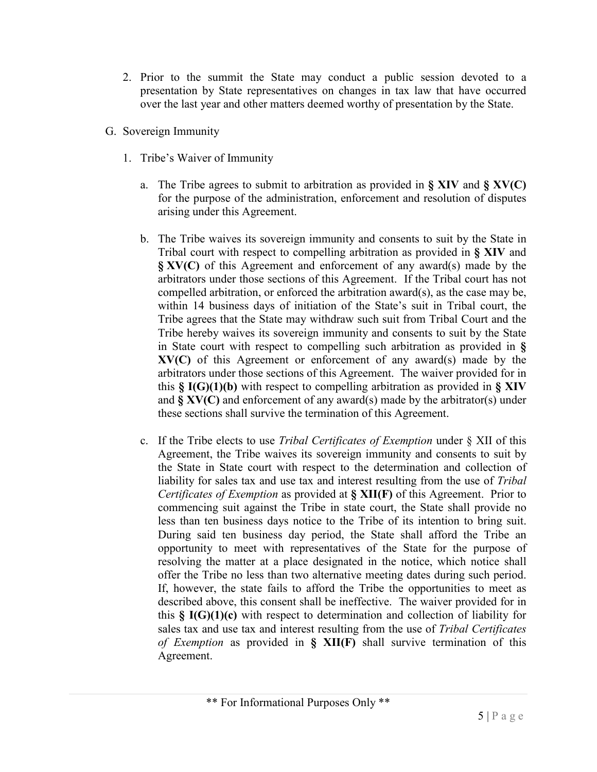2. Prior to the summit the State may conduct a public session devoted to a presentation by State representatives on changes in tax law that have occurred over the last year and other matters deemed worthy of presentation by the State.

G. Sovereign Immunity

1. Tribe's Waiver of Immunity

a. The Tribe agrees to submit to arbitration as provided in **§ XIV** and **§ XV(C)** for the purpose of the administration, enforcement and resolution of disputes arising under this Agreement.

b. The Tribe waives its sovereign immunity and consents to suit by the State in Tribal court with respect to compelling arbitration as provided in **§ XIV** and **§ XV(C)** of this Agreement and enforcement of any award(s) made by the arbitrators under those sections of this Agreement. If the Tribal court has not compelled arbitration, or enforced the arbitration award(s), as the case may be, within 14 business days of initiation of the State's suit in Tribal court, the Tribe agrees that the State may withdraw such suit from Tribal Court and the Tribe hereby waives its sovereign immunity and consents to suit by the State in State court with respect to compelling such arbitration as provided in **§ XV(C)** of this Agreement or enforcement of any award(s) made by the arbitrators under those sections of this Agreement. The waiver provided for in this **§ I(G)(1)(b)** with respect to compelling arbitration as provided in **§ XIV** and **§ XV(C)** and enforcement of any award(s) made by the arbitrator(s) under these sections shall survive the termination of this Agreement.

c. If the Tribe elects to use *Tribal Certificates of Exemption* under § XII of this Agreement, the Tribe waives its sovereign immunity and consents to suit by the State in State court with respect to the determination and collection of liability for sales tax and use tax and interest resulting from the use of *Tribal Certificates of Exemption* as provided at **§ XII(F)** of this Agreement. Prior to commencing suit against the Tribe in state court, the State shall provide no less than ten business days notice to the Tribe of its intention to bring suit. During said ten business day period, the State shall afford the Tribe an opportunity to meet with representatives of the State for the purpose of resolving the matter at a place designated in the notice, which notice shall offer the Tribe no less than two alternative meeting dates during such period. If, however, the state fails to afford the Tribe the opportunities to meet as described above, this consent shall be ineffective. The waiver provided for in this **§ I(G)(1)(c)** with respect to determination and collection of liability for sales tax and use tax and interest resulting from the use of *Tribal Certificates of Exemption* as provided in **§ XII(F)** shall survive termination of this Agreement.

** For Informational Purposes Only **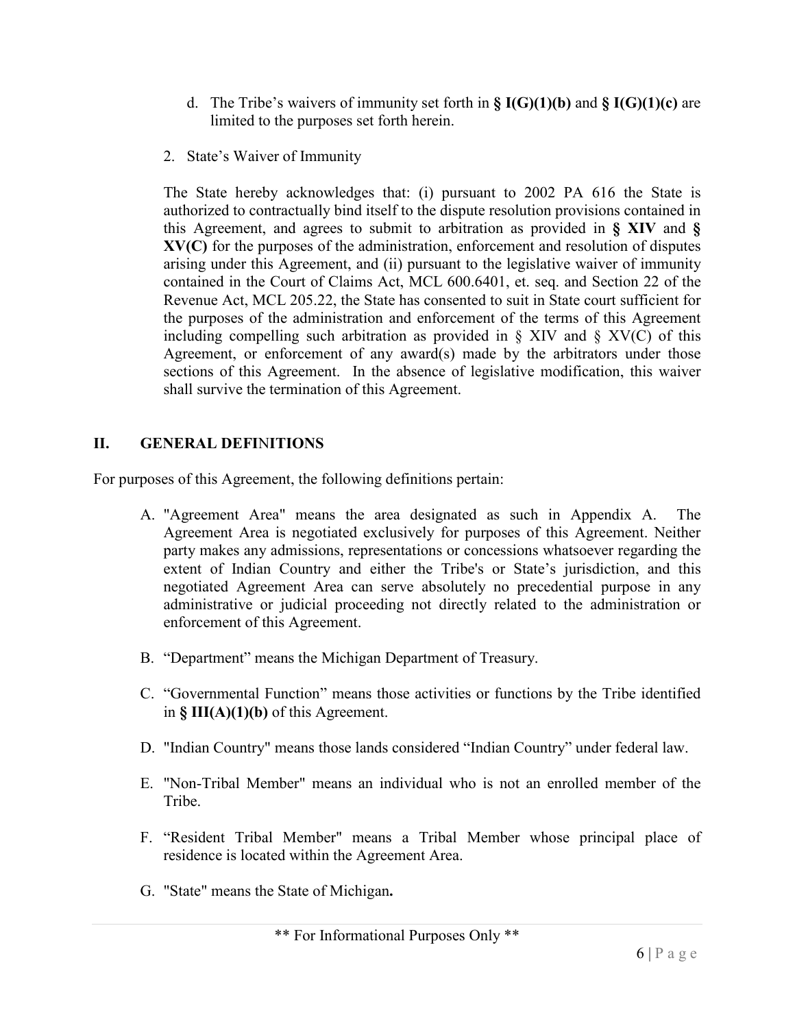d. The Tribe's waivers of immunity set forth in **§ I(G)(1)(b)** and **§ I(G)(1)(c)** are limited to the purposes set forth herein.

2. State's Waiver of Immunity

The State hereby acknowledges that: (i) pursuant to 2002 PA 616 the State is authorized to contractually bind itself to the dispute resolution provisions contained in this Agreement, and agrees to submit to arbitration as provided in **§ XIV** and **§ XV(C)** for the purposes of the administration, enforcement and resolution of disputes arising under this Agreement, and (ii) pursuant to the legislative waiver of immunity contained in the Court of Claims Act, MCL 600.6401, et. seq. and Section 22 of the Revenue Act, MCL 205.22, the State has consented to suit in State court sufficient for the purposes of the administration and enforcement of the terms of this Agreement including compelling such arbitration as provided in § XIV and § XV(C) of this Agreement, or enforcement of any award(s) made by the arbitrators under those sections of this Agreement. In the absence of legislative modification, this waiver shall survive the termination of this Agreement.

## II. GENERAL DEFINITIONS

For purposes of this Agreement, the following definitions pertain:

A. "Agreement Area" means the area designated as such in Appendix A. The Agreement Area is negotiated exclusively for purposes of this Agreement. Neither party makes any admissions, representations or concessions whatsoever regarding the extent of Indian Country and either the Tribe's or State's jurisdiction, and this negotiated Agreement Area can serve absolutely no precedential purpose in any administrative or judicial proceeding not directly related to the administration or enforcement of this Agreement.

B. "Department" means the Michigan Department of Treasury.

C. "Governmental Function" means those activities or functions by the Tribe identified in **§ III(A)(1)(b)** of this Agreement.

D. "Indian Country" means those lands considered "Indian Country" under federal law.

E. "Non-Tribal Member" means an individual who is not an enrolled member of the Tribe.

F. "Resident Tribal Member" means a Tribal Member whose principal place of residence is located within the Agreement Area.

G. "State" means the State of Michigan**.**

** For Informational Purposes Only **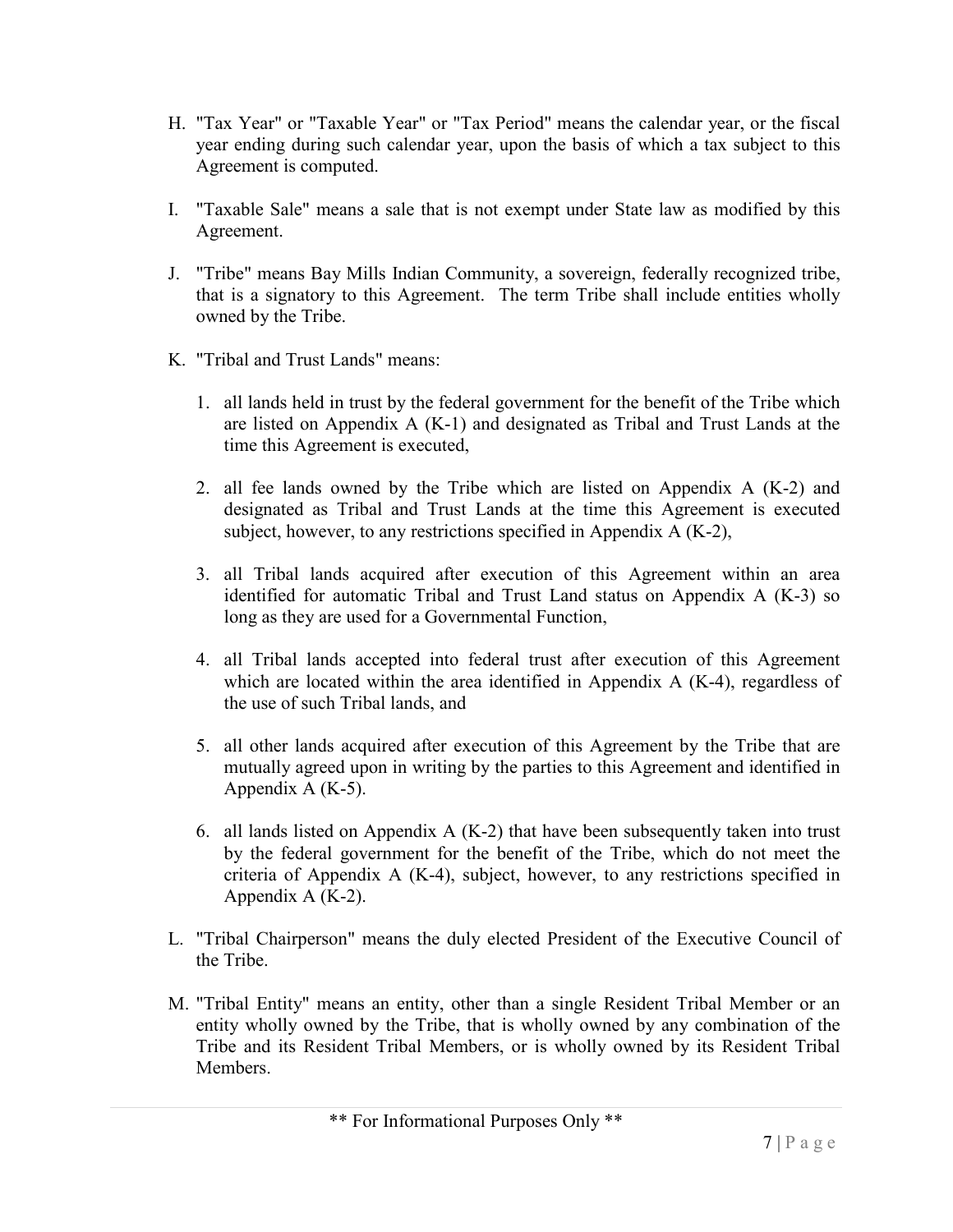H. "Tax Year" or "Taxable Year" or "Tax Period" means the calendar year, or the fiscal year ending during such calendar year, upon the basis of which a tax subject to this Agreement is computed.

I. "Taxable Sale" means a sale that is not exempt under State law as modified by this Agreement.

J. "Tribe" means Bay Mills Indian Community, a sovereign, federally recognized tribe, that is a signatory to this Agreement. The term Tribe shall include entities wholly owned by the Tribe.

K. "Tribal and Trust Lands" means:

   1. all lands held in trust by the federal government for the benefit of the Tribe which are listed on Appendix A (K-1) and designated as Tribal and Trust Lands at the time this Agreement is executed,

   2. all fee lands owned by the Tribe which are listed on Appendix A (K-2) and designated as Tribal and Trust Lands at the time this Agreement is executed subject, however, to any restrictions specified in Appendix A (K-2),

   3. all Tribal lands acquired after execution of this Agreement within an area identified for automatic Tribal and Trust Land status on Appendix A (K-3) so long as they are used for a Governmental Function,

   4. all Tribal lands accepted into federal trust after execution of this Agreement which are located within the area identified in Appendix A (K-4), regardless of the use of such Tribal lands, and

   5. all other lands acquired after execution of this Agreement by the Tribe that are mutually agreed upon in writing by the parties to this Agreement and identified in Appendix A (K-5).

   6. all lands listed on Appendix A (K-2) that have been subsequently taken into trust by the federal government for the benefit of the Tribe, which do not meet the criteria of Appendix A (K-4), subject, however, to any restrictions specified in Appendix A (K-2).

L. "Tribal Chairperson" means the duly elected President of the Executive Council of the Tribe.

M. "Tribal Entity" means an entity, other than a single Resident Tribal Member or an entity wholly owned by the Tribe, that is wholly owned by any combination of the Tribe and its Resident Tribal Members, or is wholly owned by its Resident Tribal Members.

** For Informational Purposes Only **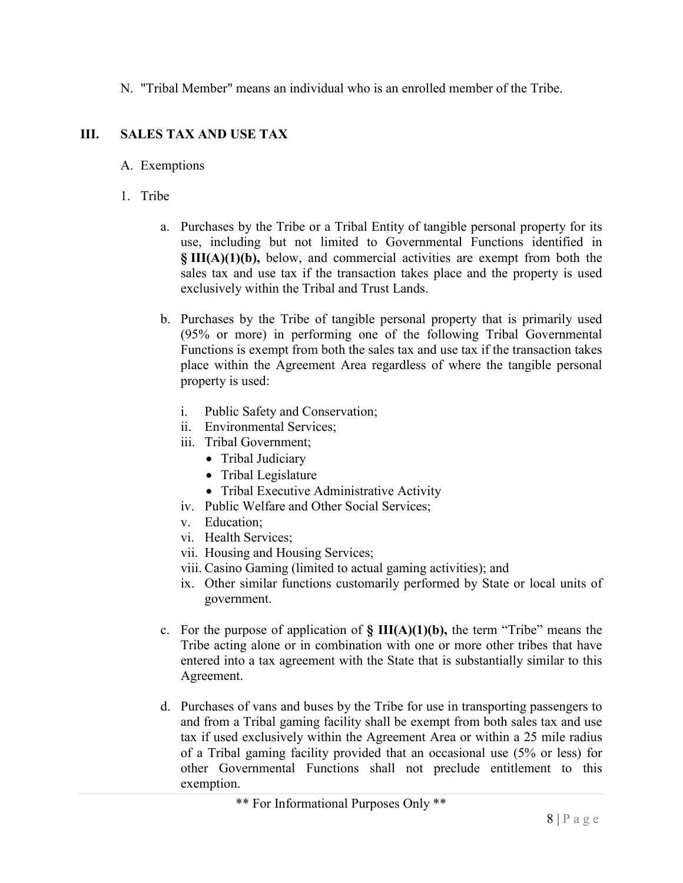N. "Tribal Member" means an individual who is an enrolled member of the Tribe.

## III. SALES TAX AND USE TAX

A. Exemptions

1. Tribe

   a. Purchases by the Tribe or a Tribal Entity of tangible personal property for its use, including but not limited to Governmental Functions identified in **§ III(A)(1)(b),** below, and commercial activities are exempt from both the sales tax and use tax if the transaction takes place and the property is used exclusively within the Tribal and Trust Lands.

   b. Purchases by the Tribe of tangible personal property that is primarily used (95% or more) in performing one of the following Tribal Governmental Functions is exempt from both the sales tax and use tax if the transaction takes place within the Agreement Area regardless of where the tangible personal property is used:

      i. Public Safety and Conservation;
      ii. Environmental Services;
      iii. Tribal Government;
         - Tribal Judiciary
         - Tribal Legislature
         - Tribal Executive Administrative Activity
      iv. Public Welfare and Other Social Services;
      v. Education;
      vi. Health Services;
      vii. Housing and Housing Services;
      viii. Casino Gaming (limited to actual gaming activities); and
      ix. Other similar functions customarily performed by State or local units of government.

   c. For the purpose of application of **§ III(A)(1)(b),** the term "Tribe" means the Tribe acting alone or in combination with one or more other tribes that have entered into a tax agreement with the State that is substantially similar to this Agreement.

   d. Purchases of vans and buses by the Tribe for use in transporting passengers to and from a Tribal gaming facility shall be exempt from both sales tax and use tax if used exclusively within the Agreement Area or within a 25 mile radius of a Tribal gaming facility provided that an occasional use (5% or less) for other Governmental Functions shall not preclude entitlement to this exemption.

** For Informational Purposes Only **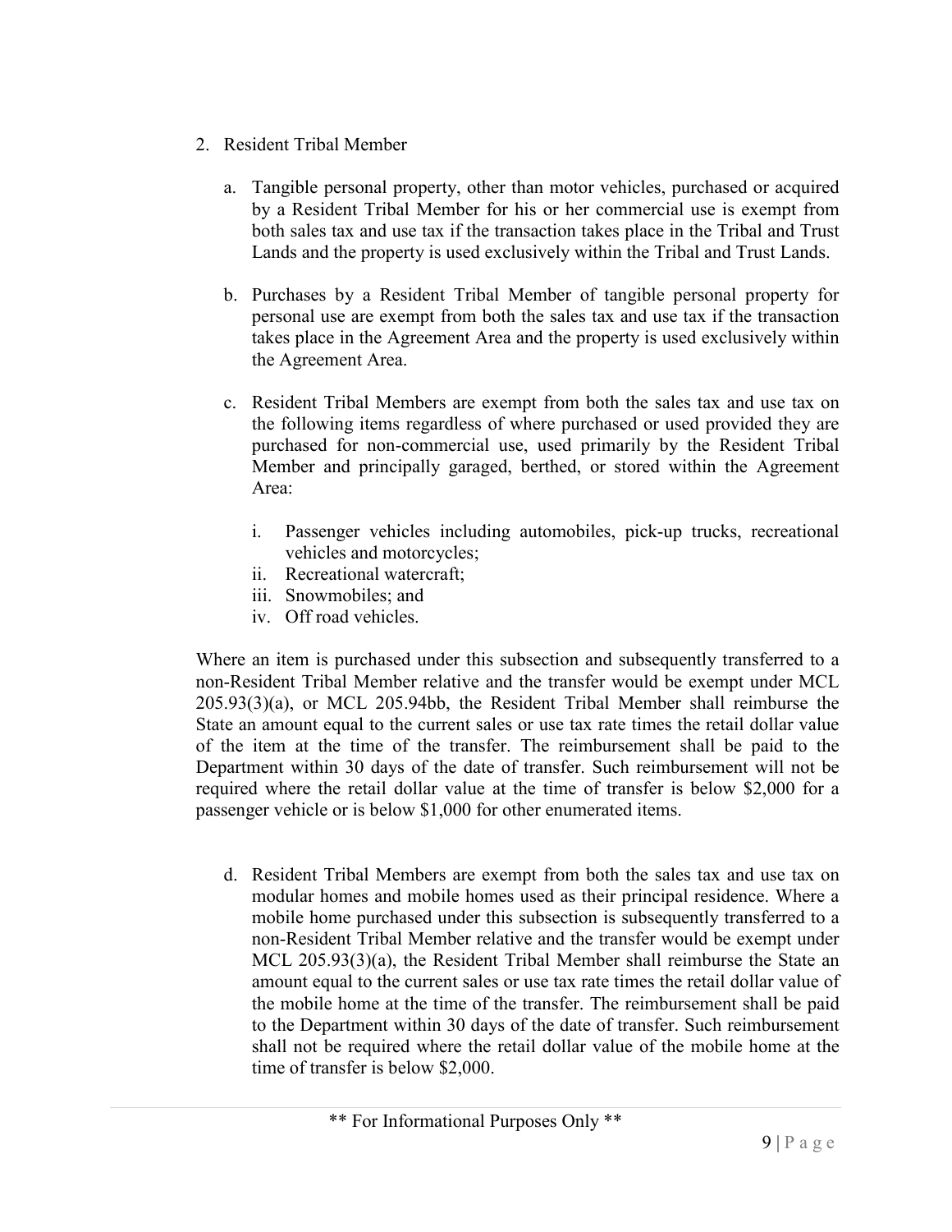2. Resident Tribal Member

   a. Tangible personal property, other than motor vehicles, purchased or acquired by a Resident Tribal Member for his or her commercial use is exempt from both sales tax and use tax if the transaction takes place in the Tribal and Trust Lands and the property is used exclusively within the Tribal and Trust Lands.

   b. Purchases by a Resident Tribal Member of tangible personal property for personal use are exempt from both the sales tax and use tax if the transaction takes place in the Agreement Area and the property is used exclusively within the Agreement Area.

   c. Resident Tribal Members are exempt from both the sales tax and use tax on the following items regardless of where purchased or used provided they are purchased for non-commercial use, used primarily by the Resident Tribal Member and principally garaged, berthed, or stored within the Agreement Area:

      i. Passenger vehicles including automobiles, pick-up trucks, recreational vehicles and motorcycles;
      ii. Recreational watercraft;
      iii. Snowmobiles; and
      iv. Off road vehicles.

Where an item is purchased under this subsection and subsequently transferred to a non-Resident Tribal Member relative and the transfer would be exempt under MCL 205.93(3)(a), or MCL 205.94bb, the Resident Tribal Member shall reimburse the State an amount equal to the current sales or use tax rate times the retail dollar value of the item at the time of the transfer. The reimbursement shall be paid to the Department within 30 days of the date of transfer. Such reimbursement will not be required where the retail dollar value at the time of transfer is below $2,000 for a passenger vehicle or is below $1,000 for other enumerated items.

   d. Resident Tribal Members are exempt from both the sales tax and use tax on modular homes and mobile homes used as their principal residence. Where a mobile home purchased under this subsection is subsequently transferred to a non-Resident Tribal Member relative and the transfer would be exempt under MCL 205.93(3)(a), the Resident Tribal Member shall reimburse the State an amount equal to the current sales or use tax rate times the retail dollar value of the mobile home at the time of the transfer. The reimbursement shall be paid to the Department within 30 days of the date of transfer. Such reimbursement shall not be required where the retail dollar value of the mobile home at the time of transfer is below $2,000.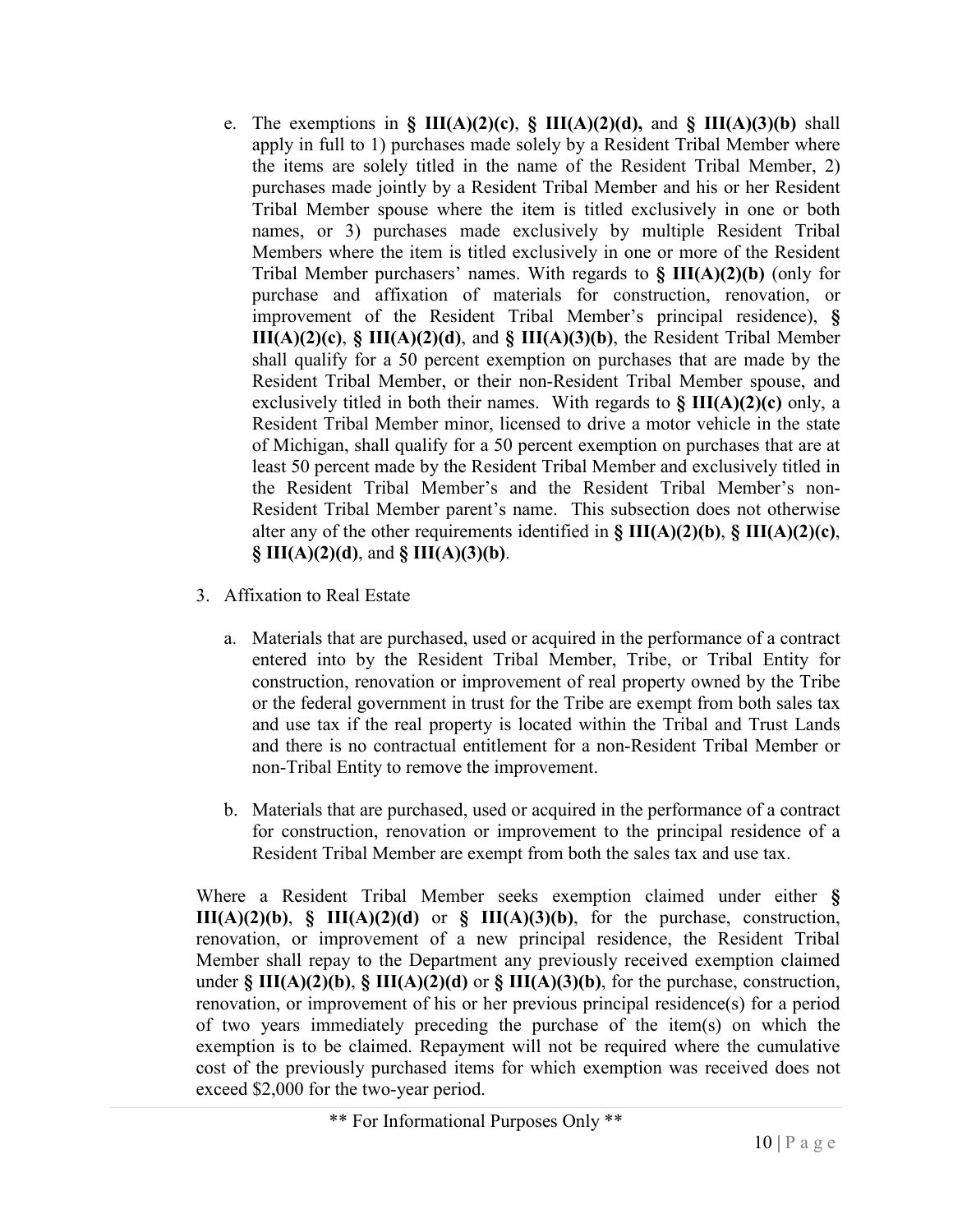e. The exemptions in **§ III(A)(2)(c)**, **§ III(A)(2)(d),** and **§ III(A)(3)(b)** shall apply in full to 1) purchases made solely by a Resident Tribal Member where the items are solely titled in the name of the Resident Tribal Member, 2) purchases made jointly by a Resident Tribal Member and his or her Resident Tribal Member spouse where the item is titled exclusively in one or both names, or 3) purchases made exclusively by multiple Resident Tribal Members where the item is titled exclusively in one or more of the Resident Tribal Member purchasers' names. With regards to **§ III(A)(2)(b)** (only for purchase and affixation of materials for construction, renovation, or improvement of the Resident Tribal Member's principal residence), **§ III(A)(2)(c)**, **§ III(A)(2)(d)**, and **§ III(A)(3)(b)**, the Resident Tribal Member shall qualify for a 50 percent exemption on purchases that are made by the Resident Tribal Member, or their non-Resident Tribal Member spouse, and exclusively titled in both their names. With regards to **§ III(A)(2)(c)** only, a Resident Tribal Member minor, licensed to drive a motor vehicle in the state of Michigan, shall qualify for a 50 percent exemption on purchases that are at least 50 percent made by the Resident Tribal Member and exclusively titled in the Resident Tribal Member's and the Resident Tribal Member's non-Resident Tribal Member parent's name. This subsection does not otherwise alter any of the other requirements identified in **§ III(A)(2)(b)**, **§ III(A)(2)(c)**, **§ III(A)(2)(d)**, and **§ III(A)(3)(b)**.

3. Affixation to Real Estate

   a. Materials that are purchased, used or acquired in the performance of a contract entered into by the Resident Tribal Member, Tribe, or Tribal Entity for construction, renovation or improvement of real property owned by the Tribe or the federal government in trust for the Tribe are exempt from both sales tax and use tax if the real property is located within the Tribal and Trust Lands and there is no contractual entitlement for a non-Resident Tribal Member or non-Tribal Entity to remove the improvement.

   b. Materials that are purchased, used or acquired in the performance of a contract for construction, renovation or improvement to the principal residence of a Resident Tribal Member are exempt from both the sales tax and use tax.

Where a Resident Tribal Member seeks exemption claimed under either **§ III(A)(2)(b)**, **§ III(A)(2)(d)** or **§ III(A)(3)(b)**, for the purchase, construction, renovation, or improvement of a new principal residence, the Resident Tribal Member shall repay to the Department any previously received exemption claimed under **§ III(A)(2)(b)**, **§ III(A)(2)(d)** or **§ III(A)(3)(b)**, for the purchase, construction, renovation, or improvement of his or her previous principal residence(s) for a period of two years immediately preceding the purchase of the item(s) on which the exemption is to be claimed. Repayment will not be required where the cumulative cost of the previously purchased items for which exemption was received does not exceed $2,000 for the two-year period.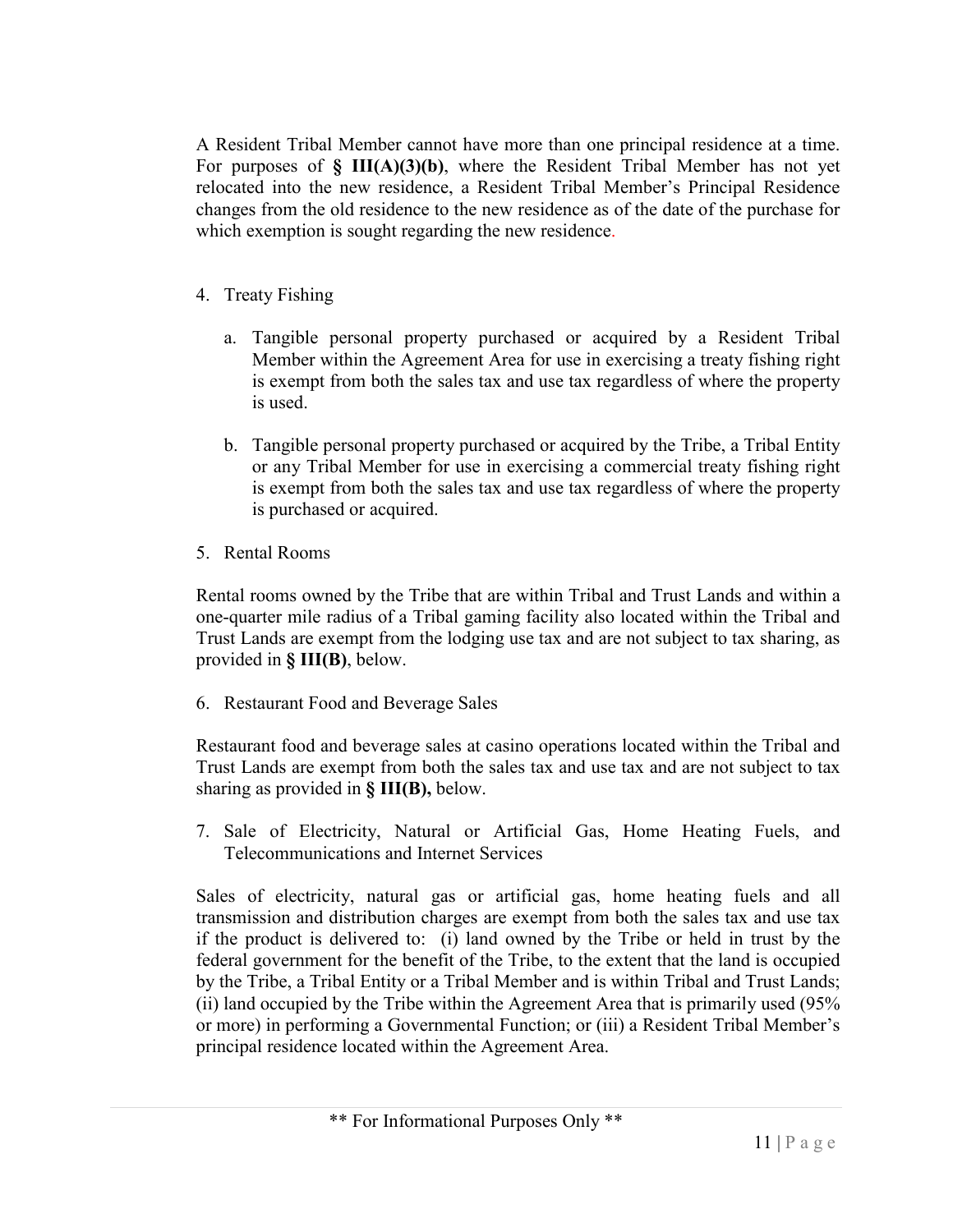A Resident Tribal Member cannot have more than one principal residence at a time. For purposes of **§ III(A)(3)(b)**, where the Resident Tribal Member has not yet relocated into the new residence, a Resident Tribal Member's Principal Residence changes from the old residence to the new residence as of the date of the purchase for which exemption is sought regarding the new residence.

4. Treaty Fishing

   a. Tangible personal property purchased or acquired by a Resident Tribal Member within the Agreement Area for use in exercising a treaty fishing right is exempt from both the sales tax and use tax regardless of where the property is used.

   b. Tangible personal property purchased or acquired by the Tribe, a Tribal Entity or any Tribal Member for use in exercising a commercial treaty fishing right is exempt from both the sales tax and use tax regardless of where the property is purchased or acquired.

5. Rental Rooms

Rental rooms owned by the Tribe that are within Tribal and Trust Lands and within a one-quarter mile radius of a Tribal gaming facility also located within the Tribal and Trust Lands are exempt from the lodging use tax and are not subject to tax sharing, as provided in **§ III(B)**, below.

6. Restaurant Food and Beverage Sales

Restaurant food and beverage sales at casino operations located within the Tribal and Trust Lands are exempt from both the sales tax and use tax and are not subject to tax sharing as provided in **§ III(B),** below.

7. Sale of Electricity, Natural or Artificial Gas, Home Heating Fuels, and Telecommunications and Internet Services

Sales of electricity, natural gas or artificial gas, home heating fuels and all transmission and distribution charges are exempt from both the sales tax and use tax if the product is delivered to: (i) land owned by the Tribe or held in trust by the federal government for the benefit of the Tribe, to the extent that the land is occupied by the Tribe, a Tribal Entity or a Tribal Member and is within Tribal and Trust Lands; (ii) land occupied by the Tribe within the Agreement Area that is primarily used (95% or more) in performing a Governmental Function; or (iii) a Resident Tribal Member's principal residence located within the Agreement Area.

** For Informational Purposes Only **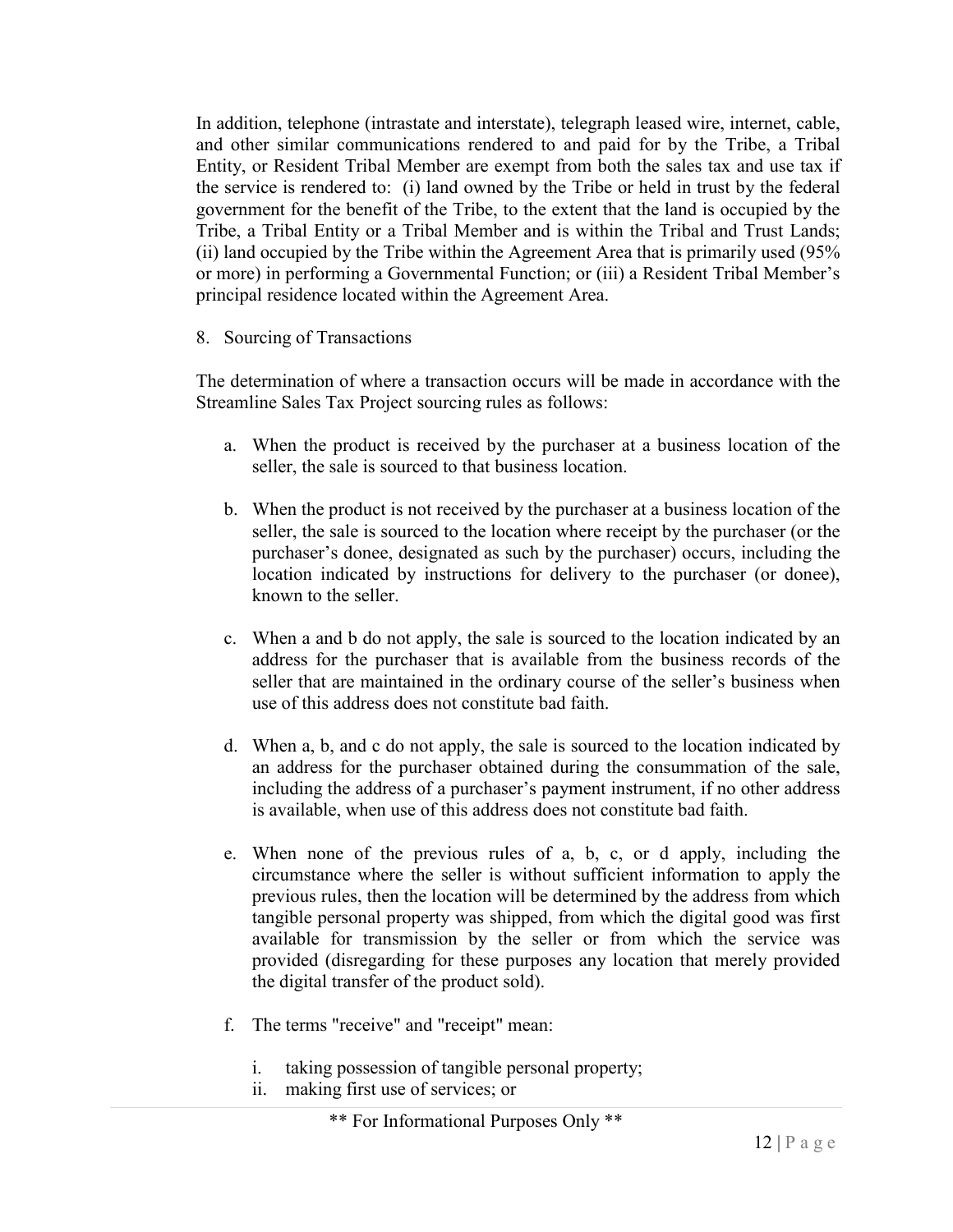In addition, telephone (intrastate and interstate), telegraph leased wire, internet, cable, and other similar communications rendered to and paid for by the Tribe, a Tribal Entity, or Resident Tribal Member are exempt from both the sales tax and use tax if the service is rendered to: (i) land owned by the Tribe or held in trust by the federal government for the benefit of the Tribe, to the extent that the land is occupied by the Tribe, a Tribal Entity or a Tribal Member and is within the Tribal and Trust Lands; (ii) land occupied by the Tribe within the Agreement Area that is primarily used (95% or more) in performing a Governmental Function; or (iii) a Resident Tribal Member's principal residence located within the Agreement Area.

8. Sourcing of Transactions

The determination of where a transaction occurs will be made in accordance with the Streamline Sales Tax Project sourcing rules as follows:

a. When the product is received by the purchaser at a business location of the seller, the sale is sourced to that business location.

b. When the product is not received by the purchaser at a business location of the seller, the sale is sourced to the location where receipt by the purchaser (or the purchaser's donee, designated as such by the purchaser) occurs, including the location indicated by instructions for delivery to the purchaser (or donee), known to the seller.

c. When a and b do not apply, the sale is sourced to the location indicated by an address for the purchaser that is available from the business records of the seller that are maintained in the ordinary course of the seller's business when use of this address does not constitute bad faith.

d. When a, b, and c do not apply, the sale is sourced to the location indicated by an address for the purchaser obtained during the consummation of the sale, including the address of a purchaser's payment instrument, if no other address is available, when use of this address does not constitute bad faith.

e. When none of the previous rules of a, b, c, or d apply, including the circumstance where the seller is without sufficient information to apply the previous rules, then the location will be determined by the address from which tangible personal property was shipped, from which the digital good was first available for transmission by the seller or from which the service was provided (disregarding for these purposes any location that merely provided the digital transfer of the product sold).

f. The terms "receive" and "receipt" mean:

   i. taking possession of tangible personal property;
   ii. making first use of services; or

** For Informational Purposes Only **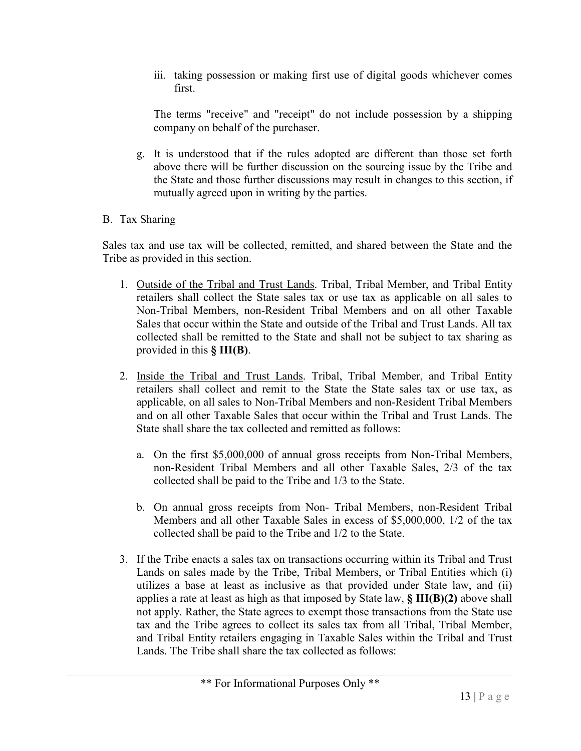iii. taking possession or making first use of digital goods whichever comes first.

The terms "receive" and "receipt" do not include possession by a shipping company on behalf of the purchaser.

g. It is understood that if the rules adopted are different than those set forth above there will be further discussion on the sourcing issue by the Tribe and the State and those further discussions may result in changes to this section, if mutually agreed upon in writing by the parties.

B. Tax Sharing

Sales tax and use tax will be collected, remitted, and shared between the State and the Tribe as provided in this section.

1. <u>Outside of the Tribal and Trust Lands</u>. Tribal, Tribal Member, and Tribal Entity retailers shall collect the State sales tax or use tax as applicable on all sales to Non-Tribal Members, non-Resident Tribal Members and on all other Taxable Sales that occur within the State and outside of the Tribal and Trust Lands. All tax collected shall be remitted to the State and shall not be subject to tax sharing as provided in this **§ III(B)**.

2. <u>Inside the Tribal and Trust Lands</u>. Tribal, Tribal Member, and Tribal Entity retailers shall collect and remit to the State the State sales tax or use tax, as applicable, on all sales to Non-Tribal Members and non-Resident Tribal Members and on all other Taxable Sales that occur within the Tribal and Trust Lands. The State shall share the tax collected and remitted as follows:

   a. On the first $5,000,000 of annual gross receipts from Non-Tribal Members, non-Resident Tribal Members and all other Taxable Sales, 2/3 of the tax collected shall be paid to the Tribe and 1/3 to the State.

   b. On annual gross receipts from Non- Tribal Members, non-Resident Tribal Members and all other Taxable Sales in excess of $5,000,000, 1/2 of the tax collected shall be paid to the Tribe and 1/2 to the State.

3. If the Tribe enacts a sales tax on transactions occurring within its Tribal and Trust Lands on sales made by the Tribe, Tribal Members, or Tribal Entities which (i) utilizes a base at least as inclusive as that provided under State law, and (ii) applies a rate at least as high as that imposed by State law, **§ III(B)(2)** above shall not apply. Rather, the State agrees to exempt those transactions from the State use tax and the Tribe agrees to collect its sales tax from all Tribal, Tribal Member, and Tribal Entity retailers engaging in Taxable Sales within the Tribal and Trust Lands. The Tribe shall share the tax collected as follows:

** For Informational Purposes Only **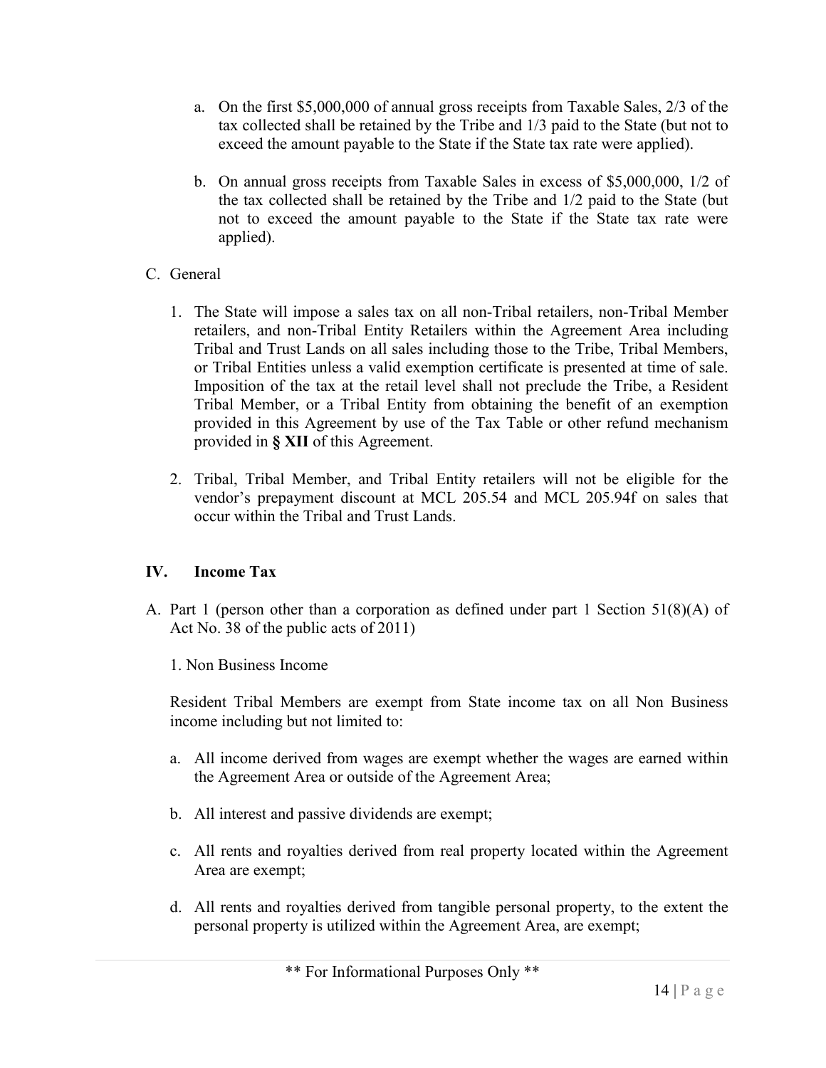a. On the first \$5,000,000 of annual gross receipts from Taxable Sales, 2/3 of the tax collected shall be retained by the Tribe and 1/3 paid to the State (but not to exceed the amount payable to the State if the State tax rate were applied).

b. On annual gross receipts from Taxable Sales in excess of \$5,000,000, 1/2 of the tax collected shall be retained by the Tribe and 1/2 paid to the State (but not to exceed the amount payable to the State if the State tax rate were applied).

C. General

1. The State will impose a sales tax on all non-Tribal retailers, non-Tribal Member retailers, and non-Tribal Entity Retailers within the Agreement Area including Tribal and Trust Lands on all sales including those to the Tribe, Tribal Members, or Tribal Entities unless a valid exemption certificate is presented at time of sale. Imposition of the tax at the retail level shall not preclude the Tribe, a Resident Tribal Member, or a Tribal Entity from obtaining the benefit of an exemption provided in this Agreement by use of the Tax Table or other refund mechanism provided in **§ XII** of this Agreement.

2. Tribal, Tribal Member, and Tribal Entity retailers will not be eligible for the vendor's prepayment discount at MCL 205.54 and MCL 205.94f on sales that occur within the Tribal and Trust Lands.

## IV. Income Tax

A. Part 1 (person other than a corporation as defined under part 1 Section 51(8)(A) of Act No. 38 of the public acts of 2011)

1. Non Business Income

Resident Tribal Members are exempt from State income tax on all Non Business income including but not limited to:

a. All income derived from wages are exempt whether the wages are earned within the Agreement Area or outside of the Agreement Area;

b. All interest and passive dividends are exempt;

c. All rents and royalties derived from real property located within the Agreement Area are exempt;

d. All rents and royalties derived from tangible personal property, to the extent the personal property is utilized within the Agreement Area, are exempt;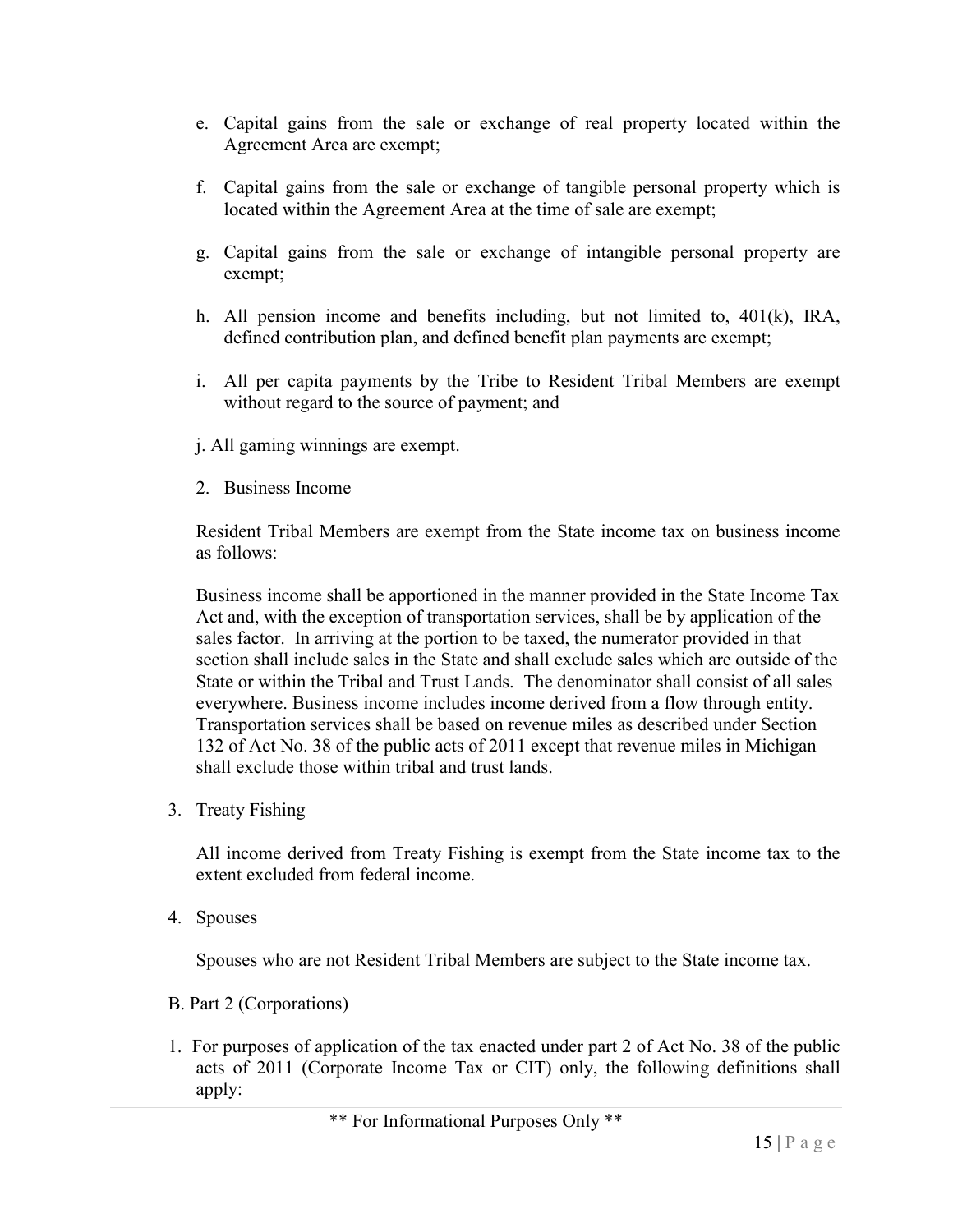e. Capital gains from the sale or exchange of real property located within the Agreement Area are exempt;

f. Capital gains from the sale or exchange of tangible personal property which is located within the Agreement Area at the time of sale are exempt;

g. Capital gains from the sale or exchange of intangible personal property are exempt;

h. All pension income and benefits including, but not limited to, 401(k), IRA, defined contribution plan, and defined benefit plan payments are exempt;

i. All per capita payments by the Tribe to Resident Tribal Members are exempt without regard to the source of payment; and

j. All gaming winnings are exempt.

2. Business Income

Resident Tribal Members are exempt from the State income tax on business income as follows:

Business income shall be apportioned in the manner provided in the State Income Tax Act and, with the exception of transportation services, shall be by application of the sales factor. In arriving at the portion to be taxed, the numerator provided in that section shall include sales in the State and shall exclude sales which are outside of the State or within the Tribal and Trust Lands. The denominator shall consist of all sales everywhere. Business income includes income derived from a flow through entity. Transportation services shall be based on revenue miles as described under Section 132 of Act No. 38 of the public acts of 2011 except that revenue miles in Michigan shall exclude those within tribal and trust lands.

3. Treaty Fishing

All income derived from Treaty Fishing is exempt from the State income tax to the extent excluded from federal income.

4. Spouses

Spouses who are not Resident Tribal Members are subject to the State income tax.

B. Part 2 (Corporations)

1. For purposes of application of the tax enacted under part 2 of Act No. 38 of the public acts of 2011 (Corporate Income Tax or CIT) only, the following definitions shall apply:

** For Informational Purposes Only **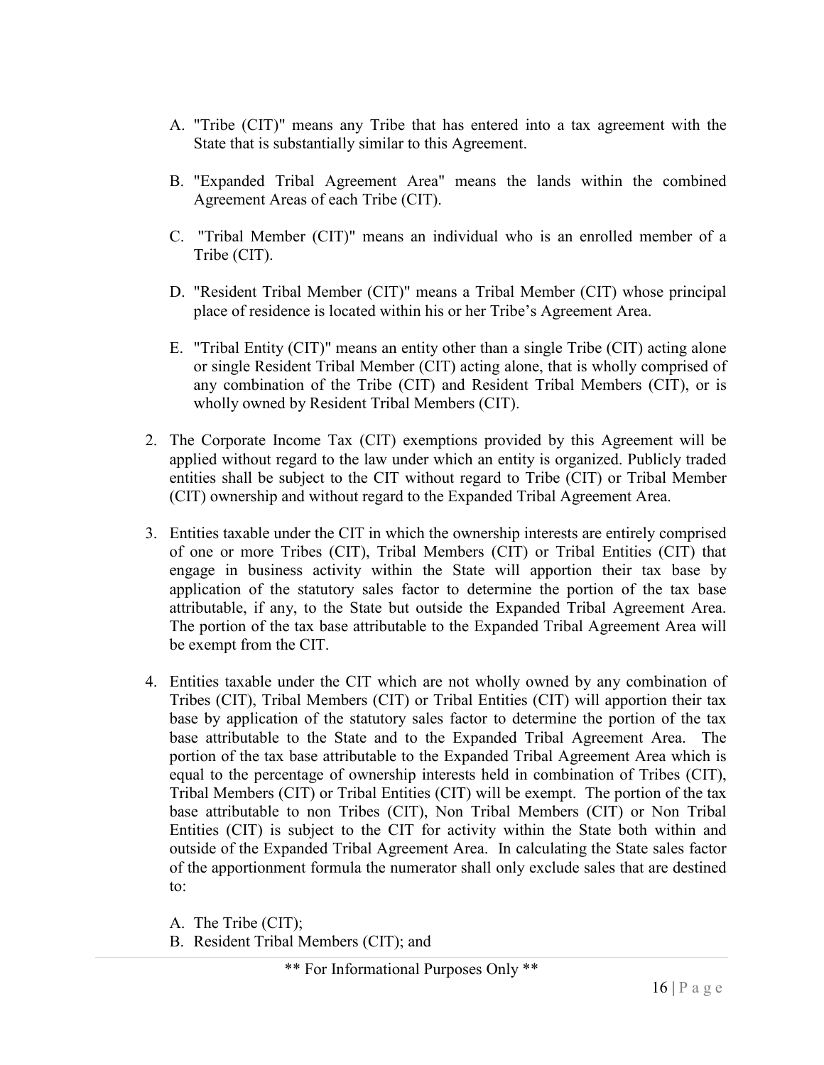A. "Tribe (CIT)" means any Tribe that has entered into a tax agreement with the State that is substantially similar to this Agreement.

B. "Expanded Tribal Agreement Area" means the lands within the combined Agreement Areas of each Tribe (CIT).

C. "Tribal Member (CIT)" means an individual who is an enrolled member of a Tribe (CIT).

D. "Resident Tribal Member (CIT)" means a Tribal Member (CIT) whose principal place of residence is located within his or her Tribe's Agreement Area.

E. "Tribal Entity (CIT)" means an entity other than a single Tribe (CIT) acting alone or single Resident Tribal Member (CIT) acting alone, that is wholly comprised of any combination of the Tribe (CIT) and Resident Tribal Members (CIT), or is wholly owned by Resident Tribal Members (CIT).

2. The Corporate Income Tax (CIT) exemptions provided by this Agreement will be applied without regard to the law under which an entity is organized. Publicly traded entities shall be subject to the CIT without regard to Tribe (CIT) or Tribal Member (CIT) ownership and without regard to the Expanded Tribal Agreement Area.

3. Entities taxable under the CIT in which the ownership interests are entirely comprised of one or more Tribes (CIT), Tribal Members (CIT) or Tribal Entities (CIT) that engage in business activity within the State will apportion their tax base by application of the statutory sales factor to determine the portion of the tax base attributable, if any, to the State but outside the Expanded Tribal Agreement Area. The portion of the tax base attributable to the Expanded Tribal Agreement Area will be exempt from the CIT.

4. Entities taxable under the CIT which are not wholly owned by any combination of Tribes (CIT), Tribal Members (CIT) or Tribal Entities (CIT) will apportion their tax base by application of the statutory sales factor to determine the portion of the tax base attributable to the State and to the Expanded Tribal Agreement Area. The portion of the tax base attributable to the Expanded Tribal Agreement Area which is equal to the percentage of ownership interests held in combination of Tribes (CIT), Tribal Members (CIT) or Tribal Entities (CIT) will be exempt. The portion of the tax base attributable to non Tribes (CIT), Non Tribal Members (CIT) or Non Tribal Entities (CIT) is subject to the CIT for activity within the State both within and outside of the Expanded Tribal Agreement Area. In calculating the State sales factor of the apportionment formula the numerator shall only exclude sales that are destined to:

   A. The Tribe (CIT);
   B. Resident Tribal Members (CIT); and

** For Informational Purposes Only **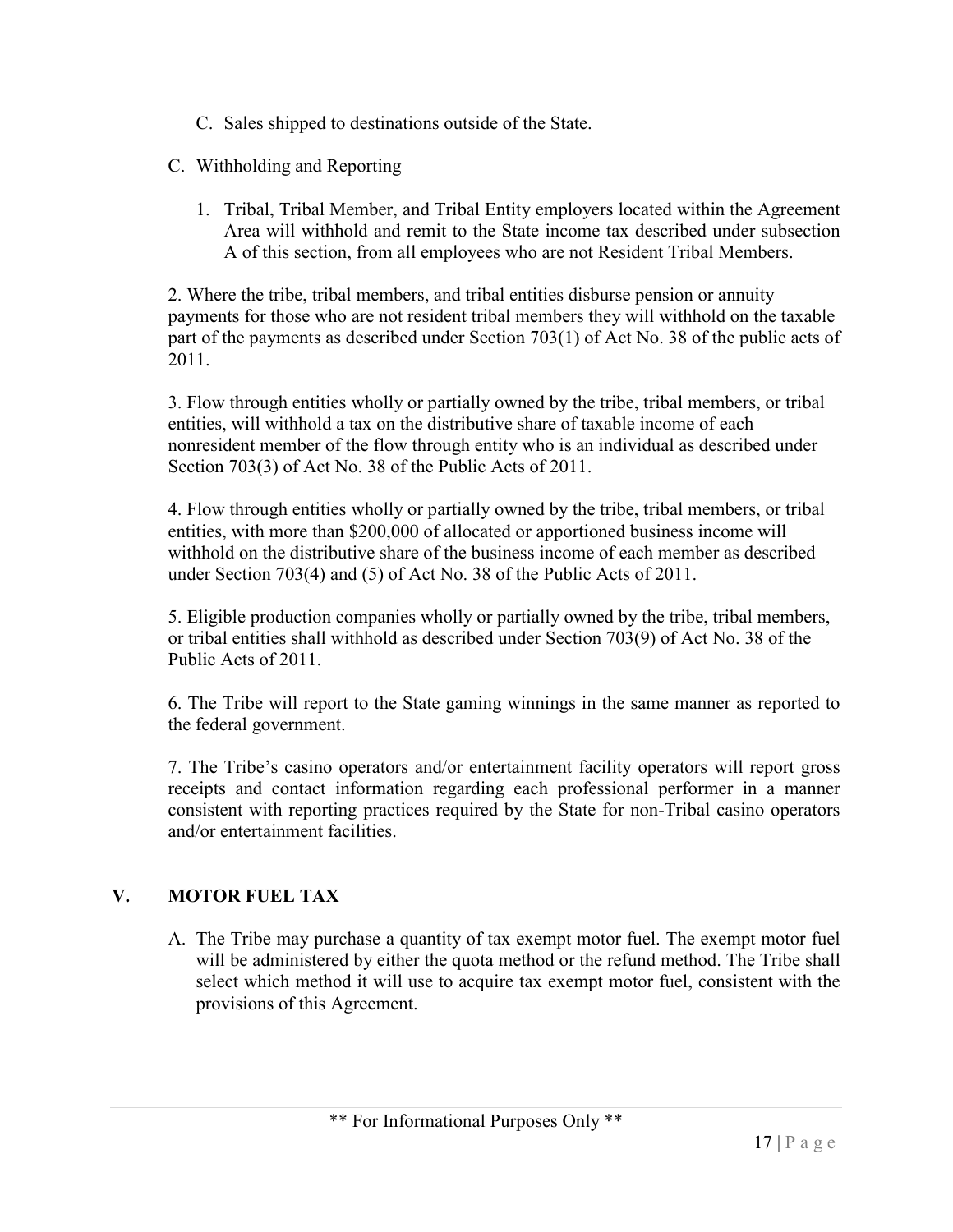C. Sales shipped to destinations outside of the State.

C. Withholding and Reporting

1. Tribal, Tribal Member, and Tribal Entity employers located within the Agreement Area will withhold and remit to the State income tax described under subsection A of this section, from all employees who are not Resident Tribal Members.

2. Where the tribe, tribal members, and tribal entities disburse pension or annuity payments for those who are not resident tribal members they will withhold on the taxable part of the payments as described under Section 703(1) of Act No. 38 of the public acts of 2011.

3. Flow through entities wholly or partially owned by the tribe, tribal members, or tribal entities, will withhold a tax on the distributive share of taxable income of each nonresident member of the flow through entity who is an individual as described under Section 703(3) of Act No. 38 of the Public Acts of 2011.

4. Flow through entities wholly or partially owned by the tribe, tribal members, or tribal entities, with more than $200,000 of allocated or apportioned business income will withhold on the distributive share of the business income of each member as described under Section 703(4) and (5) of Act No. 38 of the Public Acts of 2011.

5. Eligible production companies wholly or partially owned by the tribe, tribal members, or tribal entities shall withhold as described under Section 703(9) of Act No. 38 of the Public Acts of 2011.

6. The Tribe will report to the State gaming winnings in the same manner as reported to the federal government.

7. The Tribe's casino operators and/or entertainment facility operators will report gross receipts and contact information regarding each professional performer in a manner consistent with reporting practices required by the State for non-Tribal casino operators and/or entertainment facilities.

## V. MOTOR FUEL TAX

A. The Tribe may purchase a quantity of tax exempt motor fuel. The exempt motor fuel will be administered by either the quota method or the refund method. The Tribe shall select which method it will use to acquire tax exempt motor fuel, consistent with the provisions of this Agreement.

** For Informational Purposes Only **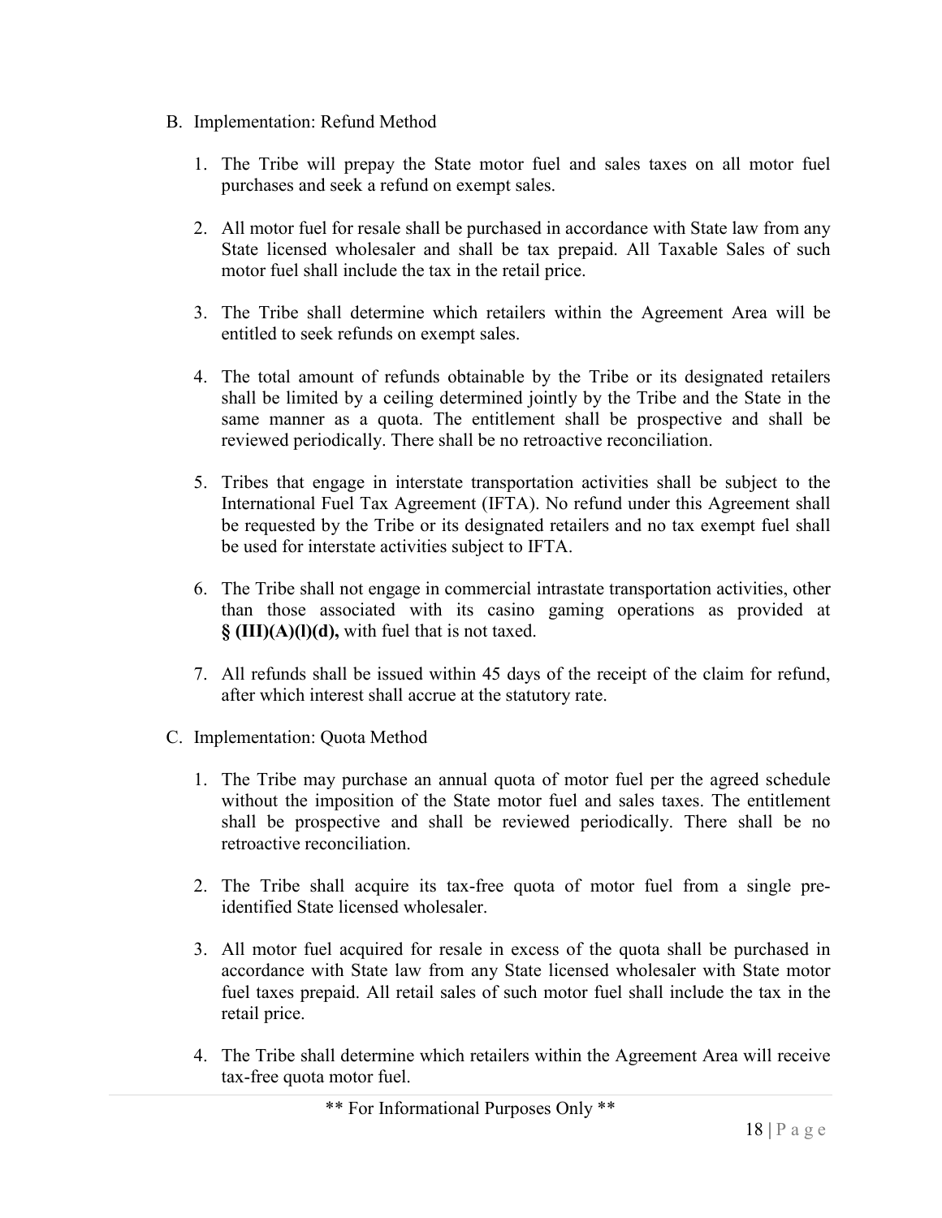B. Implementation: Refund Method

   1. The Tribe will prepay the State motor fuel and sales taxes on all motor fuel purchases and seek a refund on exempt sales.

   2. All motor fuel for resale shall be purchased in accordance with State law from any State licensed wholesaler and shall be tax prepaid. All Taxable Sales of such motor fuel shall include the tax in the retail price.

   3. The Tribe shall determine which retailers within the Agreement Area will be entitled to seek refunds on exempt sales.

   4. The total amount of refunds obtainable by the Tribe or its designated retailers shall be limited by a ceiling determined jointly by the Tribe and the State in the same manner as a quota. The entitlement shall be prospective and shall be reviewed periodically. There shall be no retroactive reconciliation.

   5. Tribes that engage in interstate transportation activities shall be subject to the International Fuel Tax Agreement (IFTA). No refund under this Agreement shall be requested by the Tribe or its designated retailers and no tax exempt fuel shall be used for interstate activities subject to IFTA.

   6. The Tribe shall not engage in commercial intrastate transportation activities, other than those associated with its casino gaming operations as provided at **§ (III)(A)(l)(d),** with fuel that is not taxed.

   7. All refunds shall be issued within 45 days of the receipt of the claim for refund, after which interest shall accrue at the statutory rate.

C. Implementation: Quota Method

   1. The Tribe may purchase an annual quota of motor fuel per the agreed schedule without the imposition of the State motor fuel and sales taxes. The entitlement shall be prospective and shall be reviewed periodically. There shall be no retroactive reconciliation.

   2. The Tribe shall acquire its tax-free quota of motor fuel from a single pre-identified State licensed wholesaler.

   3. All motor fuel acquired for resale in excess of the quota shall be purchased in accordance with State law from any State licensed wholesaler with State motor fuel taxes prepaid. All retail sales of such motor fuel shall include the tax in the retail price.

   4. The Tribe shall determine which retailers within the Agreement Area will receive tax-free quota motor fuel.

** For Informational Purposes Only **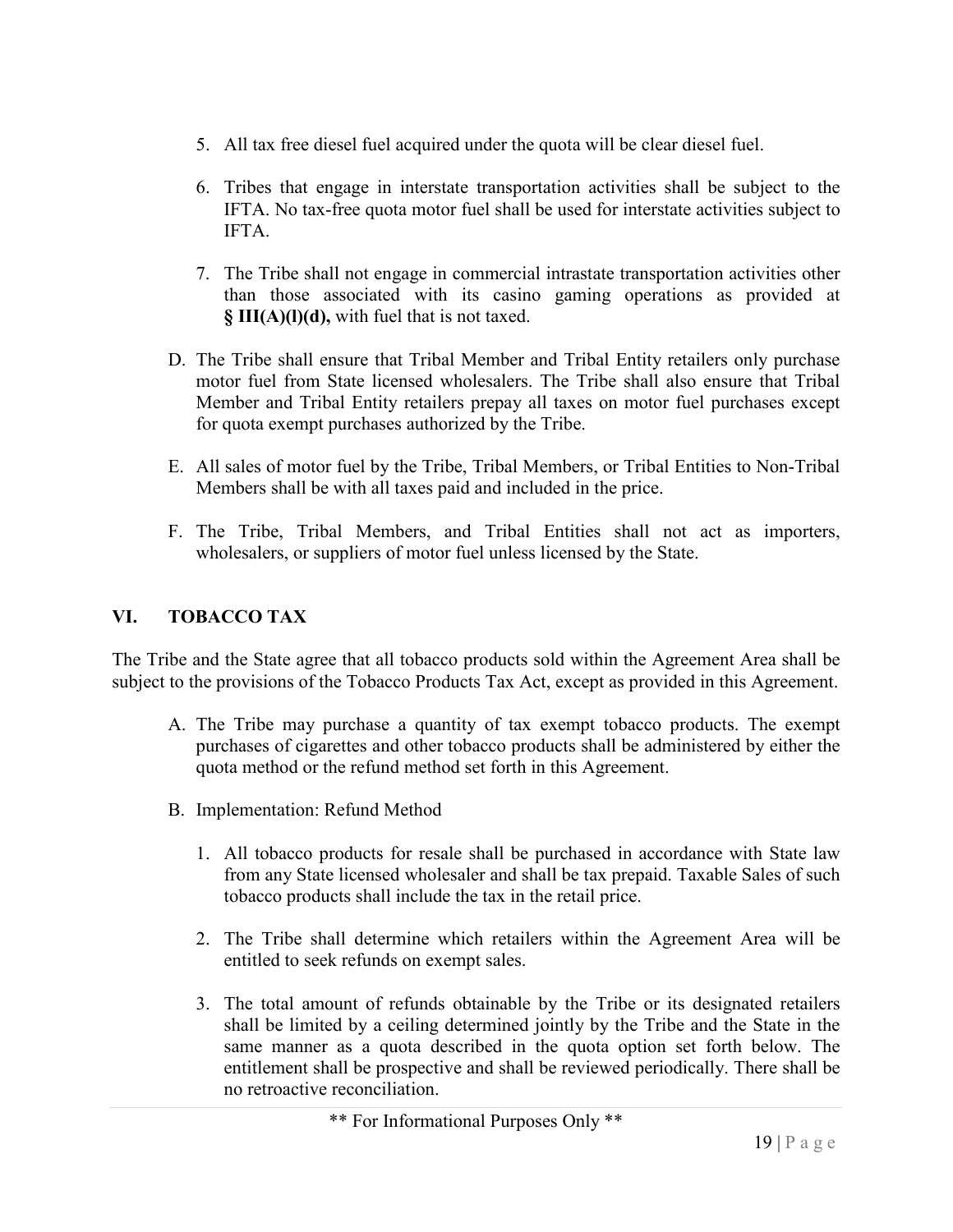5. All tax free diesel fuel acquired under the quota will be clear diesel fuel.

6. Tribes that engage in interstate transportation activities shall be subject to the IFTA. No tax-free quota motor fuel shall be used for interstate activities subject to IFTA.

7. The Tribe shall not engage in commercial intrastate transportation activities other than those associated with its casino gaming operations as provided at **§ III(A)(l)(d),** with fuel that is not taxed.

D. The Tribe shall ensure that Tribal Member and Tribal Entity retailers only purchase motor fuel from State licensed wholesalers. The Tribe shall also ensure that Tribal Member and Tribal Entity retailers prepay all taxes on motor fuel purchases except for quota exempt purchases authorized by the Tribe.

E. All sales of motor fuel by the Tribe, Tribal Members, or Tribal Entities to Non-Tribal Members shall be with all taxes paid and included in the price.

F. The Tribe, Tribal Members, and Tribal Entities shall not act as importers, wholesalers, or suppliers of motor fuel unless licensed by the State.

## VI. TOBACCO TAX

The Tribe and the State agree that all tobacco products sold within the Agreement Area shall be subject to the provisions of the Tobacco Products Tax Act, except as provided in this Agreement.

A. The Tribe may purchase a quantity of tax exempt tobacco products. The exempt purchases of cigarettes and other tobacco products shall be administered by either the quota method or the refund method set forth in this Agreement.

B. Implementation: Refund Method

1. All tobacco products for resale shall be purchased in accordance with State law from any State licensed wholesaler and shall be tax prepaid. Taxable Sales of such tobacco products shall include the tax in the retail price.

2. The Tribe shall determine which retailers within the Agreement Area will be entitled to seek refunds on exempt sales.

3. The total amount of refunds obtainable by the Tribe or its designated retailers shall be limited by a ceiling determined jointly by the Tribe and the State in the same manner as a quota described in the quota option set forth below. The entitlement shall be prospective and shall be reviewed periodically. There shall be no retroactive reconciliation.

** For Informational Purposes Only **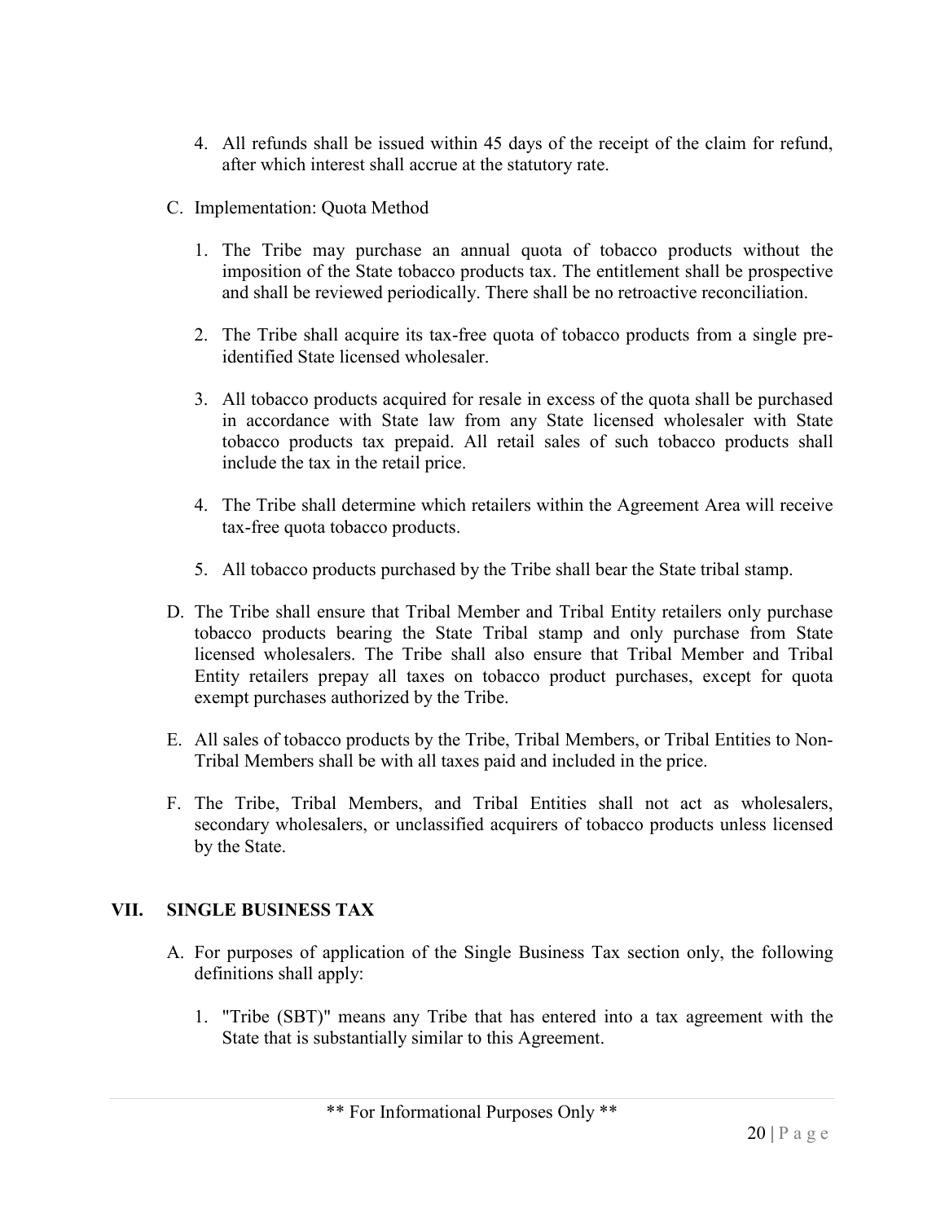4. All refunds shall be issued within 45 days of the receipt of the claim for refund, after which interest shall accrue at the statutory rate.

C. Implementation: Quota Method

1. The Tribe may purchase an annual quota of tobacco products without the imposition of the State tobacco products tax. The entitlement shall be prospective and shall be reviewed periodically. There shall be no retroactive reconciliation.

2. The Tribe shall acquire its tax-free quota of tobacco products from a single pre-identified State licensed wholesaler.

3. All tobacco products acquired for resale in excess of the quota shall be purchased in accordance with State law from any State licensed wholesaler with State tobacco products tax prepaid. All retail sales of such tobacco products shall include the tax in the retail price.

4. The Tribe shall determine which retailers within the Agreement Area will receive tax-free quota tobacco products.

5. All tobacco products purchased by the Tribe shall bear the State tribal stamp.

D. The Tribe shall ensure that Tribal Member and Tribal Entity retailers only purchase tobacco products bearing the State Tribal stamp and only purchase from State licensed wholesalers. The Tribe shall also ensure that Tribal Member and Tribal Entity retailers prepay all taxes on tobacco product purchases, except for quota exempt purchases authorized by the Tribe.

E. All sales of tobacco products by the Tribe, Tribal Members, or Tribal Entities to Non-Tribal Members shall be with all taxes paid and included in the price.

F. The Tribe, Tribal Members, and Tribal Entities shall not act as wholesalers, secondary wholesalers, or unclassified acquirers of tobacco products unless licensed by the State.

## VII. SINGLE BUSINESS TAX

A. For purposes of application of the Single Business Tax section only, the following definitions shall apply:

1. "Tribe (SBT)" means any Tribe that has entered into a tax agreement with the State that is substantially similar to this Agreement.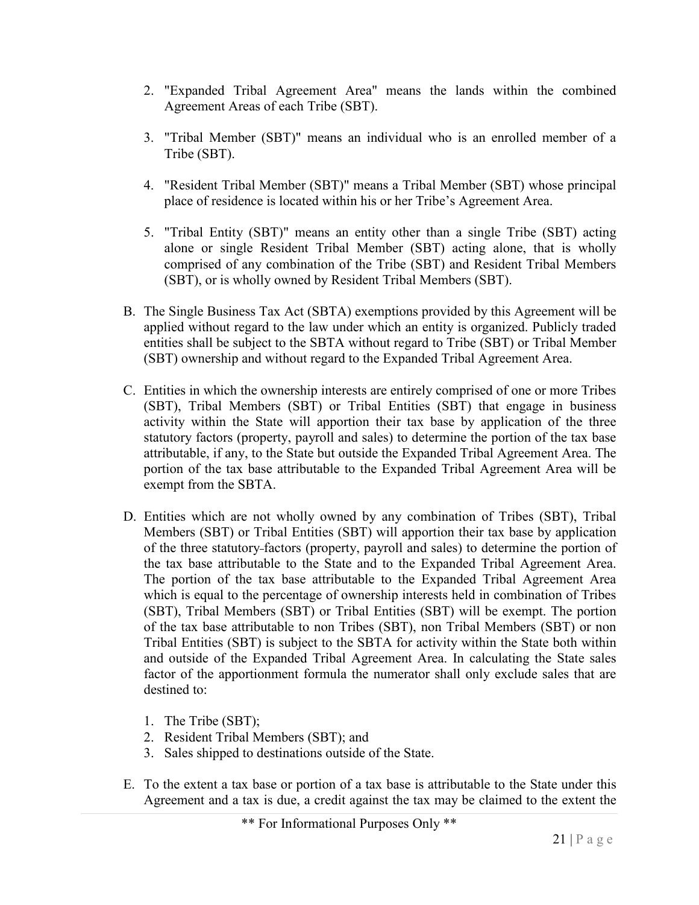2. "Expanded Tribal Agreement Area" means the lands within the combined Agreement Areas of each Tribe (SBT).

3. "Tribal Member (SBT)" means an individual who is an enrolled member of a Tribe (SBT).

4. "Resident Tribal Member (SBT)" means a Tribal Member (SBT) whose principal place of residence is located within his or her Tribe's Agreement Area.

5. "Tribal Entity (SBT)" means an entity other than a single Tribe (SBT) acting alone or single Resident Tribal Member (SBT) acting alone, that is wholly comprised of any combination of the Tribe (SBT) and Resident Tribal Members (SBT), or is wholly owned by Resident Tribal Members (SBT).

B. The Single Business Tax Act (SBTA) exemptions provided by this Agreement will be applied without regard to the law under which an entity is organized. Publicly traded entities shall be subject to the SBTA without regard to Tribe (SBT) or Tribal Member (SBT) ownership and without regard to the Expanded Tribal Agreement Area.

C. Entities in which the ownership interests are entirely comprised of one or more Tribes (SBT), Tribal Members (SBT) or Tribal Entities (SBT) that engage in business activity within the State will apportion their tax base by application of the three statutory factors (property, payroll and sales) to determine the portion of the tax base attributable, if any, to the State but outside the Expanded Tribal Agreement Area. The portion of the tax base attributable to the Expanded Tribal Agreement Area will be exempt from the SBTA.

D. Entities which are not wholly owned by any combination of Tribes (SBT), Tribal Members (SBT) or Tribal Entities (SBT) will apportion their tax base by application of the three statutory factors (property, payroll and sales) to determine the portion of the tax base attributable to the State and to the Expanded Tribal Agreement Area. The portion of the tax base attributable to the Expanded Tribal Agreement Area which is equal to the percentage of ownership interests held in combination of Tribes (SBT), Tribal Members (SBT) or Tribal Entities (SBT) will be exempt. The portion of the tax base attributable to non Tribes (SBT), non Tribal Members (SBT) or non Tribal Entities (SBT) is subject to the SBTA for activity within the State both within and outside of the Expanded Tribal Agreement Area. In calculating the State sales factor of the apportionment formula the numerator shall only exclude sales that are destined to:

   1. The Tribe (SBT);
   2. Resident Tribal Members (SBT); and
   3. Sales shipped to destinations outside of the State.

E. To the extent a tax base or portion of a tax base is attributable to the State under this Agreement and a tax is due, a credit against the tax may be claimed to the extent the

** For Informational Purposes Only **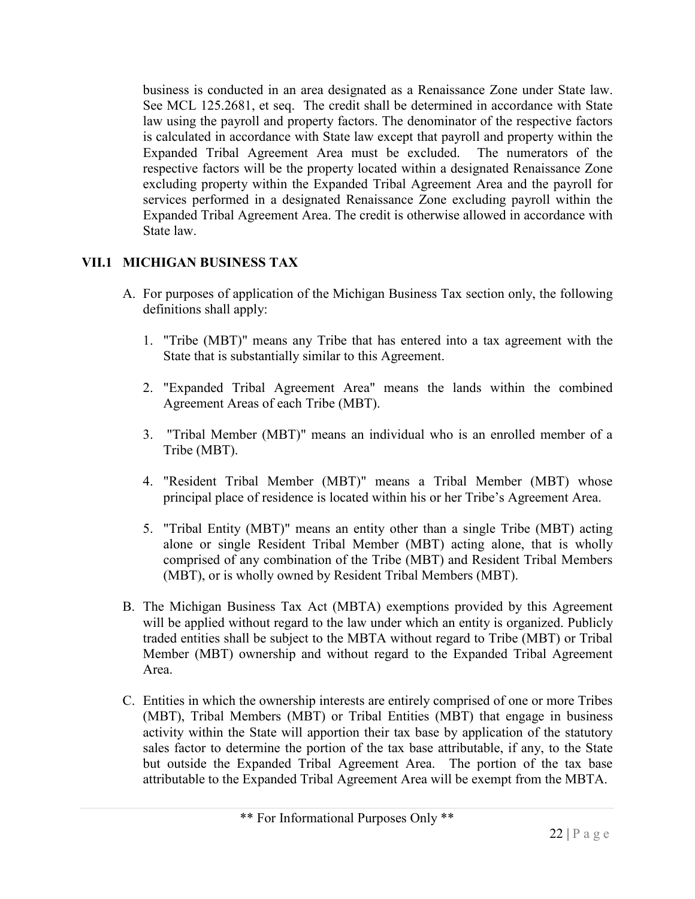business is conducted in an area designated as a Renaissance Zone under State law. See MCL 125.2681, et seq. The credit shall be determined in accordance with State law using the payroll and property factors. The denominator of the respective factors is calculated in accordance with State law except that payroll and property within the Expanded Tribal Agreement Area must be excluded. The numerators of the respective factors will be the property located within a designated Renaissance Zone excluding property within the Expanded Tribal Agreement Area and the payroll for services performed in a designated Renaissance Zone excluding payroll within the Expanded Tribal Agreement Area. The credit is otherwise allowed in accordance with State law.

## VII.1 MICHIGAN BUSINESS TAX

A. For purposes of application of the Michigan Business Tax section only, the following definitions shall apply:

   1. "Tribe (MBT)" means any Tribe that has entered into a tax agreement with the State that is substantially similar to this Agreement.

   2. "Expanded Tribal Agreement Area" means the lands within the combined Agreement Areas of each Tribe (MBT).

   3. "Tribal Member (MBT)" means an individual who is an enrolled member of a Tribe (MBT).

   4. "Resident Tribal Member (MBT)" means a Tribal Member (MBT) whose principal place of residence is located within his or her Tribe's Agreement Area.

   5. "Tribal Entity (MBT)" means an entity other than a single Tribe (MBT) acting alone or single Resident Tribal Member (MBT) acting alone, that is wholly comprised of any combination of the Tribe (MBT) and Resident Tribal Members (MBT), or is wholly owned by Resident Tribal Members (MBT).

B. The Michigan Business Tax Act (MBTA) exemptions provided by this Agreement will be applied without regard to the law under which an entity is organized. Publicly traded entities shall be subject to the MBTA without regard to Tribe (MBT) or Tribal Member (MBT) ownership and without regard to the Expanded Tribal Agreement Area.

C. Entities in which the ownership interests are entirely comprised of one or more Tribes (MBT), Tribal Members (MBT) or Tribal Entities (MBT) that engage in business activity within the State will apportion their tax base by application of the statutory sales factor to determine the portion of the tax base attributable, if any, to the State but outside the Expanded Tribal Agreement Area. The portion of the tax base attributable to the Expanded Tribal Agreement Area will be exempt from the MBTA.

** For Informational Purposes Only **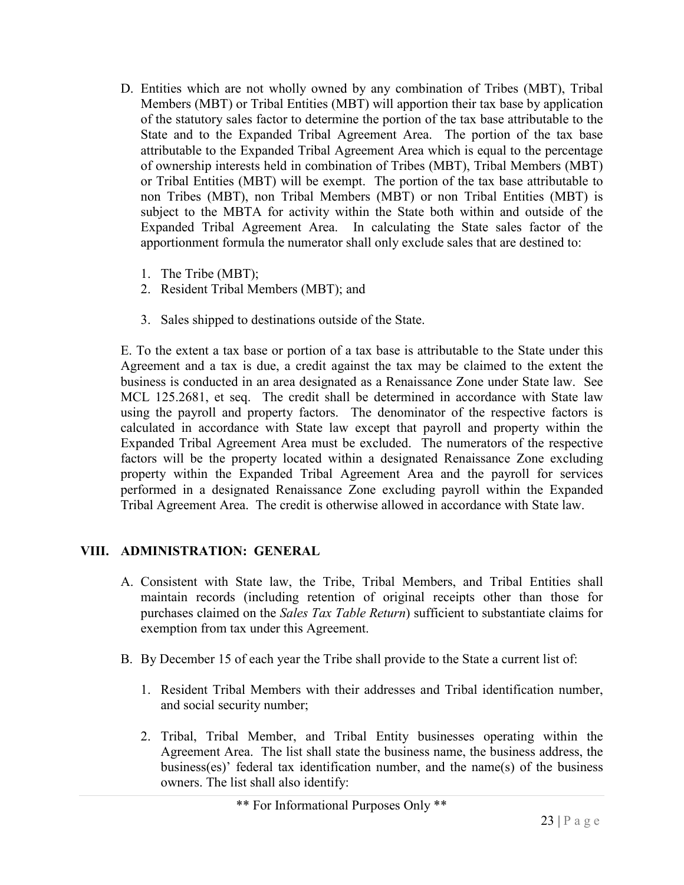D. Entities which are not wholly owned by any combination of Tribes (MBT), Tribal Members (MBT) or Tribal Entities (MBT) will apportion their tax base by application of the statutory sales factor to determine the portion of the tax base attributable to the State and to the Expanded Tribal Agreement Area. The portion of the tax base attributable to the Expanded Tribal Agreement Area which is equal to the percentage of ownership interests held in combination of Tribes (MBT), Tribal Members (MBT) or Tribal Entities (MBT) will be exempt. The portion of the tax base attributable to non Tribes (MBT), non Tribal Members (MBT) or non Tribal Entities (MBT) is subject to the MBTA for activity within the State both within and outside of the Expanded Tribal Agreement Area. In calculating the State sales factor of the apportionment formula the numerator shall only exclude sales that are destined to:

   1. The Tribe (MBT);
   2. Resident Tribal Members (MBT); and
   3. Sales shipped to destinations outside of the State.

E. To the extent a tax base or portion of a tax base is attributable to the State under this Agreement and a tax is due, a credit against the tax may be claimed to the extent the business is conducted in an area designated as a Renaissance Zone under State law. See MCL 125.2681, et seq. The credit shall be determined in accordance with State law using the payroll and property factors. The denominator of the respective factors is calculated in accordance with State law except that payroll and property within the Expanded Tribal Agreement Area must be excluded. The numerators of the respective factors will be the property located within a designated Renaissance Zone excluding property within the Expanded Tribal Agreement Area and the payroll for services performed in a designated Renaissance Zone excluding payroll within the Expanded Tribal Agreement Area. The credit is otherwise allowed in accordance with State law.

## VIII. ADMINISTRATION: GENERAL

A. Consistent with State law, the Tribe, Tribal Members, and Tribal Entities shall maintain records (including retention of original receipts other than those for purchases claimed on the *Sales Tax Table Return*) sufficient to substantiate claims for exemption from tax under this Agreement.

B. By December 15 of each year the Tribe shall provide to the State a current list of:

   1. Resident Tribal Members with their addresses and Tribal identification number, and social security number;

   2. Tribal, Tribal Member, and Tribal Entity businesses operating within the Agreement Area. The list shall state the business name, the business address, the business(es)' federal tax identification number, and the name(s) of the business owners. The list shall also identify: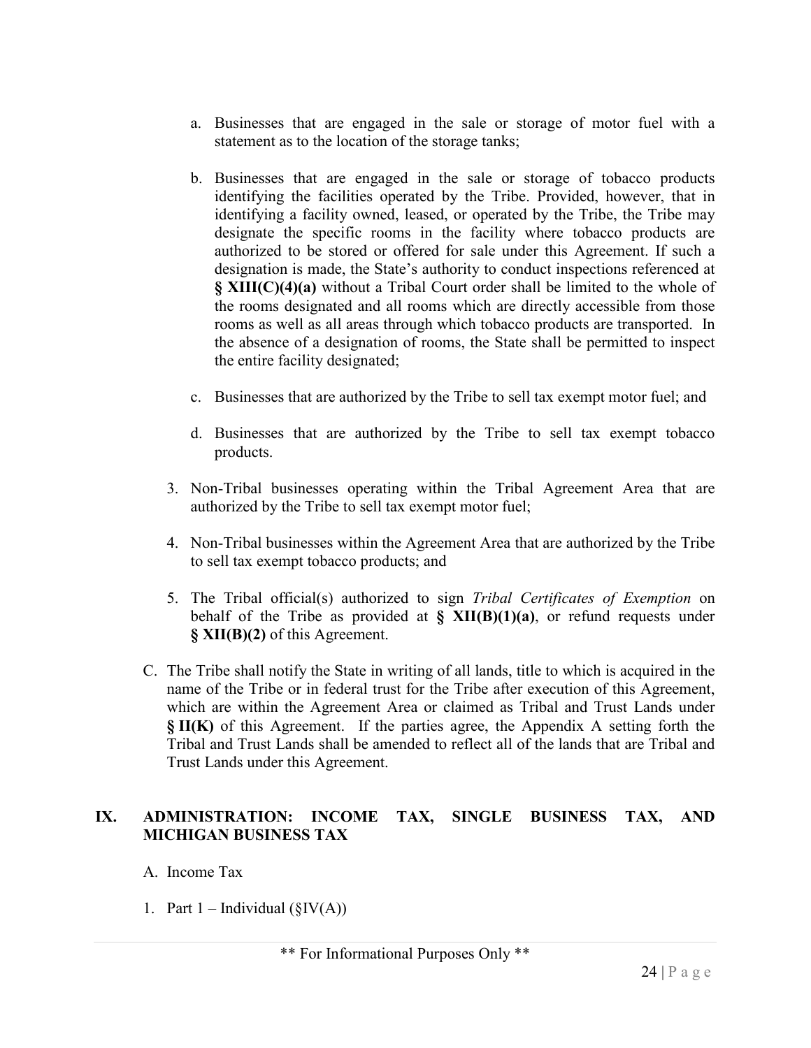a. Businesses that are engaged in the sale or storage of motor fuel with a statement as to the location of the storage tanks;

b. Businesses that are engaged in the sale or storage of tobacco products identifying the facilities operated by the Tribe. Provided, however, that in identifying a facility owned, leased, or operated by the Tribe, the Tribe may designate the specific rooms in the facility where tobacco products are authorized to be stored or offered for sale under this Agreement. If such a designation is made, the State's authority to conduct inspections referenced at **§ XIII(C)(4)(a)** without a Tribal Court order shall be limited to the whole of the rooms designated and all rooms which are directly accessible from those rooms as well as all areas through which tobacco products are transported. In the absence of a designation of rooms, the State shall be permitted to inspect the entire facility designated;

c. Businesses that are authorized by the Tribe to sell tax exempt motor fuel; and

d. Businesses that are authorized by the Tribe to sell tax exempt tobacco products.

3. Non-Tribal businesses operating within the Tribal Agreement Area that are authorized by the Tribe to sell tax exempt motor fuel;

4. Non-Tribal businesses within the Agreement Area that are authorized by the Tribe to sell tax exempt tobacco products; and

5. The Tribal official(s) authorized to sign *Tribal Certificates of Exemption* on behalf of the Tribe as provided at **§ XII(B)(1)(a)**, or refund requests under **§ XII(B)(2)** of this Agreement.

C. The Tribe shall notify the State in writing of all lands, title to which is acquired in the name of the Tribe or in federal trust for the Tribe after execution of this Agreement, which are within the Agreement Area or claimed as Tribal and Trust Lands under **§ II(K)** of this Agreement. If the parties agree, the Appendix A setting forth the Tribal and Trust Lands shall be amended to reflect all of the lands that are Tribal and Trust Lands under this Agreement.

## IX. ADMINISTRATION: INCOME TAX, SINGLE BUSINESS TAX, AND MICHIGAN BUSINESS TAX

A. Income Tax

1. Part 1 – Individual (§IV(A))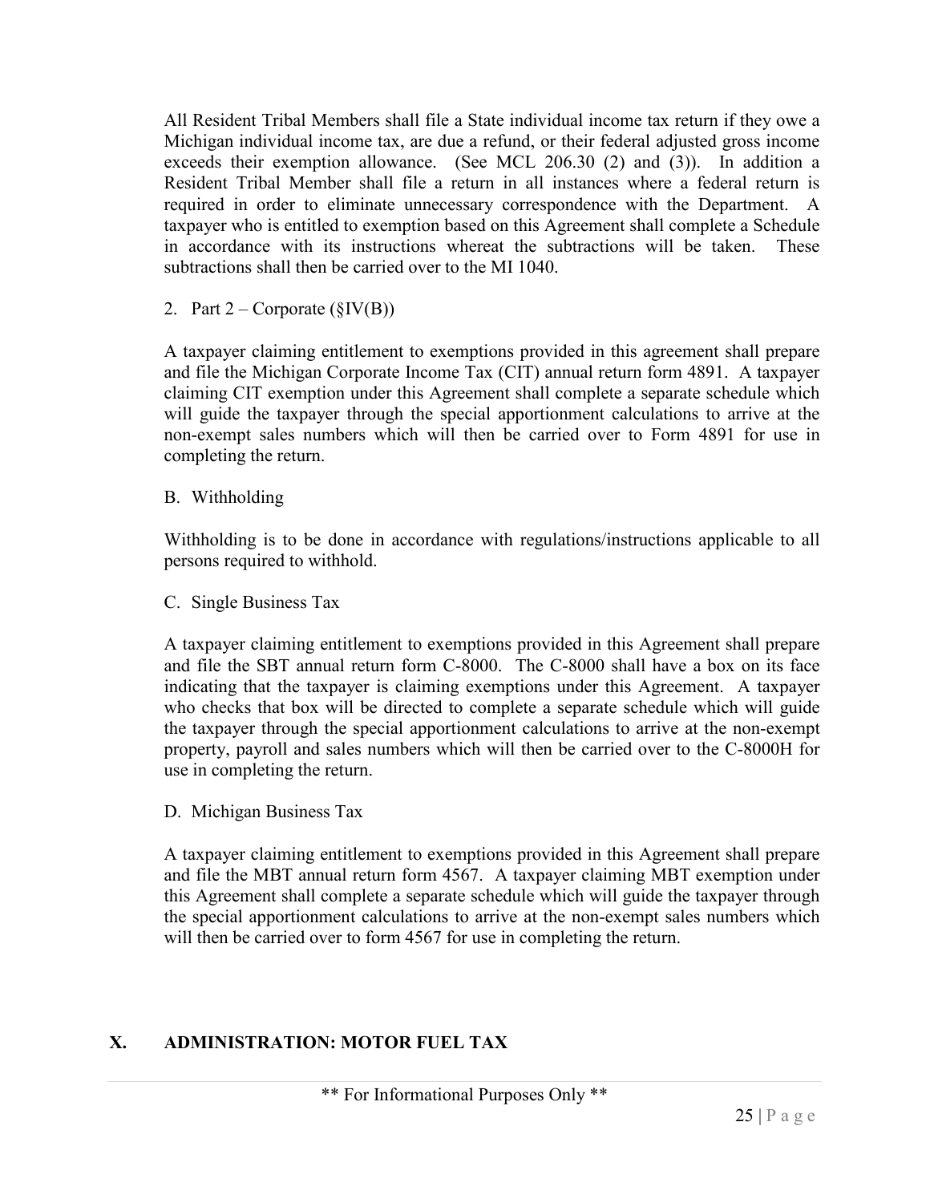All Resident Tribal Members shall file a State individual income tax return if they owe a Michigan individual income tax, are due a refund, or their federal adjusted gross income exceeds their exemption allowance. (See MCL 206.30 (2) and (3)). In addition a Resident Tribal Member shall file a return in all instances where a federal return is required in order to eliminate unnecessary correspondence with the Department. A taxpayer who is entitled to exemption based on this Agreement shall complete a Schedule in accordance with its instructions whereat the subtractions will be taken. These subtractions shall then be carried over to the MI 1040.

2. Part 2 – Corporate (§IV(B))

A taxpayer claiming entitlement to exemptions provided in this agreement shall prepare and file the Michigan Corporate Income Tax (CIT) annual return form 4891. A taxpayer claiming CIT exemption under this Agreement shall complete a separate schedule which will guide the taxpayer through the special apportionment calculations to arrive at the non-exempt sales numbers which will then be carried over to Form 4891 for use in completing the return.

B. Withholding

Withholding is to be done in accordance with regulations/instructions applicable to all persons required to withhold.

C. Single Business Tax

A taxpayer claiming entitlement to exemptions provided in this Agreement shall prepare and file the SBT annual return form C-8000. The C-8000 shall have a box on its face indicating that the taxpayer is claiming exemptions under this Agreement. A taxpayer who checks that box will be directed to complete a separate schedule which will guide the taxpayer through the special apportionment calculations to arrive at the non-exempt property, payroll and sales numbers which will then be carried over to the C-8000H for use in completing the return.

D. Michigan Business Tax

A taxpayer claiming entitlement to exemptions provided in this Agreement shall prepare and file the MBT annual return form 4567. A taxpayer claiming MBT exemption under this Agreement shall complete a separate schedule which will guide the taxpayer through the special apportionment calculations to arrive at the non-exempt sales numbers which will then be carried over to form 4567 for use in completing the return.

## X. ADMINISTRATION: MOTOR FUEL TAX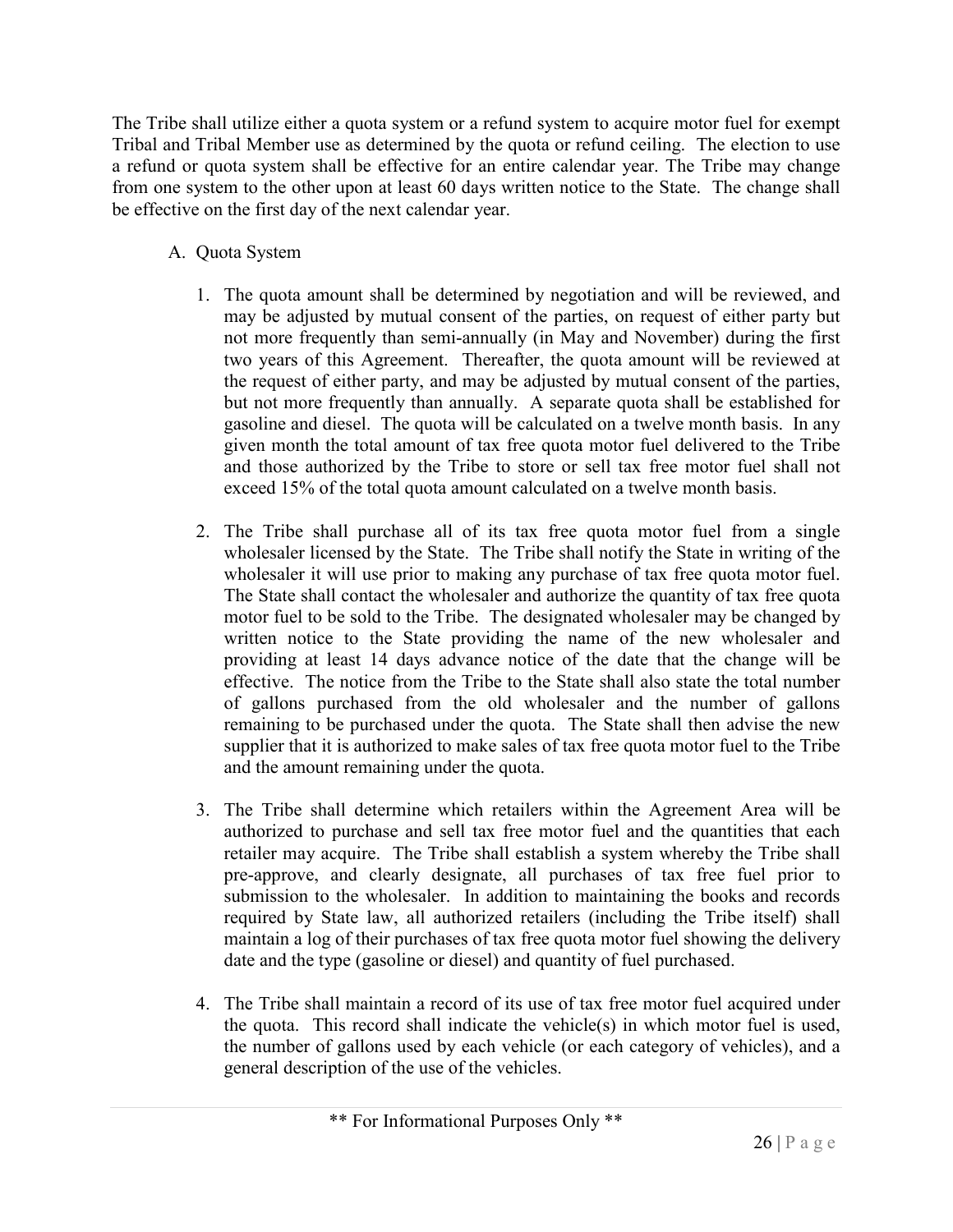The Tribe shall utilize either a quota system or a refund system to acquire motor fuel for exempt Tribal and Tribal Member use as determined by the quota or refund ceiling. The election to use a refund or quota system shall be effective for an entire calendar year. The Tribe may change from one system to the other upon at least 60 days written notice to the State. The change shall be effective on the first day of the next calendar year.

A. Quota System

1. The quota amount shall be determined by negotiation and will be reviewed, and may be adjusted by mutual consent of the parties, on request of either party but not more frequently than semi-annually (in May and November) during the first two years of this Agreement. Thereafter, the quota amount will be reviewed at the request of either party, and may be adjusted by mutual consent of the parties, but not more frequently than annually. A separate quota shall be established for gasoline and diesel. The quota will be calculated on a twelve month basis. In any given month the total amount of tax free quota motor fuel delivered to the Tribe and those authorized by the Tribe to store or sell tax free motor fuel shall not exceed 15% of the total quota amount calculated on a twelve month basis.

2. The Tribe shall purchase all of its tax free quota motor fuel from a single wholesaler licensed by the State. The Tribe shall notify the State in writing of the wholesaler it will use prior to making any purchase of tax free quota motor fuel. The State shall contact the wholesaler and authorize the quantity of tax free quota motor fuel to be sold to the Tribe. The designated wholesaler may be changed by written notice to the State providing the name of the new wholesaler and providing at least 14 days advance notice of the date that the change will be effective. The notice from the Tribe to the State shall also state the total number of gallons purchased from the old wholesaler and the number of gallons remaining to be purchased under the quota. The State shall then advise the new supplier that it is authorized to make sales of tax free quota motor fuel to the Tribe and the amount remaining under the quota.

3. The Tribe shall determine which retailers within the Agreement Area will be authorized to purchase and sell tax free motor fuel and the quantities that each retailer may acquire. The Tribe shall establish a system whereby the Tribe shall pre-approve, and clearly designate, all purchases of tax free fuel prior to submission to the wholesaler. In addition to maintaining the books and records required by State law, all authorized retailers (including the Tribe itself) shall maintain a log of their purchases of tax free quota motor fuel showing the delivery date and the type (gasoline or diesel) and quantity of fuel purchased.

4. The Tribe shall maintain a record of its use of tax free motor fuel acquired under the quota. This record shall indicate the vehicle(s) in which motor fuel is used, the number of gallons used by each vehicle (or each category of vehicles), and a general description of the use of the vehicles.

** For Informational Purposes Only **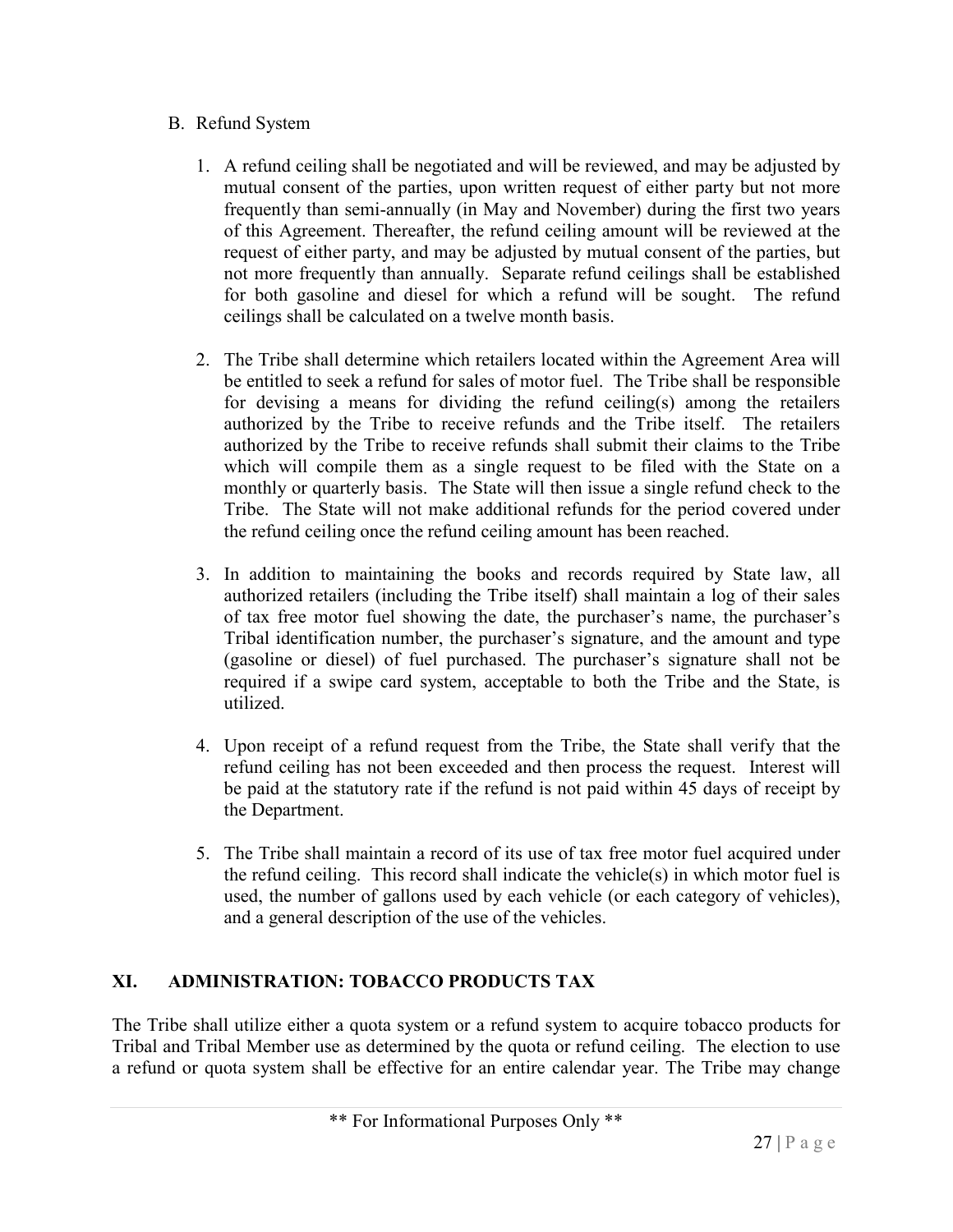B. Refund System

1. A refund ceiling shall be negotiated and will be reviewed, and may be adjusted by mutual consent of the parties, upon written request of either party but not more frequently than semi-annually (in May and November) during the first two years of this Agreement. Thereafter, the refund ceiling amount will be reviewed at the request of either party, and may be adjusted by mutual consent of the parties, but not more frequently than annually. Separate refund ceilings shall be established for both gasoline and diesel for which a refund will be sought. The refund ceilings shall be calculated on a twelve month basis.

2. The Tribe shall determine which retailers located within the Agreement Area will be entitled to seek a refund for sales of motor fuel. The Tribe shall be responsible for devising a means for dividing the refund ceiling(s) among the retailers authorized by the Tribe to receive refunds and the Tribe itself. The retailers authorized by the Tribe to receive refunds shall submit their claims to the Tribe which will compile them as a single request to be filed with the State on a monthly or quarterly basis. The State will then issue a single refund check to the Tribe. The State will not make additional refunds for the period covered under the refund ceiling once the refund ceiling amount has been reached.

3. In addition to maintaining the books and records required by State law, all authorized retailers (including the Tribe itself) shall maintain a log of their sales of tax free motor fuel showing the date, the purchaser's name, the purchaser's Tribal identification number, the purchaser's signature, and the amount and type (gasoline or diesel) of fuel purchased. The purchaser's signature shall not be required if a swipe card system, acceptable to both the Tribe and the State, is utilized.

4. Upon receipt of a refund request from the Tribe, the State shall verify that the refund ceiling has not been exceeded and then process the request. Interest will be paid at the statutory rate if the refund is not paid within 45 days of receipt by the Department.

5. The Tribe shall maintain a record of its use of tax free motor fuel acquired under the refund ceiling. This record shall indicate the vehicle(s) in which motor fuel is used, the number of gallons used by each vehicle (or each category of vehicles), and a general description of the use of the vehicles.

## XI. ADMINISTRATION: TOBACCO PRODUCTS TAX

The Tribe shall utilize either a quota system or a refund system to acquire tobacco products for Tribal and Tribal Member use as determined by the quota or refund ceiling. The election to use a refund or quota system shall be effective for an entire calendar year. The Tribe may change

** For Informational Purposes Only **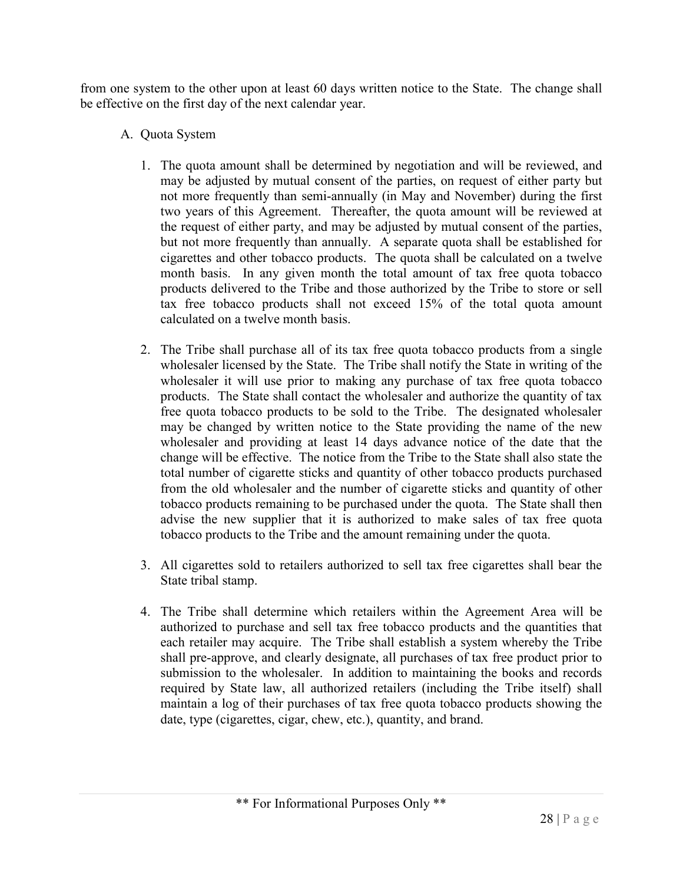from one system to the other upon at least 60 days written notice to the State. The change shall be effective on the first day of the next calendar year.

A. Quota System

1. The quota amount shall be determined by negotiation and will be reviewed, and may be adjusted by mutual consent of the parties, on request of either party but not more frequently than semi-annually (in May and November) during the first two years of this Agreement. Thereafter, the quota amount will be reviewed at the request of either party, and may be adjusted by mutual consent of the parties, but not more frequently than annually. A separate quota shall be established for cigarettes and other tobacco products. The quota shall be calculated on a twelve month basis. In any given month the total amount of tax free quota tobacco products delivered to the Tribe and those authorized by the Tribe to store or sell tax free tobacco products shall not exceed 15% of the total quota amount calculated on a twelve month basis.

2. The Tribe shall purchase all of its tax free quota tobacco products from a single wholesaler licensed by the State. The Tribe shall notify the State in writing of the wholesaler it will use prior to making any purchase of tax free quota tobacco products. The State shall contact the wholesaler and authorize the quantity of tax free quota tobacco products to be sold to the Tribe. The designated wholesaler may be changed by written notice to the State providing the name of the new wholesaler and providing at least 14 days advance notice of the date that the change will be effective. The notice from the Tribe to the State shall also state the total number of cigarette sticks and quantity of other tobacco products purchased from the old wholesaler and the number of cigarette sticks and quantity of other tobacco products remaining to be purchased under the quota. The State shall then advise the new supplier that it is authorized to make sales of tax free quota tobacco products to the Tribe and the amount remaining under the quota.

3. All cigarettes sold to retailers authorized to sell tax free cigarettes shall bear the State tribal stamp.

4. The Tribe shall determine which retailers within the Agreement Area will be authorized to purchase and sell tax free tobacco products and the quantities that each retailer may acquire. The Tribe shall establish a system whereby the Tribe shall pre-approve, and clearly designate, all purchases of tax free product prior to submission to the wholesaler. In addition to maintaining the books and records required by State law, all authorized retailers (including the Tribe itself) shall maintain a log of their purchases of tax free quota tobacco products showing the date, type (cigarettes, cigar, chew, etc.), quantity, and brand.

** For Informational Purposes Only **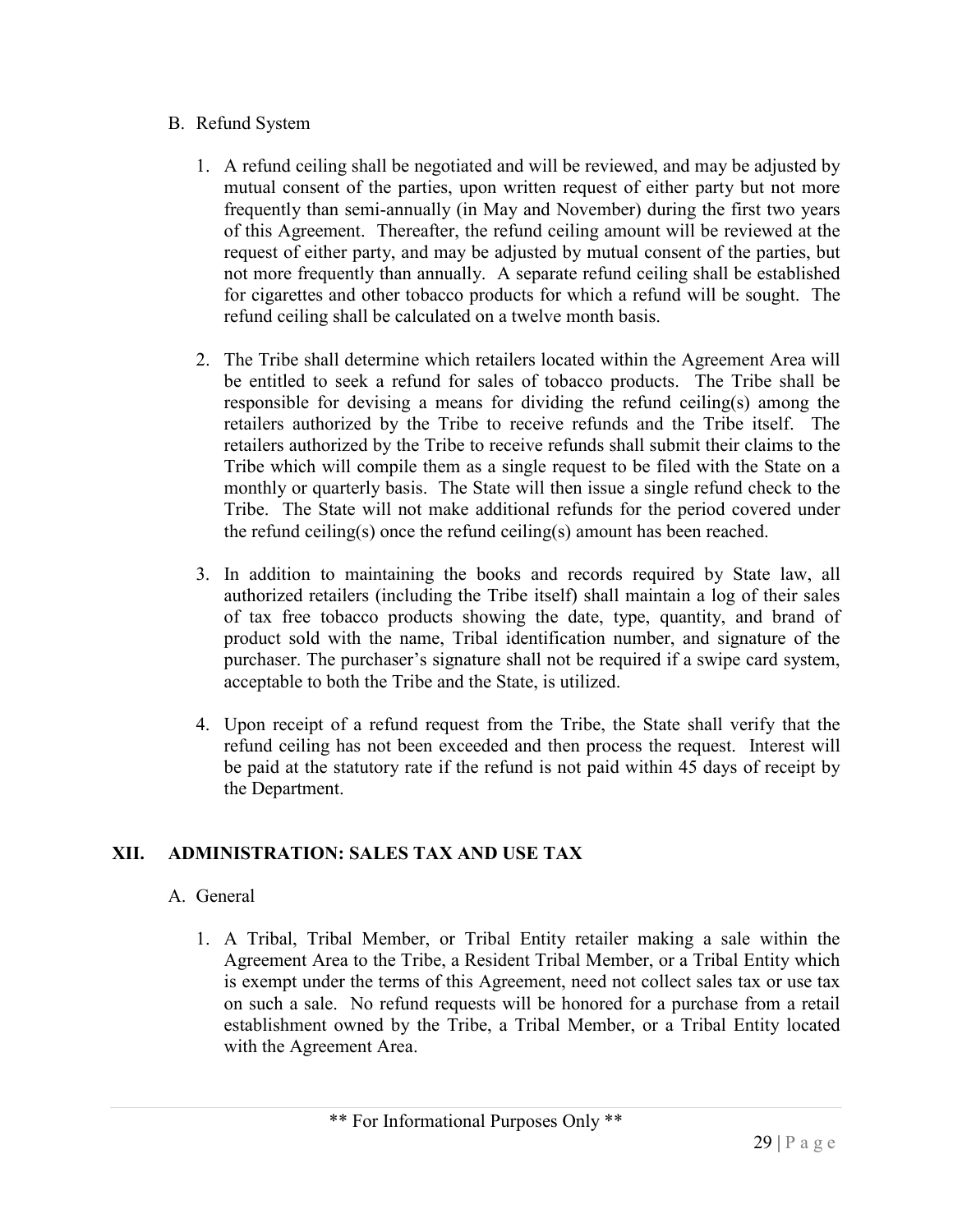B. Refund System

1. A refund ceiling shall be negotiated and will be reviewed, and may be adjusted by mutual consent of the parties, upon written request of either party but not more frequently than semi-annually (in May and November) during the first two years of this Agreement. Thereafter, the refund ceiling amount will be reviewed at the request of either party, and may be adjusted by mutual consent of the parties, but not more frequently than annually. A separate refund ceiling shall be established for cigarettes and other tobacco products for which a refund will be sought. The refund ceiling shall be calculated on a twelve month basis.

2. The Tribe shall determine which retailers located within the Agreement Area will be entitled to seek a refund for sales of tobacco products. The Tribe shall be responsible for devising a means for dividing the refund ceiling(s) among the retailers authorized by the Tribe to receive refunds and the Tribe itself. The retailers authorized by the Tribe to receive refunds shall submit their claims to the Tribe which will compile them as a single request to be filed with the State on a monthly or quarterly basis. The State will then issue a single refund check to the Tribe. The State will not make additional refunds for the period covered under the refund ceiling(s) once the refund ceiling(s) amount has been reached.

3. In addition to maintaining the books and records required by State law, all authorized retailers (including the Tribe itself) shall maintain a log of their sales of tax free tobacco products showing the date, type, quantity, and brand of product sold with the name, Tribal identification number, and signature of the purchaser. The purchaser's signature shall not be required if a swipe card system, acceptable to both the Tribe and the State, is utilized.

4. Upon receipt of a refund request from the Tribe, the State shall verify that the refund ceiling has not been exceeded and then process the request. Interest will be paid at the statutory rate if the refund is not paid within 45 days of receipt by the Department.

## XII. ADMINISTRATION: SALES TAX AND USE TAX

A. General

1. A Tribal, Tribal Member, or Tribal Entity retailer making a sale within the Agreement Area to the Tribe, a Resident Tribal Member, or a Tribal Entity which is exempt under the terms of this Agreement, need not collect sales tax or use tax on such a sale. No refund requests will be honored for a purchase from a retail establishment owned by the Tribe, a Tribal Member, or a Tribal Entity located with the Agreement Area.

** For Informational Purposes Only **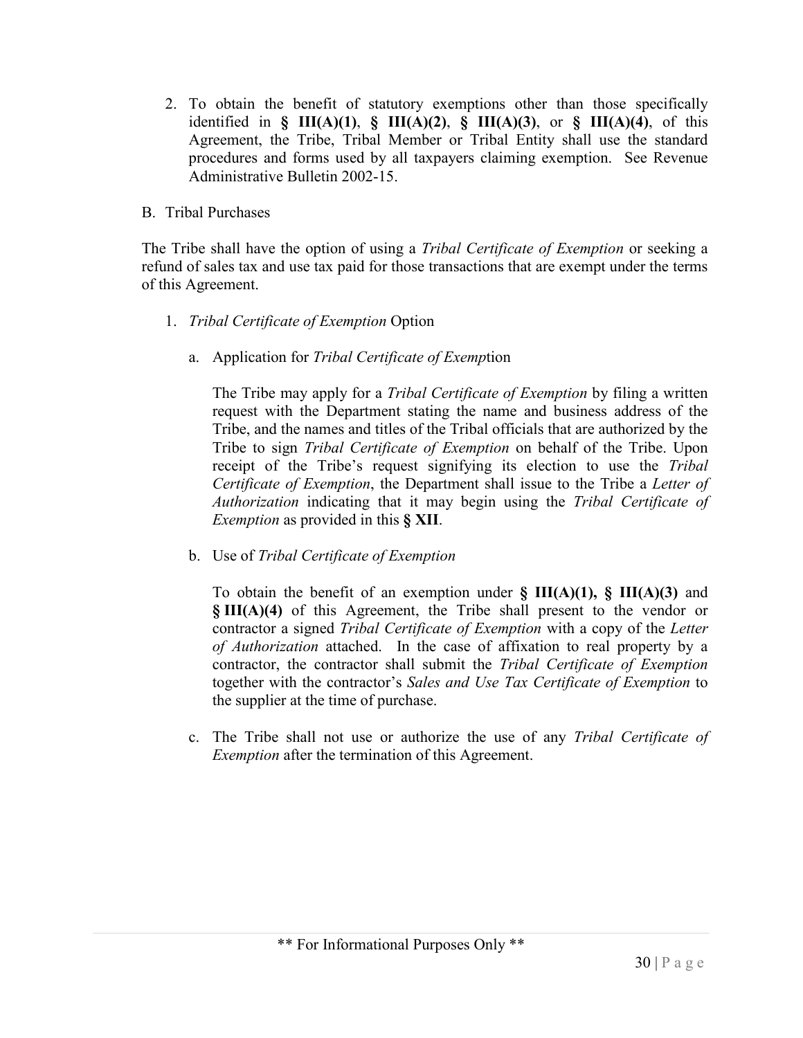2. To obtain the benefit of statutory exemptions other than those specifically identified in **§ III(A)(1)**, **§ III(A)(2)**, **§ III(A)(3)**, or **§ III(A)(4)**, of this Agreement, the Tribe, Tribal Member or Tribal Entity shall use the standard procedures and forms used by all taxpayers claiming exemption. See Revenue Administrative Bulletin 2002-15.

B. Tribal Purchases

The Tribe shall have the option of using a *Tribal Certificate of Exemption* or seeking a refund of sales tax and use tax paid for those transactions that are exempt under the terms of this Agreement.

1. *Tribal Certificate of Exemption* Option

   a. Application for *Tribal Certificate of Exemp*tion

      The Tribe may apply for a *Tribal Certificate of Exemption* by filing a written request with the Department stating the name and business address of the Tribe, and the names and titles of the Tribal officials that are authorized by the Tribe to sign *Tribal Certificate of Exemption* on behalf of the Tribe. Upon receipt of the Tribe's request signifying its election to use the *Tribal Certificate of Exemption*, the Department shall issue to the Tribe a *Letter of Authorization* indicating that it may begin using the *Tribal Certificate of Exemption* as provided in this **§ XII**.

   b. Use of *Tribal Certificate of Exemption*

      To obtain the benefit of an exemption under **§ III(A)(1), § III(A)(3)** and **§ III(A)(4)** of this Agreement, the Tribe shall present to the vendor or contractor a signed *Tribal Certificate of Exemption* with a copy of the *Letter of Authorization* attached. In the case of affixation to real property by a contractor, the contractor shall submit the *Tribal Certificate of Exemption* together with the contractor's *Sales and Use Tax Certificate of Exemption* to the supplier at the time of purchase.

   c. The Tribe shall not use or authorize the use of any *Tribal Certificate of Exemption* after the termination of this Agreement.

\*\* For Informational Purposes Only \*\*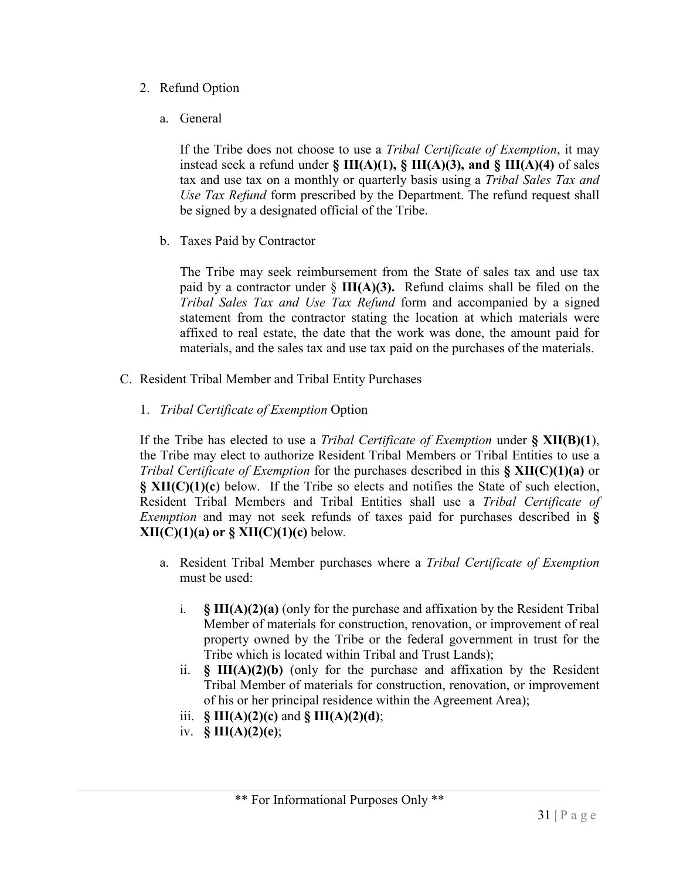2. Refund Option

   a. General

      If the Tribe does not choose to use a *Tribal Certificate of Exemption*, it may instead seek a refund under **§ III(A)(1), § III(A)(3), and § III(A)(4)** of sales tax and use tax on a monthly or quarterly basis using a *Tribal Sales Tax and Use Tax Refund* form prescribed by the Department. The refund request shall be signed by a designated official of the Tribe.

   b. Taxes Paid by Contractor

      The Tribe may seek reimbursement from the State of sales tax and use tax paid by a contractor under § **III(A)(3).** Refund claims shall be filed on the *Tribal Sales Tax and Use Tax Refund* form and accompanied by a signed statement from the contractor stating the location at which materials were affixed to real estate, the date that the work was done, the amount paid for materials, and the sales tax and use tax paid on the purchases of the materials.

C. Resident Tribal Member and Tribal Entity Purchases

1. *Tribal Certificate of Exemption* Option

   If the Tribe has elected to use a *Tribal Certificate of Exemption* under **§ XII(B)(1**), the Tribe may elect to authorize Resident Tribal Members or Tribal Entities to use a *Tribal Certificate of Exemption* for the purchases described in this **§ XII(C)(1)(a)** or **§ XII(C)(1)(c**) below. If the Tribe so elects and notifies the State of such election, Resident Tribal Members and Tribal Entities shall use a *Tribal Certificate of Exemption* and may not seek refunds of taxes paid for purchases described in **§ XII(C)(1)(a) or § XII(C)(1)(c)** below.

   a. Resident Tribal Member purchases where a *Tribal Certificate of Exemption* must be used:

      i. **§ III(A)(2)(a)** (only for the purchase and affixation by the Resident Tribal Member of materials for construction, renovation, or improvement of real property owned by the Tribe or the federal government in trust for the Tribe which is located within Tribal and Trust Lands);
      ii. **§ III(A)(2)(b)** (only for the purchase and affixation by the Resident Tribal Member of materials for construction, renovation, or improvement of his or her principal residence within the Agreement Area);
      iii. **§ III(A)(2)(c)** and **§ III(A)(2)(d)**;
      iv. **§ III(A)(2)(e)**;

** For Informational Purposes Only **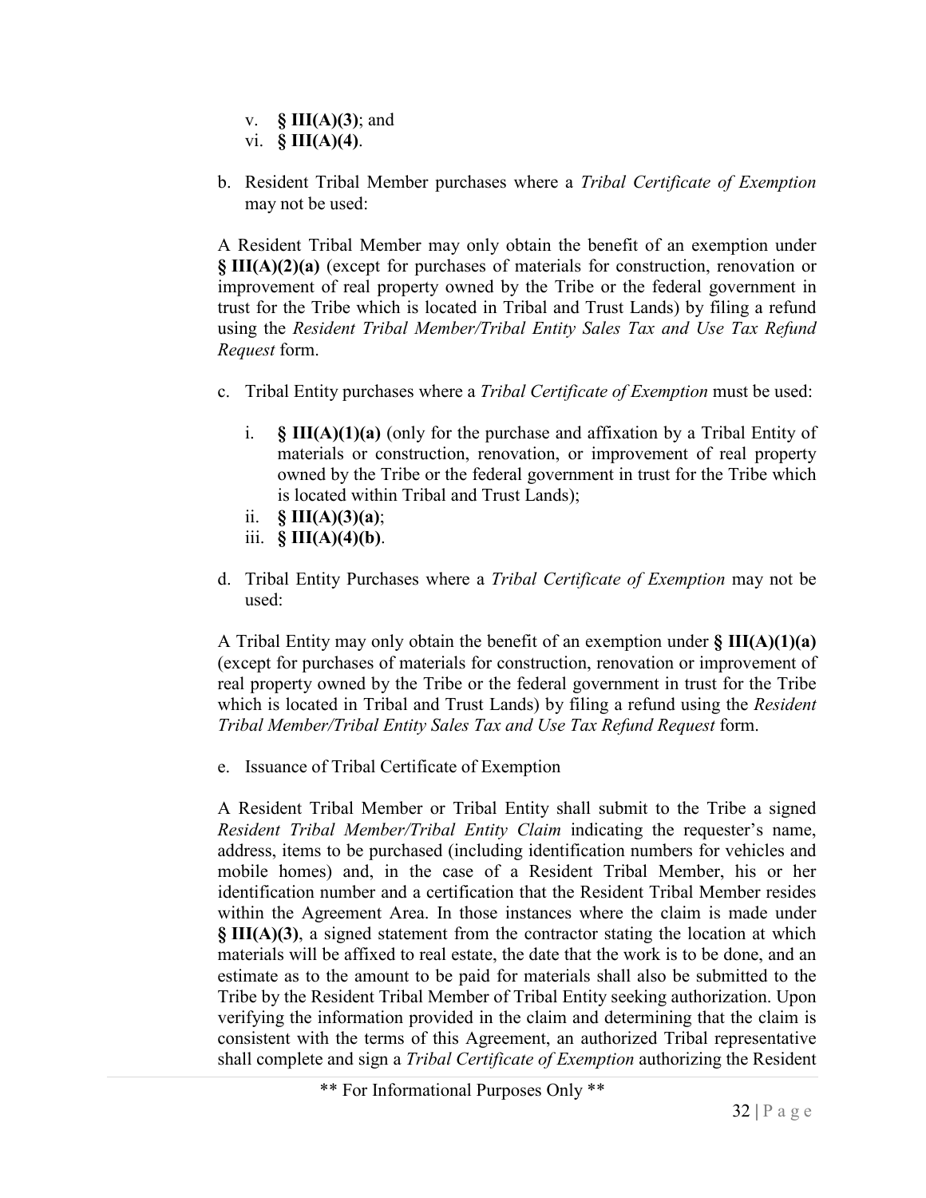v. **§ III(A)(3)**; and
vi. **§ III(A)(4)**.

b. Resident Tribal Member purchases where a *Tribal Certificate of Exemption* may not be used:

A Resident Tribal Member may only obtain the benefit of an exemption under **§ III(A)(2)(a)** (except for purchases of materials for construction, renovation or improvement of real property owned by the Tribe or the federal government in trust for the Tribe which is located in Tribal and Trust Lands) by filing a refund using the *Resident Tribal Member/Tribal Entity Sales Tax and Use Tax Refund Request* form.

c. Tribal Entity purchases where a *Tribal Certificate of Exemption* must be used:

   i. **§ III(A)(1)(a)** (only for the purchase and affixation by a Tribal Entity of materials or construction, renovation, or improvement of real property owned by the Tribe or the federal government in trust for the Tribe which is located within Tribal and Trust Lands);
   ii. **§ III(A)(3)(a)**;
   iii. **§ III(A)(4)(b)**.

d. Tribal Entity Purchases where a *Tribal Certificate of Exemption* may not be used:

A Tribal Entity may only obtain the benefit of an exemption under **§ III(A)(1)(a)** (except for purchases of materials for construction, renovation or improvement of real property owned by the Tribe or the federal government in trust for the Tribe which is located in Tribal and Trust Lands) by filing a refund using the *Resident Tribal Member/Tribal Entity Sales Tax and Use Tax Refund Request* form.

e. Issuance of Tribal Certificate of Exemption

A Resident Tribal Member or Tribal Entity shall submit to the Tribe a signed *Resident Tribal Member/Tribal Entity Claim* indicating the requester's name, address, items to be purchased (including identification numbers for vehicles and mobile homes) and, in the case of a Resident Tribal Member, his or her identification number and a certification that the Resident Tribal Member resides within the Agreement Area. In those instances where the claim is made under **§ III(A)(3)**, a signed statement from the contractor stating the location at which materials will be affixed to real estate, the date that the work is to be done, and an estimate as to the amount to be paid for materials shall also be submitted to the Tribe by the Resident Tribal Member of Tribal Entity seeking authorization. Upon verifying the information provided in the claim and determining that the claim is consistent with the terms of this Agreement, an authorized Tribal representative shall complete and sign a *Tribal Certificate of Exemption* authorizing the Resident

** For Informational Purposes Only **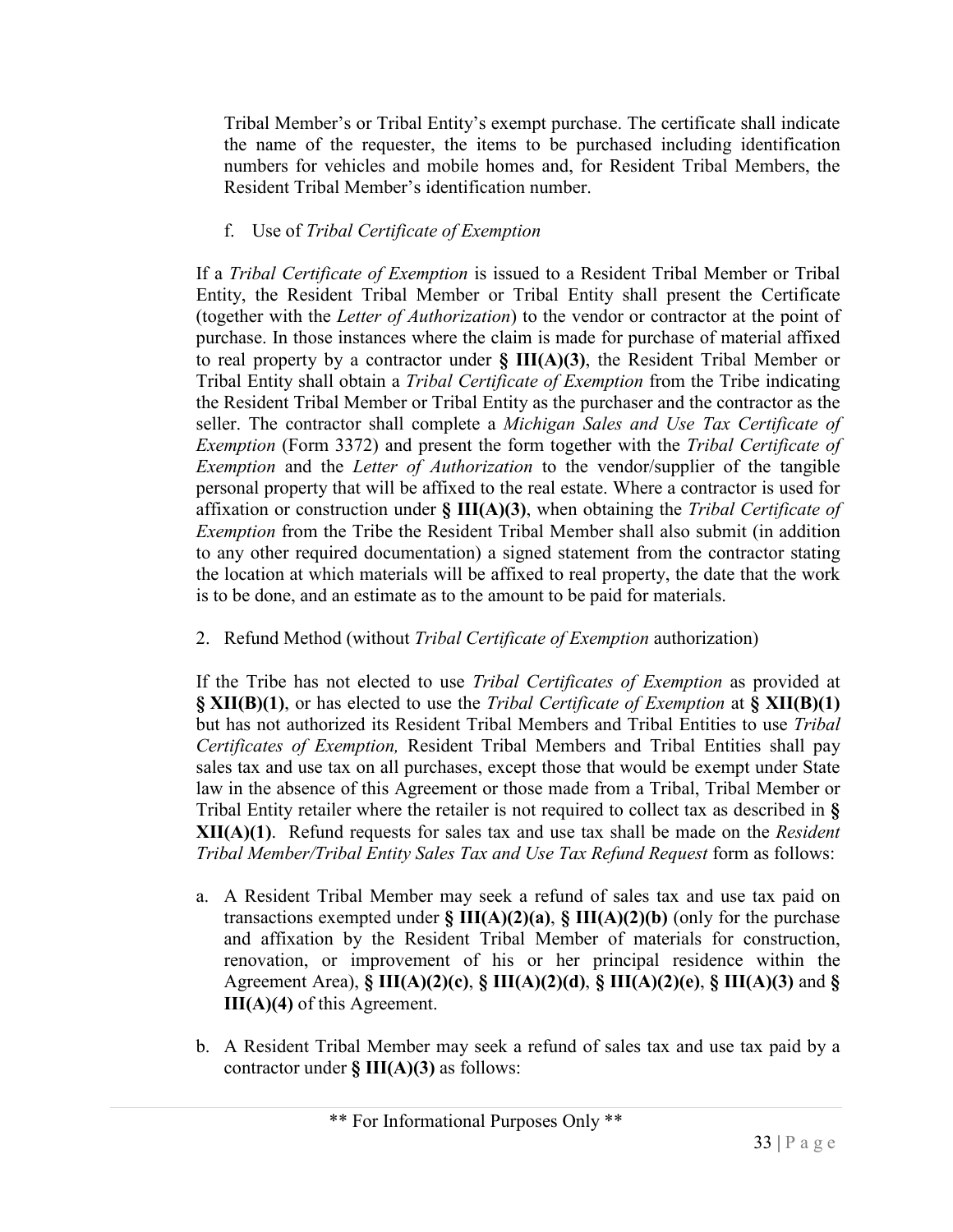Tribal Member's or Tribal Entity's exempt purchase. The certificate shall indicate the name of the requester, the items to be purchased including identification numbers for vehicles and mobile homes and, for Resident Tribal Members, the Resident Tribal Member's identification number.

f. Use of *Tribal Certificate of Exemption*

If a *Tribal Certificate of Exemption* is issued to a Resident Tribal Member or Tribal Entity, the Resident Tribal Member or Tribal Entity shall present the Certificate (together with the *Letter of Authorization*) to the vendor or contractor at the point of purchase. In those instances where the claim is made for purchase of material affixed to real property by a contractor under **§ III(A)(3)**, the Resident Tribal Member or Tribal Entity shall obtain a *Tribal Certificate of Exemption* from the Tribe indicating the Resident Tribal Member or Tribal Entity as the purchaser and the contractor as the seller. The contractor shall complete a *Michigan Sales and Use Tax Certificate of Exemption* (Form 3372) and present the form together with the *Tribal Certificate of Exemption* and the *Letter of Authorization* to the vendor/supplier of the tangible personal property that will be affixed to the real estate. Where a contractor is used for affixation or construction under **§ III(A)(3)**, when obtaining the *Tribal Certificate of Exemption* from the Tribe the Resident Tribal Member shall also submit (in addition to any other required documentation) a signed statement from the contractor stating the location at which materials will be affixed to real property, the date that the work is to be done, and an estimate as to the amount to be paid for materials.

2. Refund Method (without *Tribal Certificate of Exemption* authorization)

If the Tribe has not elected to use *Tribal Certificates of Exemption* as provided at **§ XII(B)(1)**, or has elected to use the *Tribal Certificate of Exemption* at **§ XII(B)(1)** but has not authorized its Resident Tribal Members and Tribal Entities to use *Tribal Certificates of Exemption,* Resident Tribal Members and Tribal Entities shall pay sales tax and use tax on all purchases, except those that would be exempt under State law in the absence of this Agreement or those made from a Tribal, Tribal Member or Tribal Entity retailer where the retailer is not required to collect tax as described in **§ XII(A)(1)**. Refund requests for sales tax and use tax shall be made on the *Resident Tribal Member/Tribal Entity Sales Tax and Use Tax Refund Request* form as follows:

a. A Resident Tribal Member may seek a refund of sales tax and use tax paid on transactions exempted under **§ III(A)(2)(a)**, **§ III(A)(2)(b)** (only for the purchase and affixation by the Resident Tribal Member of materials for construction, renovation, or improvement of his or her principal residence within the Agreement Area), **§ III(A)(2)(c)**, **§ III(A)(2)(d)**, **§ III(A)(2)(e)**, **§ III(A)(3)** and **§ III(A)(4)** of this Agreement.

b. A Resident Tribal Member may seek a refund of sales tax and use tax paid by a contractor under **§ III(A)(3)** as follows:

** For Informational Purposes Only **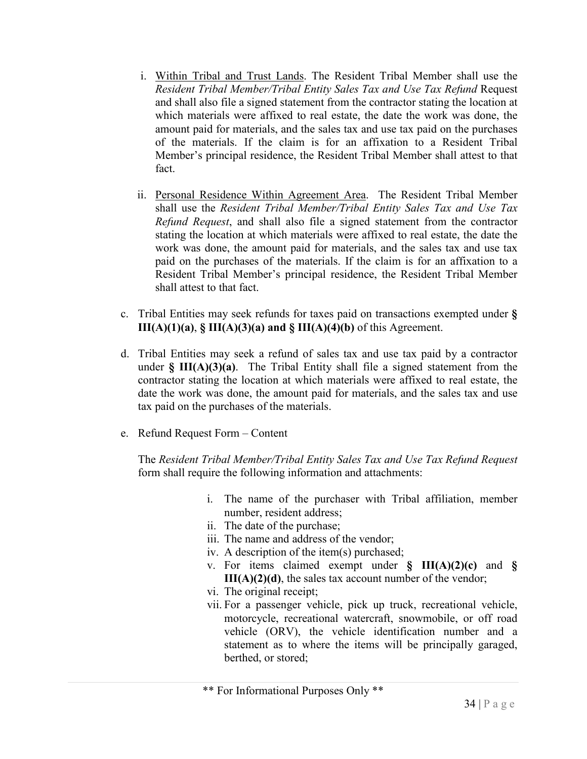i. Within Tribal and Trust Lands. The Resident Tribal Member shall use the *Resident Tribal Member/Tribal Entity Sales Tax and Use Tax Refund* Request and shall also file a signed statement from the contractor stating the location at which materials were affixed to real estate, the date the work was done, the amount paid for materials, and the sales tax and use tax paid on the purchases of the materials. If the claim is for an affixation to a Resident Tribal Member's principal residence, the Resident Tribal Member shall attest to that fact.

ii. Personal Residence Within Agreement Area. The Resident Tribal Member shall use the *Resident Tribal Member/Tribal Entity Sales Tax and Use Tax Refund Request*, and shall also file a signed statement from the contractor stating the location at which materials were affixed to real estate, the date the work was done, the amount paid for materials, and the sales tax and use tax paid on the purchases of the materials. If the claim is for an affixation to a Resident Tribal Member's principal residence, the Resident Tribal Member shall attest to that fact.

c. Tribal Entities may seek refunds for taxes paid on transactions exempted under **§ III(A)(1)(a)**, **§ III(A)(3)(a) and § III(A)(4)(b)** of this Agreement.

d. Tribal Entities may seek a refund of sales tax and use tax paid by a contractor under **§ III(A)(3)(a)**. The Tribal Entity shall file a signed statement from the contractor stating the location at which materials were affixed to real estate, the date the work was done, the amount paid for materials, and the sales tax and use tax paid on the purchases of the materials.

e. Refund Request Form – Content

The *Resident Tribal Member/Tribal Entity Sales Tax and Use Tax Refund Request* form shall require the following information and attachments:

i. The name of the purchaser with Tribal affiliation, member number, resident address;
ii. The date of the purchase;
iii. The name and address of the vendor;
iv. A description of the item(s) purchased;
v. For items claimed exempt under **§ III(A)(2)(c)** and **§ III(A)(2)(d)**, the sales tax account number of the vendor;
vi. The original receipt;
vii. For a passenger vehicle, pick up truck, recreational vehicle, motorcycle, recreational watercraft, snowmobile, or off road vehicle (ORV), the vehicle identification number and a statement as to where the items will be principally garaged, berthed, or stored;

** For Informational Purposes Only **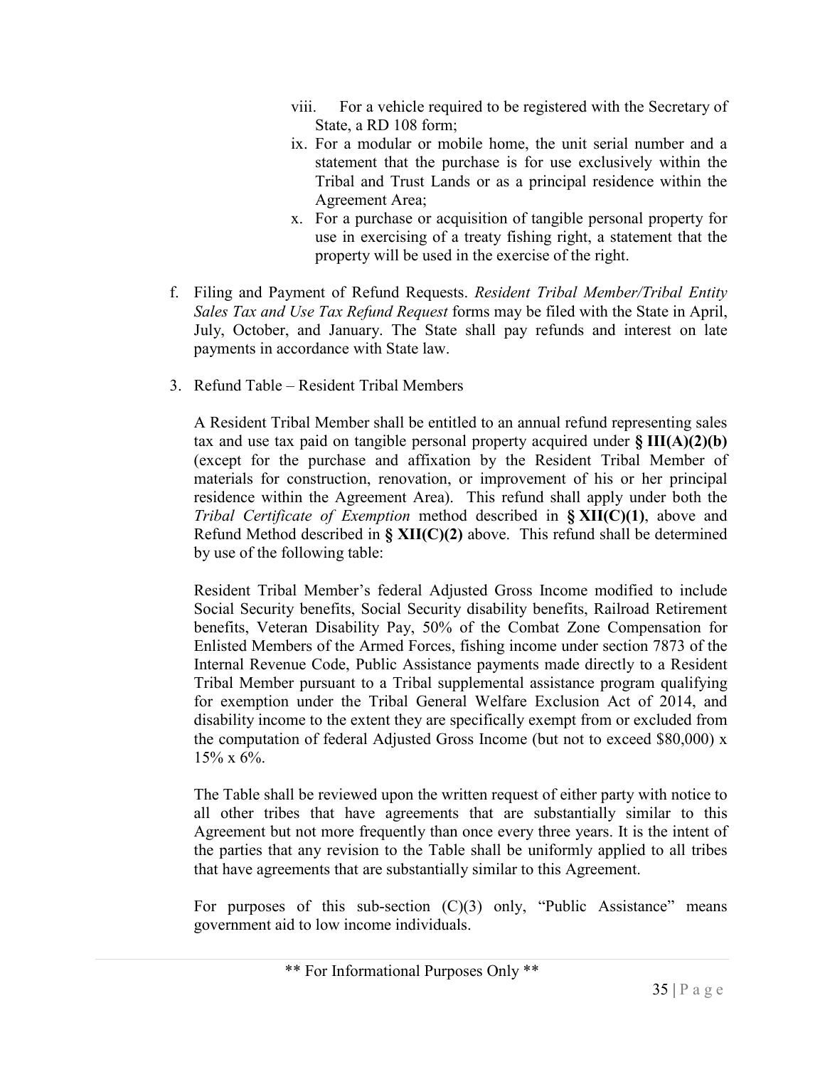viii. For a vehicle required to be registered with the Secretary of State, a RD 108 form;

ix. For a modular or mobile home, the unit serial number and a statement that the purchase is for use exclusively within the Tribal and Trust Lands or as a principal residence within the Agreement Area;

x. For a purchase or acquisition of tangible personal property for use in exercising of a treaty fishing right, a statement that the property will be used in the exercise of the right.

f. Filing and Payment of Refund Requests. *Resident Tribal Member/Tribal Entity Sales Tax and Use Tax Refund Request* forms may be filed with the State in April, July, October, and January. The State shall pay refunds and interest on late payments in accordance with State law.

3. Refund Table – Resident Tribal Members

A Resident Tribal Member shall be entitled to an annual refund representing sales tax and use tax paid on tangible personal property acquired under **§ III(A)(2)(b)** (except for the purchase and affixation by the Resident Tribal Member of materials for construction, renovation, or improvement of his or her principal residence within the Agreement Area). This refund shall apply under both the *Tribal Certificate of Exemption* method described in **§ XII(C)(1)**, above and Refund Method described in **§ XII(C)(2)** above. This refund shall be determined by use of the following table:

Resident Tribal Member's federal Adjusted Gross Income modified to include Social Security benefits, Social Security disability benefits, Railroad Retirement benefits, Veteran Disability Pay, 50% of the Combat Zone Compensation for Enlisted Members of the Armed Forces, fishing income under section 7873 of the Internal Revenue Code, Public Assistance payments made directly to a Resident Tribal Member pursuant to a Tribal supplemental assistance program qualifying for exemption under the Tribal General Welfare Exclusion Act of 2014, and disability income to the extent they are specifically exempt from or excluded from the computation of federal Adjusted Gross Income (but not to exceed $80,000) x 15% x 6%.

The Table shall be reviewed upon the written request of either party with notice to all other tribes that have agreements that are substantially similar to this Agreement but not more frequently than once every three years. It is the intent of the parties that any revision to the Table shall be uniformly applied to all tribes that have agreements that are substantially similar to this Agreement.

For purposes of this sub-section (C)(3) only, "Public Assistance" means government aid to low income individuals.

** For Informational Purposes Only **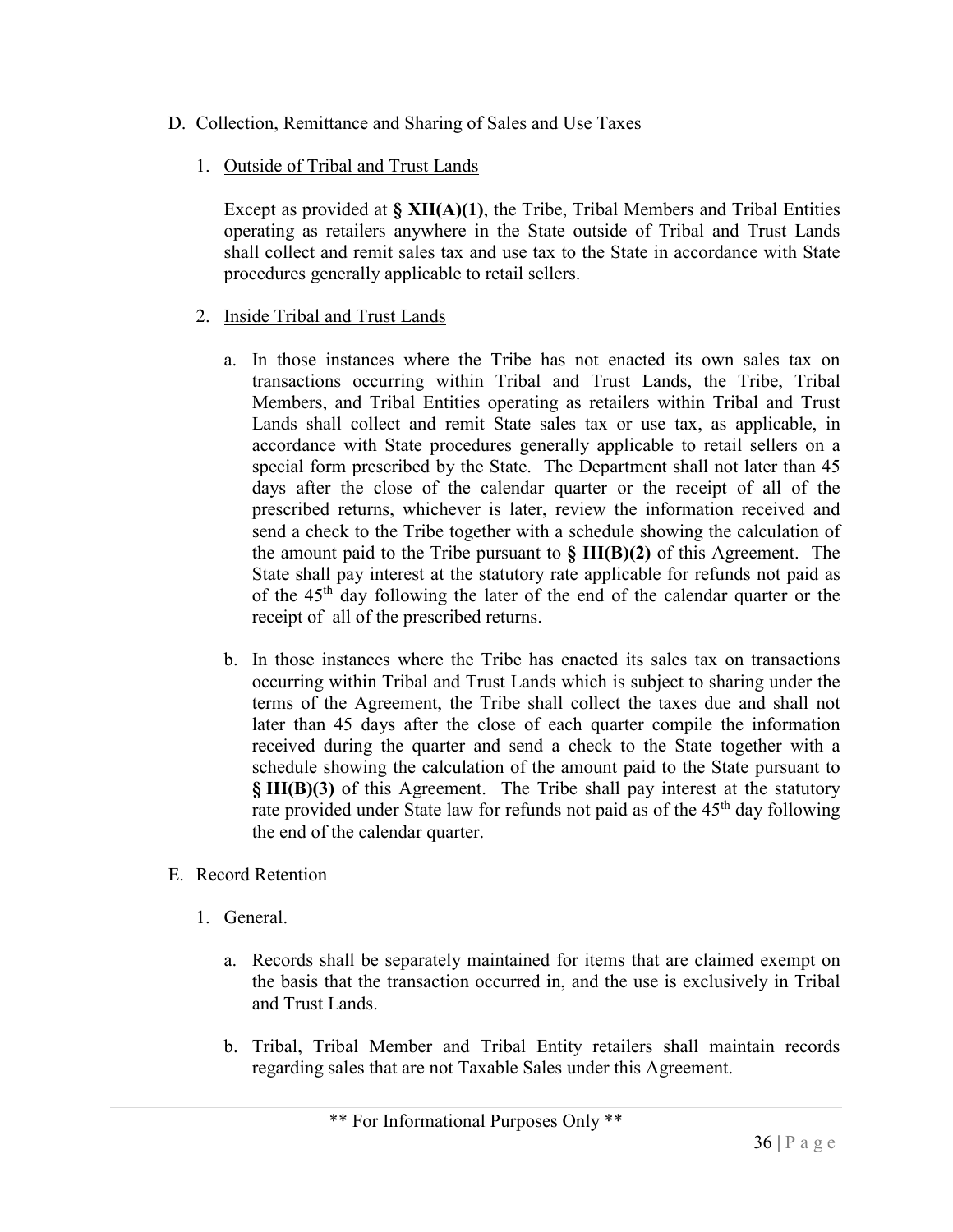D. Collection, Remittance and Sharing of Sales and Use Taxes

1. Outside of Tribal and Trust Lands

   Except as provided at **§ XII(A)(1)**, the Tribe, Tribal Members and Tribal Entities operating as retailers anywhere in the State outside of Tribal and Trust Lands shall collect and remit sales tax and use tax to the State in accordance with State procedures generally applicable to retail sellers.

2. Inside Tribal and Trust Lands

   a. In those instances where the Tribe has not enacted its own sales tax on transactions occurring within Tribal and Trust Lands, the Tribe, Tribal Members, and Tribal Entities operating as retailers within Tribal and Trust Lands shall collect and remit State sales tax or use tax, as applicable, in accordance with State procedures generally applicable to retail sellers on a special form prescribed by the State. The Department shall not later than 45 days after the close of the calendar quarter or the receipt of all of the prescribed returns, whichever is later, review the information received and send a check to the Tribe together with a schedule showing the calculation of the amount paid to the Tribe pursuant to **§ III(B)(2)** of this Agreement. The State shall pay interest at the statutory rate applicable for refunds not paid as of the 45th day following the later of the end of the calendar quarter or the receipt of all of the prescribed returns.

   b. In those instances where the Tribe has enacted its sales tax on transactions occurring within Tribal and Trust Lands which is subject to sharing under the terms of the Agreement, the Tribe shall collect the taxes due and shall not later than 45 days after the close of each quarter compile the information received during the quarter and send a check to the State together with a schedule showing the calculation of the amount paid to the State pursuant to **§ III(B)(3)** of this Agreement. The Tribe shall pay interest at the statutory rate provided under State law for refunds not paid as of the 45th day following the end of the calendar quarter.

E. Record Retention

1. General.

   a. Records shall be separately maintained for items that are claimed exempt on the basis that the transaction occurred in, and the use is exclusively in Tribal and Trust Lands.

   b. Tribal, Tribal Member and Tribal Entity retailers shall maintain records regarding sales that are not Taxable Sales under this Agreement.

** For Informational Purposes Only **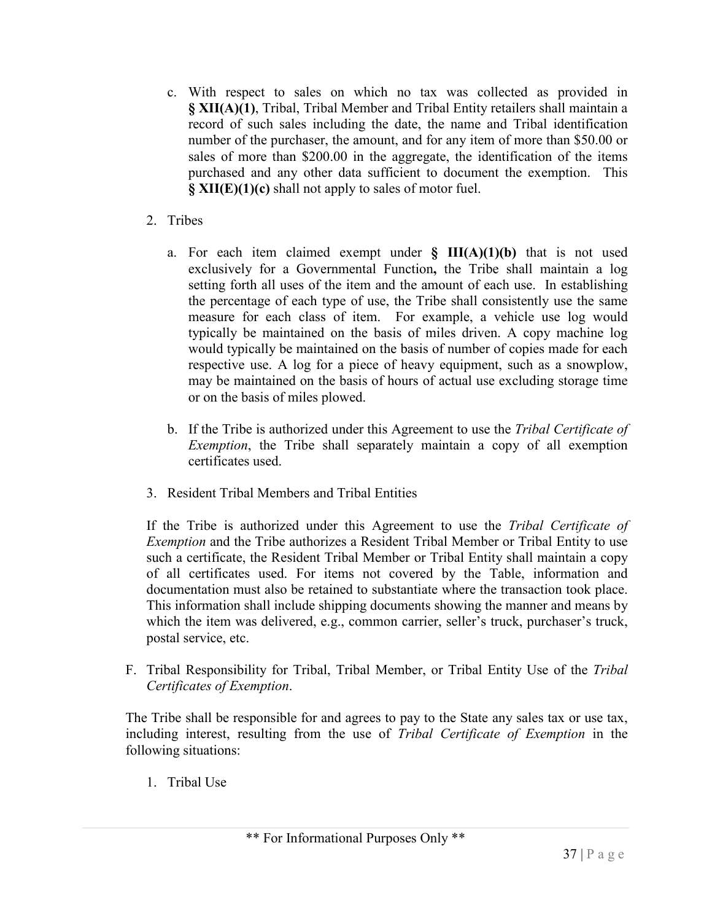c. With respect to sales on which no tax was collected as provided in **§ XII(A)(1)**, Tribal, Tribal Member and Tribal Entity retailers shall maintain a record of such sales including the date, the name and Tribal identification number of the purchaser, the amount, and for any item of more than $50.00 or sales of more than $200.00 in the aggregate, the identification of the items purchased and any other data sufficient to document the exemption. This **§ XII(E)(1)(c)** shall not apply to sales of motor fuel.

2. Tribes

   a. For each item claimed exempt under **§ III(A)(1)(b)** that is not used exclusively for a Governmental Function**,** the Tribe shall maintain a log setting forth all uses of the item and the amount of each use. In establishing the percentage of each type of use, the Tribe shall consistently use the same measure for each class of item. For example, a vehicle use log would typically be maintained on the basis of miles driven. A copy machine log would typically be maintained on the basis of number of copies made for each respective use. A log for a piece of heavy equipment, such as a snowplow, may be maintained on the basis of hours of actual use excluding storage time or on the basis of miles plowed.

   b. If the Tribe is authorized under this Agreement to use the *Tribal Certificate of Exemption*, the Tribe shall separately maintain a copy of all exemption certificates used.

3. Resident Tribal Members and Tribal Entities

If the Tribe is authorized under this Agreement to use the *Tribal Certificate of Exemption* and the Tribe authorizes a Resident Tribal Member or Tribal Entity to use such a certificate, the Resident Tribal Member or Tribal Entity shall maintain a copy of all certificates used. For items not covered by the Table, information and documentation must also be retained to substantiate where the transaction took place. This information shall include shipping documents showing the manner and means by which the item was delivered, e.g., common carrier, seller's truck, purchaser's truck, postal service, etc.

F. Tribal Responsibility for Tribal, Tribal Member, or Tribal Entity Use of the *Tribal Certificates of Exemption*.

The Tribe shall be responsible for and agrees to pay to the State any sales tax or use tax, including interest, resulting from the use of *Tribal Certificate of Exemption* in the following situations:

1. Tribal Use

** For Informational Purposes Only **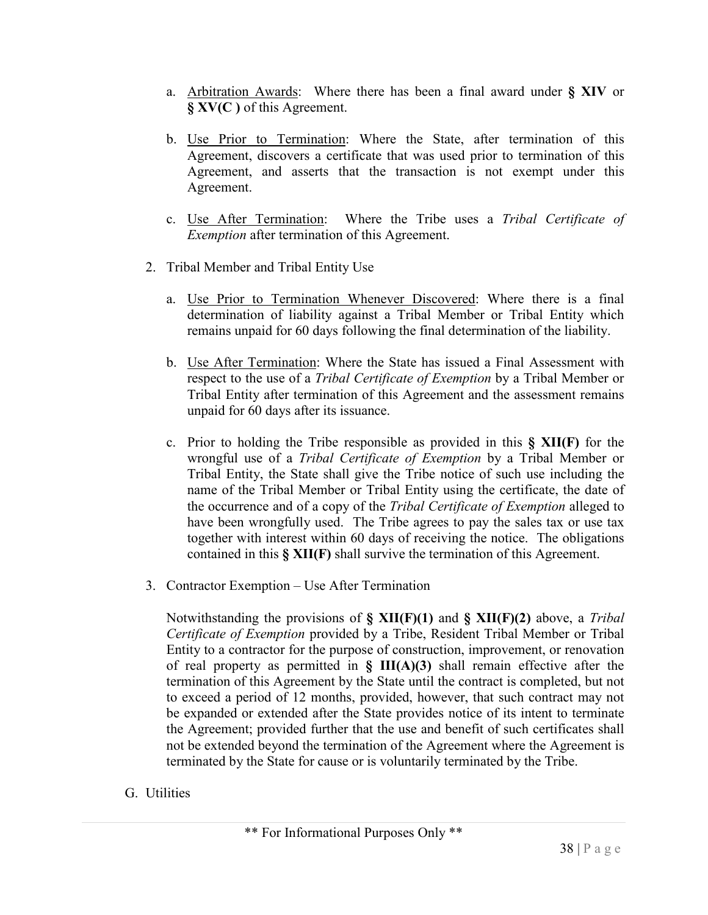a. Arbitration Awards: Where there has been a final award under **§ XIV** or **§ XV(C )** of this Agreement.

b. Use Prior to Termination: Where the State, after termination of this Agreement, discovers a certificate that was used prior to termination of this Agreement, and asserts that the transaction is not exempt under this Agreement.

c. Use After Termination: Where the Tribe uses a *Tribal Certificate of Exemption* after termination of this Agreement.

2. Tribal Member and Tribal Entity Use

a. Use Prior to Termination Whenever Discovered: Where there is a final determination of liability against a Tribal Member or Tribal Entity which remains unpaid for 60 days following the final determination of the liability.

b. Use After Termination: Where the State has issued a Final Assessment with respect to the use of a *Tribal Certificate of Exemption* by a Tribal Member or Tribal Entity after termination of this Agreement and the assessment remains unpaid for 60 days after its issuance.

c. Prior to holding the Tribe responsible as provided in this **§ XII(F)** for the wrongful use of a *Tribal Certificate of Exemption* by a Tribal Member or Tribal Entity, the State shall give the Tribe notice of such use including the name of the Tribal Member or Tribal Entity using the certificate, the date of the occurrence and of a copy of the *Tribal Certificate of Exemption* alleged to have been wrongfully used. The Tribe agrees to pay the sales tax or use tax together with interest within 60 days of receiving the notice. The obligations contained in this **§ XII(F)** shall survive the termination of this Agreement.

3. Contractor Exemption – Use After Termination

Notwithstanding the provisions of **§ XII(F)(1)** and **§ XII(F)(2)** above, a *Tribal Certificate of Exemption* provided by a Tribe, Resident Tribal Member or Tribal Entity to a contractor for the purpose of construction, improvement, or renovation of real property as permitted in **§ III(A)(3)** shall remain effective after the termination of this Agreement by the State until the contract is completed, but not to exceed a period of 12 months, provided, however, that such contract may not be expanded or extended after the State provides notice of its intent to terminate the Agreement; provided further that the use and benefit of such certificates shall not be extended beyond the termination of the Agreement where the Agreement is terminated by the State for cause or is voluntarily terminated by the Tribe.

G. Utilities

** For Informational Purposes Only **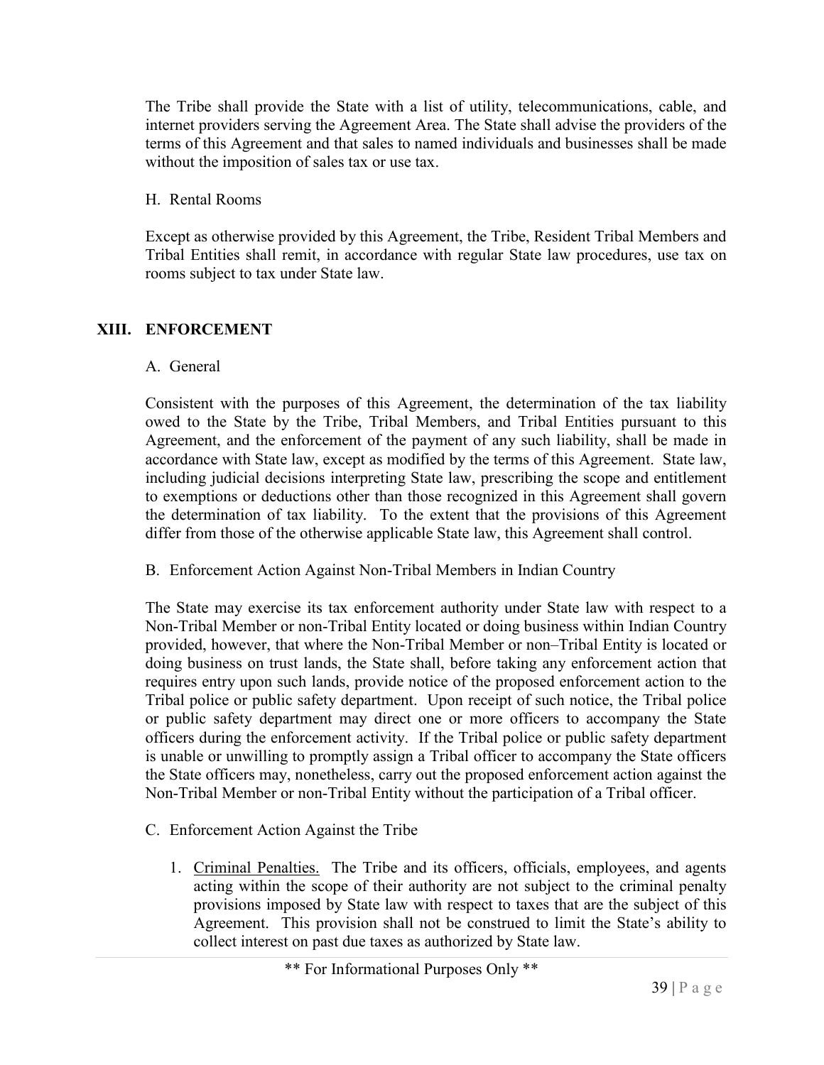The Tribe shall provide the State with a list of utility, telecommunications, cable, and internet providers serving the Agreement Area. The State shall advise the providers of the terms of this Agreement and that sales to named individuals and businesses shall be made without the imposition of sales tax or use tax.

H. Rental Rooms

Except as otherwise provided by this Agreement, the Tribe, Resident Tribal Members and Tribal Entities shall remit, in accordance with regular State law procedures, use tax on rooms subject to tax under State law.

## XIII. ENFORCEMENT

A. General

Consistent with the purposes of this Agreement, the determination of the tax liability owed to the State by the Tribe, Tribal Members, and Tribal Entities pursuant to this Agreement, and the enforcement of the payment of any such liability, shall be made in accordance with State law, except as modified by the terms of this Agreement. State law, including judicial decisions interpreting State law, prescribing the scope and entitlement to exemptions or deductions other than those recognized in this Agreement shall govern the determination of tax liability. To the extent that the provisions of this Agreement differ from those of the otherwise applicable State law, this Agreement shall control.

B. Enforcement Action Against Non-Tribal Members in Indian Country

The State may exercise its tax enforcement authority under State law with respect to a Non-Tribal Member or non-Tribal Entity located or doing business within Indian Country provided, however, that where the Non-Tribal Member or non–Tribal Entity is located or doing business on trust lands, the State shall, before taking any enforcement action that requires entry upon such lands, provide notice of the proposed enforcement action to the Tribal police or public safety department. Upon receipt of such notice, the Tribal police or public safety department may direct one or more officers to accompany the State officers during the enforcement activity. If the Tribal police or public safety department is unable or unwilling to promptly assign a Tribal officer to accompany the State officers the State officers may, nonetheless, carry out the proposed enforcement action against the Non-Tribal Member or non-Tribal Entity without the participation of a Tribal officer.

C. Enforcement Action Against the Tribe

1. Criminal Penalties. The Tribe and its officers, officials, employees, and agents acting within the scope of their authority are not subject to the criminal penalty provisions imposed by State law with respect to taxes that are the subject of this Agreement. This provision shall not be construed to limit the State's ability to collect interest on past due taxes as authorized by State law.

** For Informational Purposes Only **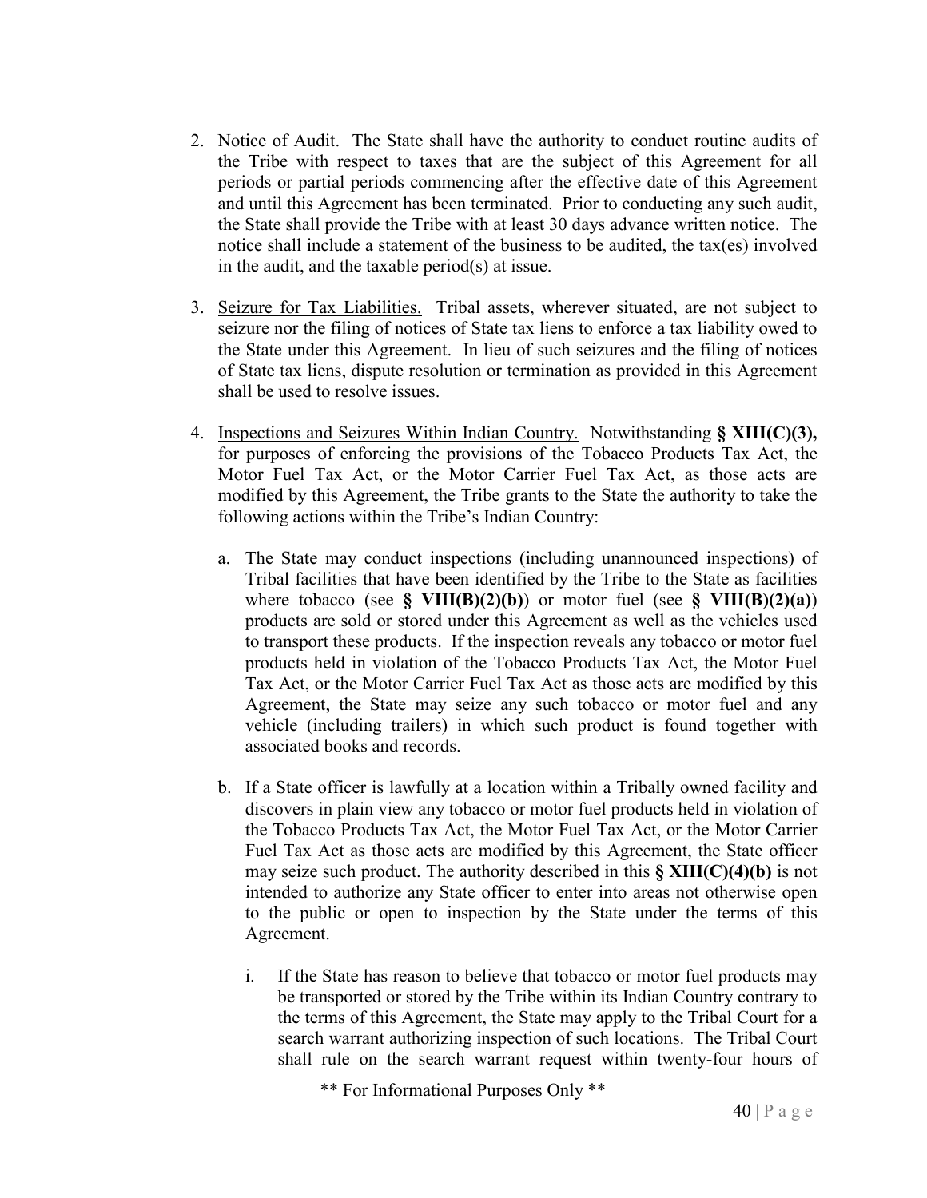2. Notice of Audit. The State shall have the authority to conduct routine audits of the Tribe with respect to taxes that are the subject of this Agreement for all periods or partial periods commencing after the effective date of this Agreement and until this Agreement has been terminated. Prior to conducting any such audit, the State shall provide the Tribe with at least 30 days advance written notice. The notice shall include a statement of the business to be audited, the tax(es) involved in the audit, and the taxable period(s) at issue.

3. Seizure for Tax Liabilities. Tribal assets, wherever situated, are not subject to seizure nor the filing of notices of State tax liens to enforce a tax liability owed to the State under this Agreement. In lieu of such seizures and the filing of notices of State tax liens, dispute resolution or termination as provided in this Agreement shall be used to resolve issues.

4. Inspections and Seizures Within Indian Country. Notwithstanding **§ XIII(C)(3),** for purposes of enforcing the provisions of the Tobacco Products Tax Act, the Motor Fuel Tax Act, or the Motor Carrier Fuel Tax Act, as those acts are modified by this Agreement, the Tribe grants to the State the authority to take the following actions within the Tribe's Indian Country:

   a. The State may conduct inspections (including unannounced inspections) of Tribal facilities that have been identified by the Tribe to the State as facilities where tobacco (see **§ VIII(B)(2)(b)**) or motor fuel (see **§ VIII(B)(2)(a)**) products are sold or stored under this Agreement as well as the vehicles used to transport these products. If the inspection reveals any tobacco or motor fuel products held in violation of the Tobacco Products Tax Act, the Motor Fuel Tax Act, or the Motor Carrier Fuel Tax Act as those acts are modified by this Agreement, the State may seize any such tobacco or motor fuel and any vehicle (including trailers) in which such product is found together with associated books and records.

   b. If a State officer is lawfully at a location within a Tribally owned facility and discovers in plain view any tobacco or motor fuel products held in violation of the Tobacco Products Tax Act, the Motor Fuel Tax Act, or the Motor Carrier Fuel Tax Act as those acts are modified by this Agreement, the State officer may seize such product. The authority described in this **§ XIII(C)(4)(b)** is not intended to authorize any State officer to enter into areas not otherwise open to the public or open to inspection by the State under the terms of this Agreement.

      i. If the State has reason to believe that tobacco or motor fuel products may be transported or stored by the Tribe within its Indian Country contrary to the terms of this Agreement, the State may apply to the Tribal Court for a search warrant authorizing inspection of such locations. The Tribal Court shall rule on the search warrant request within twenty-four hours of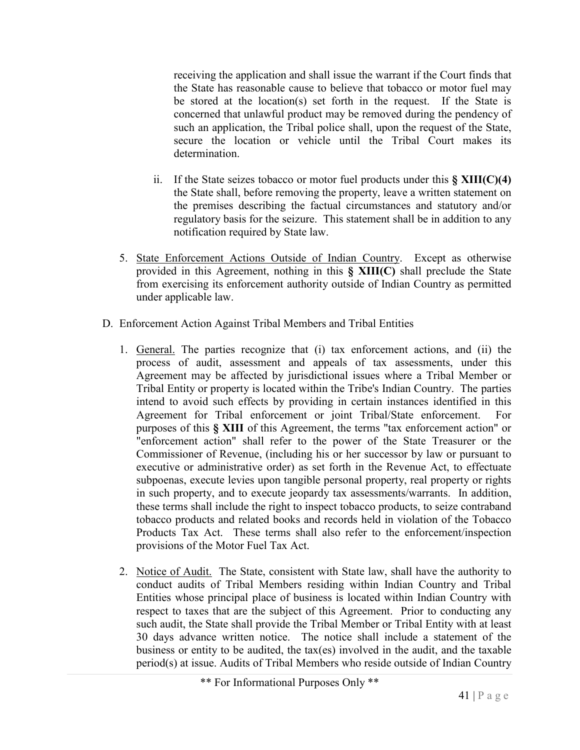receiving the application and shall issue the warrant if the Court finds that the State has reasonable cause to believe that tobacco or motor fuel may be stored at the location(s) set forth in the request. If the State is concerned that unlawful product may be removed during the pendency of such an application, the Tribal police shall, upon the request of the State, secure the location or vehicle until the Tribal Court makes its determination.

ii. If the State seizes tobacco or motor fuel products under this **§ XIII(C)(4)** the State shall, before removing the property, leave a written statement on the premises describing the factual circumstances and statutory and/or regulatory basis for the seizure. This statement shall be in addition to any notification required by State law.

5. State Enforcement Actions Outside of Indian Country. Except as otherwise provided in this Agreement, nothing in this **§ XIII(C)** shall preclude the State from exercising its enforcement authority outside of Indian Country as permitted under applicable law.

D. Enforcement Action Against Tribal Members and Tribal Entities

1. General. The parties recognize that (i) tax enforcement actions, and (ii) the process of audit, assessment and appeals of tax assessments, under this Agreement may be affected by jurisdictional issues where a Tribal Member or Tribal Entity or property is located within the Tribe's Indian Country. The parties intend to avoid such effects by providing in certain instances identified in this Agreement for Tribal enforcement or joint Tribal/State enforcement. For purposes of this **§ XIII** of this Agreement, the terms "tax enforcement action" or "enforcement action" shall refer to the power of the State Treasurer or the Commissioner of Revenue, (including his or her successor by law or pursuant to executive or administrative order) as set forth in the Revenue Act, to effectuate subpoenas, execute levies upon tangible personal property, real property or rights in such property, and to execute jeopardy tax assessments/warrants. In addition, these terms shall include the right to inspect tobacco products, to seize contraband tobacco products and related books and records held in violation of the Tobacco Products Tax Act. These terms shall also refer to the enforcement/inspection provisions of the Motor Fuel Tax Act.

2. Notice of Audit. The State, consistent with State law, shall have the authority to conduct audits of Tribal Members residing within Indian Country and Tribal Entities whose principal place of business is located within Indian Country with respect to taxes that are the subject of this Agreement. Prior to conducting any such audit, the State shall provide the Tribal Member or Tribal Entity with at least 30 days advance written notice. The notice shall include a statement of the business or entity to be audited, the tax(es) involved in the audit, and the taxable period(s) at issue. Audits of Tribal Members who reside outside of Indian Country

** For Informational Purposes Only **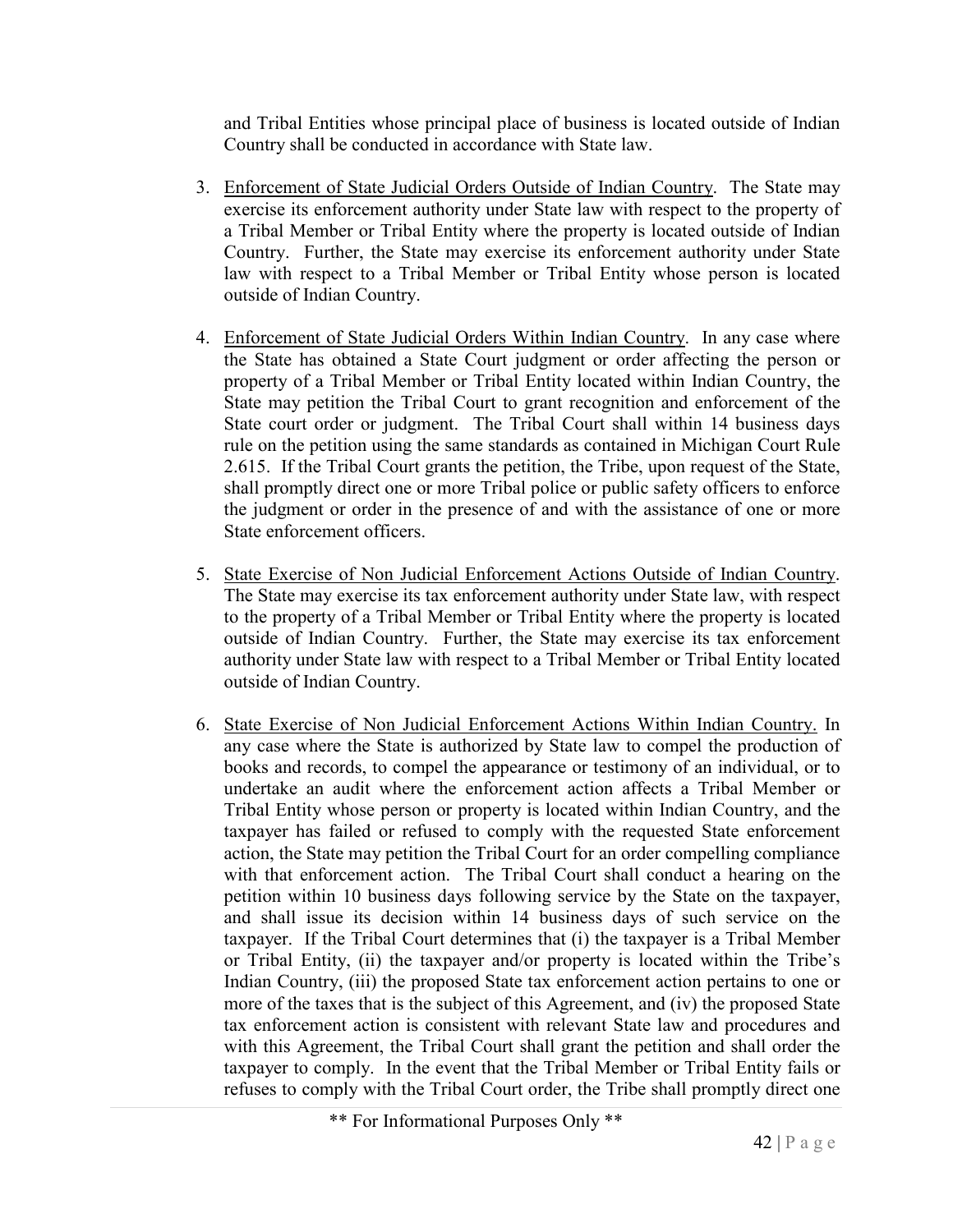and Tribal Entities whose principal place of business is located outside of Indian Country shall be conducted in accordance with State law.

3. Enforcement of State Judicial Orders Outside of Indian Country. The State may exercise its enforcement authority under State law with respect to the property of a Tribal Member or Tribal Entity where the property is located outside of Indian Country. Further, the State may exercise its enforcement authority under State law with respect to a Tribal Member or Tribal Entity whose person is located outside of Indian Country.

4. Enforcement of State Judicial Orders Within Indian Country. In any case where the State has obtained a State Court judgment or order affecting the person or property of a Tribal Member or Tribal Entity located within Indian Country, the State may petition the Tribal Court to grant recognition and enforcement of the State court order or judgment. The Tribal Court shall within 14 business days rule on the petition using the same standards as contained in Michigan Court Rule 2.615. If the Tribal Court grants the petition, the Tribe, upon request of the State, shall promptly direct one or more Tribal police or public safety officers to enforce the judgment or order in the presence of and with the assistance of one or more State enforcement officers.

5. State Exercise of Non Judicial Enforcement Actions Outside of Indian Country. The State may exercise its tax enforcement authority under State law, with respect to the property of a Tribal Member or Tribal Entity where the property is located outside of Indian Country. Further, the State may exercise its tax enforcement authority under State law with respect to a Tribal Member or Tribal Entity located outside of Indian Country.

6. State Exercise of Non Judicial Enforcement Actions Within Indian Country. In any case where the State is authorized by State law to compel the production of books and records, to compel the appearance or testimony of an individual, or to undertake an audit where the enforcement action affects a Tribal Member or Tribal Entity whose person or property is located within Indian Country, and the taxpayer has failed or refused to comply with the requested State enforcement action, the State may petition the Tribal Court for an order compelling compliance with that enforcement action. The Tribal Court shall conduct a hearing on the petition within 10 business days following service by the State on the taxpayer, and shall issue its decision within 14 business days of such service on the taxpayer. If the Tribal Court determines that (i) the taxpayer is a Tribal Member or Tribal Entity, (ii) the taxpayer and/or property is located within the Tribe's Indian Country, (iii) the proposed State tax enforcement action pertains to one or more of the taxes that is the subject of this Agreement, and (iv) the proposed State tax enforcement action is consistent with relevant State law and procedures and with this Agreement, the Tribal Court shall grant the petition and shall order the taxpayer to comply. In the event that the Tribal Member or Tribal Entity fails or refuses to comply with the Tribal Court order, the Tribe shall promptly direct one

** For Informational Purposes Only **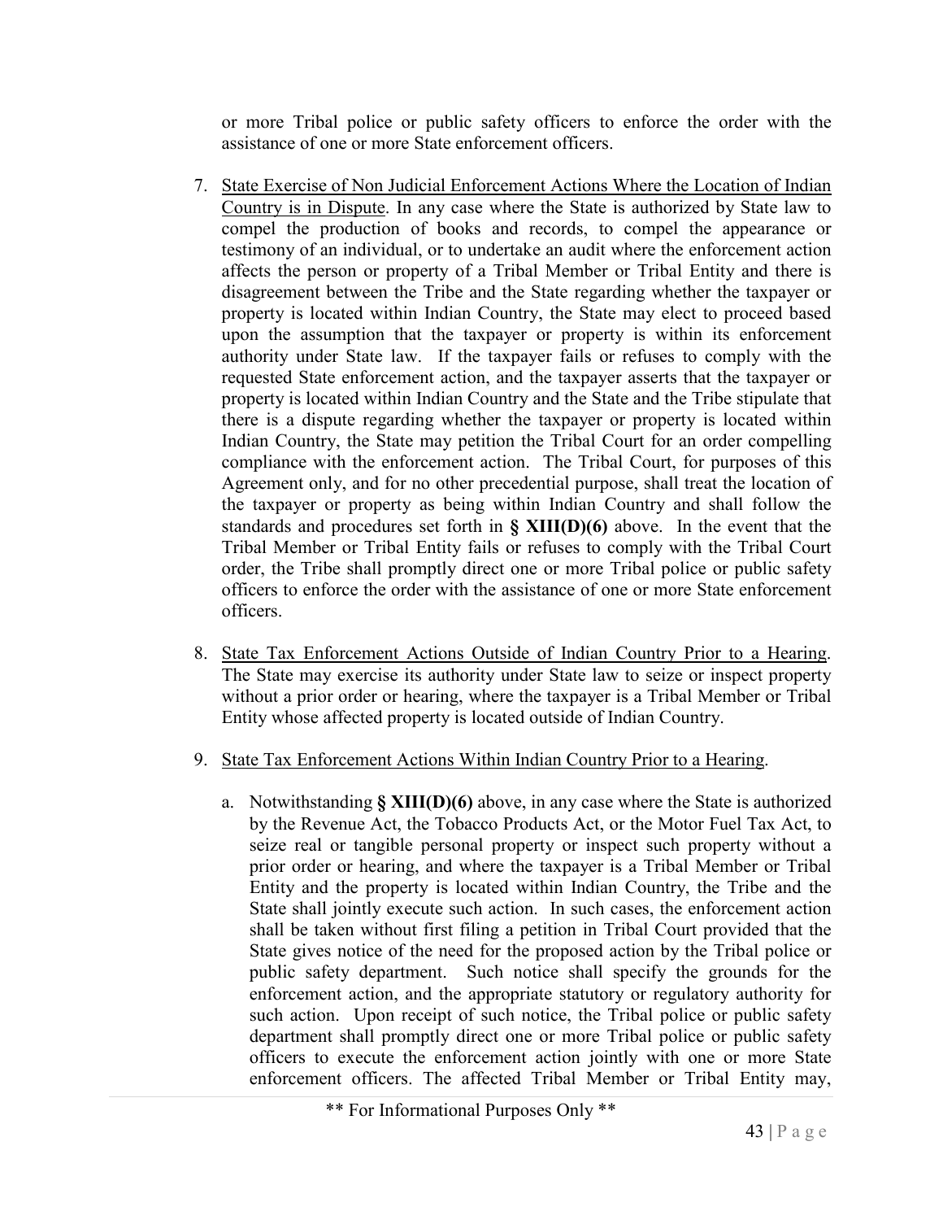or more Tribal police or public safety officers to enforce the order with the assistance of one or more State enforcement officers.

7. State Exercise of Non Judicial Enforcement Actions Where the Location of Indian Country is in Dispute. In any case where the State is authorized by State law to compel the production of books and records, to compel the appearance or testimony of an individual, or to undertake an audit where the enforcement action affects the person or property of a Tribal Member or Tribal Entity and there is disagreement between the Tribe and the State regarding whether the taxpayer or property is located within Indian Country, the State may elect to proceed based upon the assumption that the taxpayer or property is within its enforcement authority under State law. If the taxpayer fails or refuses to comply with the requested State enforcement action, and the taxpayer asserts that the taxpayer or property is located within Indian Country and the State and the Tribe stipulate that there is a dispute regarding whether the taxpayer or property is located within Indian Country, the State may petition the Tribal Court for an order compelling compliance with the enforcement action. The Tribal Court, for purposes of this Agreement only, and for no other precedential purpose, shall treat the location of the taxpayer or property as being within Indian Country and shall follow the standards and procedures set forth in **§ XIII(D)(6)** above. In the event that the Tribal Member or Tribal Entity fails or refuses to comply with the Tribal Court order, the Tribe shall promptly direct one or more Tribal police or public safety officers to enforce the order with the assistance of one or more State enforcement officers.

8. State Tax Enforcement Actions Outside of Indian Country Prior to a Hearing. The State may exercise its authority under State law to seize or inspect property without a prior order or hearing, where the taxpayer is a Tribal Member or Tribal Entity whose affected property is located outside of Indian Country.

9. State Tax Enforcement Actions Within Indian Country Prior to a Hearing.

   a. Notwithstanding **§ XIII(D)(6)** above, in any case where the State is authorized by the Revenue Act, the Tobacco Products Act, or the Motor Fuel Tax Act, to seize real or tangible personal property or inspect such property without a prior order or hearing, and where the taxpayer is a Tribal Member or Tribal Entity and the property is located within Indian Country, the Tribe and the State shall jointly execute such action. In such cases, the enforcement action shall be taken without first filing a petition in Tribal Court provided that the State gives notice of the need for the proposed action by the Tribal police or public safety department. Such notice shall specify the grounds for the enforcement action, and the appropriate statutory or regulatory authority for such action. Upon receipt of such notice, the Tribal police or public safety department shall promptly direct one or more Tribal police or public safety officers to execute the enforcement action jointly with one or more State enforcement officers. The affected Tribal Member or Tribal Entity may,

** For Informational Purposes Only **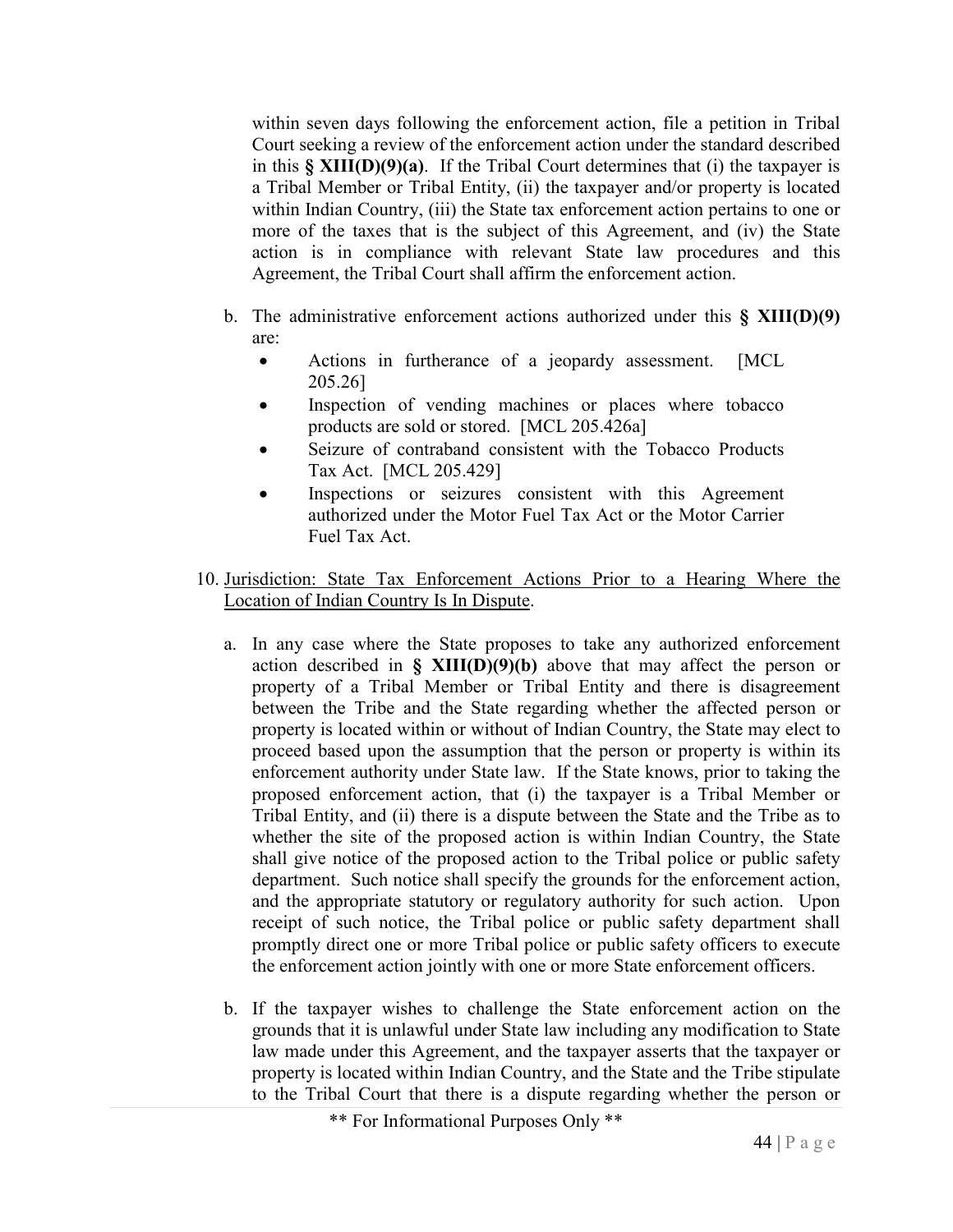within seven days following the enforcement action, file a petition in Tribal Court seeking a review of the enforcement action under the standard described in this **§ XIII(D)(9)(a)**. If the Tribal Court determines that (i) the taxpayer is a Tribal Member or Tribal Entity, (ii) the taxpayer and/or property is located within Indian Country, (iii) the State tax enforcement action pertains to one or more of the taxes that is the subject of this Agreement, and (iv) the State action is in compliance with relevant State law procedures and this Agreement, the Tribal Court shall affirm the enforcement action.

b. The administrative enforcement actions authorized under this **§ XIII(D)(9)** are:
   - Actions in furtherance of a jeopardy assessment. [MCL 205.26]
   - Inspection of vending machines or places where tobacco products are sold or stored. [MCL 205.426a]
   - Seizure of contraband consistent with the Tobacco Products Tax Act. [MCL 205.429]
   - Inspections or seizures consistent with this Agreement authorized under the Motor Fuel Tax Act or the Motor Carrier Fuel Tax Act.

10. <u>Jurisdiction: State Tax Enforcement Actions Prior to a Hearing Where the Location of Indian Country Is In Dispute</u>.

   a. In any case where the State proposes to take any authorized enforcement action described in **§ XIII(D)(9)(b)** above that may affect the person or property of a Tribal Member or Tribal Entity and there is disagreement between the Tribe and the State regarding whether the affected person or property is located within or without of Indian Country, the State may elect to proceed based upon the assumption that the person or property is within its enforcement authority under State law. If the State knows, prior to taking the proposed enforcement action, that (i) the taxpayer is a Tribal Member or Tribal Entity, and (ii) there is a dispute between the State and the Tribe as to whether the site of the proposed action is within Indian Country, the State shall give notice of the proposed action to the Tribal police or public safety department. Such notice shall specify the grounds for the enforcement action, and the appropriate statutory or regulatory authority for such action. Upon receipt of such notice, the Tribal police or public safety department shall promptly direct one or more Tribal police or public safety officers to execute the enforcement action jointly with one or more State enforcement officers.

   b. If the taxpayer wishes to challenge the State enforcement action on the grounds that it is unlawful under State law including any modification to State law made under this Agreement, and the taxpayer asserts that the taxpayer or property is located within Indian Country, and the State and the Tribe stipulate to the Tribal Court that there is a dispute regarding whether the person or

** For Informational Purposes Only **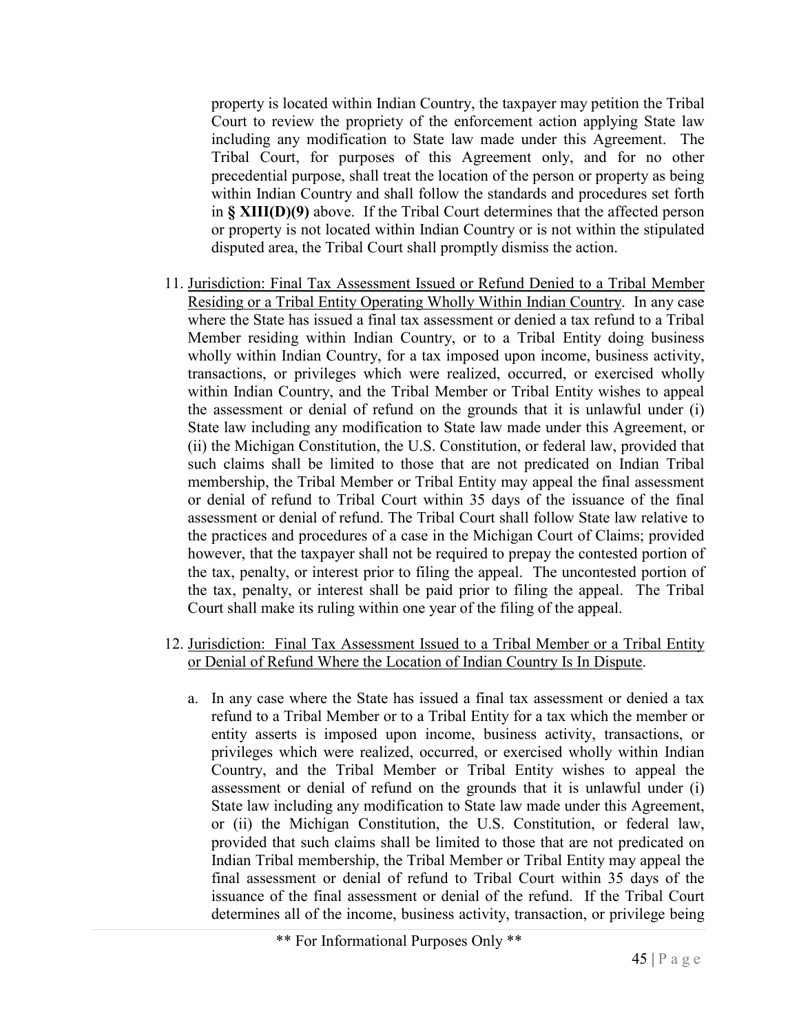property is located within Indian Country, the taxpayer may petition the Tribal Court to review the propriety of the enforcement action applying State law including any modification to State law made under this Agreement. The Tribal Court, for purposes of this Agreement only, and for no other precedential purpose, shall treat the location of the person or property as being within Indian Country and shall follow the standards and procedures set forth in **§ XIII(D)(9)** above. If the Tribal Court determines that the affected person or property is not located within Indian Country or is not within the stipulated disputed area, the Tribal Court shall promptly dismiss the action.

11. <u>Jurisdiction: Final Tax Assessment Issued or Refund Denied to a Tribal Member Residing or a Tribal Entity Operating Wholly Within Indian Country</u>. In any case where the State has issued a final tax assessment or denied a tax refund to a Tribal Member residing within Indian Country, or to a Tribal Entity doing business wholly within Indian Country, for a tax imposed upon income, business activity, transactions, or privileges which were realized, occurred, or exercised wholly within Indian Country, and the Tribal Member or Tribal Entity wishes to appeal the assessment or denial of refund on the grounds that it is unlawful under (i) State law including any modification to State law made under this Agreement, or (ii) the Michigan Constitution, the U.S. Constitution, or federal law, provided that such claims shall be limited to those that are not predicated on Indian Tribal membership, the Tribal Member or Tribal Entity may appeal the final assessment or denial of refund to Tribal Court within 35 days of the issuance of the final assessment or denial of refund. The Tribal Court shall follow State law relative to the practices and procedures of a case in the Michigan Court of Claims; provided however, that the taxpayer shall not be required to prepay the contested portion of the tax, penalty, or interest prior to filing the appeal. The uncontested portion of the tax, penalty, or interest shall be paid prior to filing the appeal. The Tribal Court shall make its ruling within one year of the filing of the appeal.

12. <u>Jurisdiction: Final Tax Assessment Issued to a Tribal Member or a Tribal Entity or Denial of Refund Where the Location of Indian Country Is In Dispute</u>.

    a. In any case where the State has issued a final tax assessment or denied a tax refund to a Tribal Member or to a Tribal Entity for a tax which the member or entity asserts is imposed upon income, business activity, transactions, or privileges which were realized, occurred, or exercised wholly within Indian Country, and the Tribal Member or Tribal Entity wishes to appeal the assessment or denial of refund on the grounds that it is unlawful under (i) State law including any modification to State law made under this Agreement, or (ii) the Michigan Constitution, the U.S. Constitution, or federal law, provided that such claims shall be limited to those that are not predicated on Indian Tribal membership, the Tribal Member or Tribal Entity may appeal the final assessment or denial of refund to Tribal Court within 35 days of the issuance of the final assessment or denial of the refund. If the Tribal Court determines all of the income, business activity, transaction, or privilege being

** For Informational Purposes Only **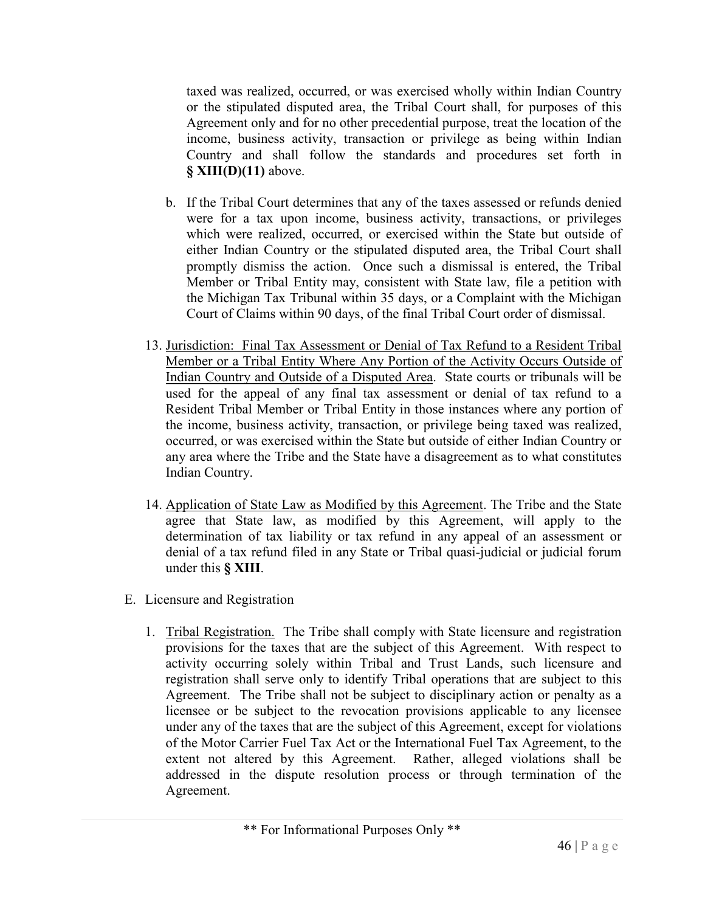taxed was realized, occurred, or was exercised wholly within Indian Country or the stipulated disputed area, the Tribal Court shall, for purposes of this Agreement only and for no other precedential purpose, treat the location of the income, business activity, transaction or privilege as being within Indian Country and shall follow the standards and procedures set forth in **§ XIII(D)(11)** above.

b. If the Tribal Court determines that any of the taxes assessed or refunds denied were for a tax upon income, business activity, transactions, or privileges which were realized, occurred, or exercised within the State but outside of either Indian Country or the stipulated disputed area, the Tribal Court shall promptly dismiss the action. Once such a dismissal is entered, the Tribal Member or Tribal Entity may, consistent with State law, file a petition with the Michigan Tax Tribunal within 35 days, or a Complaint with the Michigan Court of Claims within 90 days, of the final Tribal Court order of dismissal.

13. Jurisdiction: Final Tax Assessment or Denial of Tax Refund to a Resident Tribal Member or a Tribal Entity Where Any Portion of the Activity Occurs Outside of Indian Country and Outside of a Disputed Area. State courts or tribunals will be used for the appeal of any final tax assessment or denial of tax refund to a Resident Tribal Member or Tribal Entity in those instances where any portion of the income, business activity, transaction, or privilege being taxed was realized, occurred, or was exercised within the State but outside of either Indian Country or any area where the Tribe and the State have a disagreement as to what constitutes Indian Country.

14. Application of State Law as Modified by this Agreement. The Tribe and the State agree that State law, as modified by this Agreement, will apply to the determination of tax liability or tax refund in any appeal of an assessment or denial of a tax refund filed in any State or Tribal quasi-judicial or judicial forum under this **§ XIII**.

E. Licensure and Registration

1. Tribal Registration. The Tribe shall comply with State licensure and registration provisions for the taxes that are the subject of this Agreement. With respect to activity occurring solely within Tribal and Trust Lands, such licensure and registration shall serve only to identify Tribal operations that are subject to this Agreement. The Tribe shall not be subject to disciplinary action or penalty as a licensee or be subject to the revocation provisions applicable to any licensee under any of the taxes that are the subject of this Agreement, except for violations of the Motor Carrier Fuel Tax Act or the International Fuel Tax Agreement, to the extent not altered by this Agreement. Rather, alleged violations shall be addressed in the dispute resolution process or through termination of the Agreement.

** For Informational Purposes Only **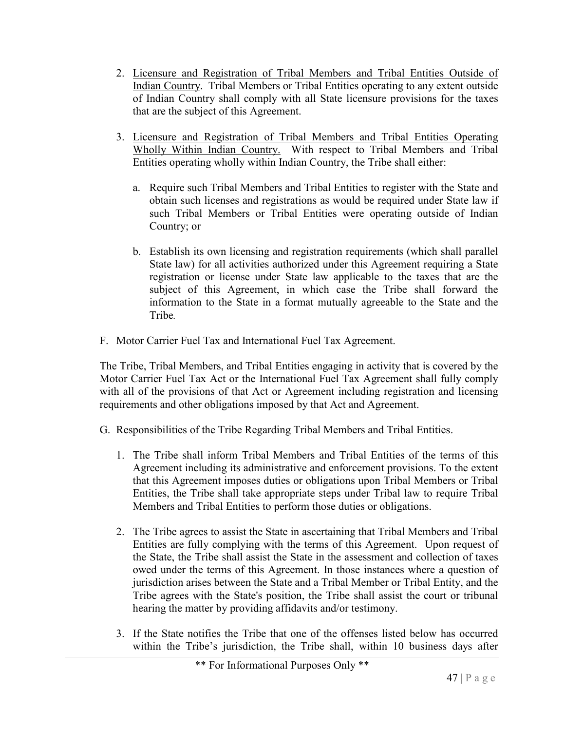2. Licensure and Registration of Tribal Members and Tribal Entities Outside of Indian Country. Tribal Members or Tribal Entities operating to any extent outside of Indian Country shall comply with all State licensure provisions for the taxes that are the subject of this Agreement.

3. Licensure and Registration of Tribal Members and Tribal Entities Operating Wholly Within Indian Country. With respect to Tribal Members and Tribal Entities operating wholly within Indian Country, the Tribe shall either:

   a. Require such Tribal Members and Tribal Entities to register with the State and obtain such licenses and registrations as would be required under State law if such Tribal Members or Tribal Entities were operating outside of Indian Country; or

   b. Establish its own licensing and registration requirements (which shall parallel State law) for all activities authorized under this Agreement requiring a State registration or license under State law applicable to the taxes that are the subject of this Agreement, in which case the Tribe shall forward the information to the State in a format mutually agreeable to the State and the Tribe.

F. Motor Carrier Fuel Tax and International Fuel Tax Agreement.

The Tribe, Tribal Members, and Tribal Entities engaging in activity that is covered by the Motor Carrier Fuel Tax Act or the International Fuel Tax Agreement shall fully comply with all of the provisions of that Act or Agreement including registration and licensing requirements and other obligations imposed by that Act and Agreement.

G. Responsibilities of the Tribe Regarding Tribal Members and Tribal Entities.

1. The Tribe shall inform Tribal Members and Tribal Entities of the terms of this Agreement including its administrative and enforcement provisions. To the extent that this Agreement imposes duties or obligations upon Tribal Members or Tribal Entities, the Tribe shall take appropriate steps under Tribal law to require Tribal Members and Tribal Entities to perform those duties or obligations.

2. The Tribe agrees to assist the State in ascertaining that Tribal Members and Tribal Entities are fully complying with the terms of this Agreement. Upon request of the State, the Tribe shall assist the State in the assessment and collection of taxes owed under the terms of this Agreement. In those instances where a question of jurisdiction arises between the State and a Tribal Member or Tribal Entity, and the Tribe agrees with the State's position, the Tribe shall assist the court or tribunal hearing the matter by providing affidavits and/or testimony.

3. If the State notifies the Tribe that one of the offenses listed below has occurred within the Tribe's jurisdiction, the Tribe shall, within 10 business days after

** For Informational Purposes Only **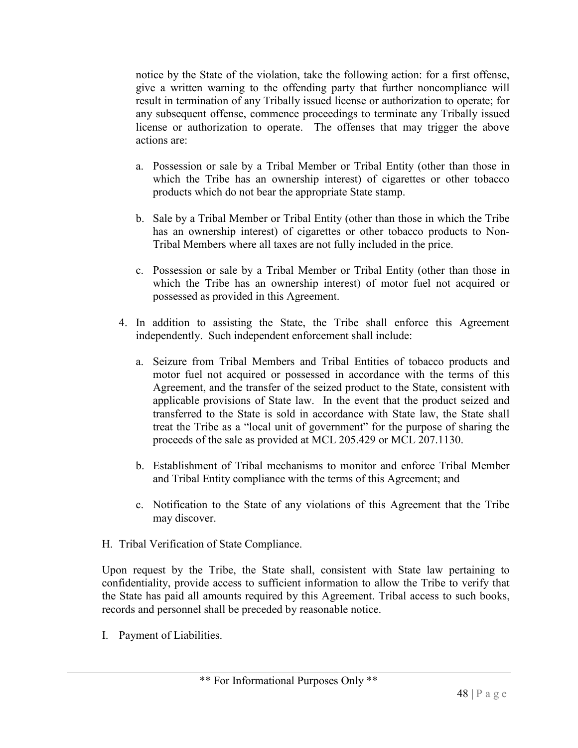notice by the State of the violation, take the following action: for a first offense, give a written warning to the offending party that further noncompliance will result in termination of any Tribally issued license or authorization to operate; for any subsequent offense, commence proceedings to terminate any Tribally issued license or authorization to operate. The offenses that may trigger the above actions are:

   a. Possession or sale by a Tribal Member or Tribal Entity (other than those in which the Tribe has an ownership interest) of cigarettes or other tobacco products which do not bear the appropriate State stamp.

   b. Sale by a Tribal Member or Tribal Entity (other than those in which the Tribe has an ownership interest) of cigarettes or other tobacco products to Non-Tribal Members where all taxes are not fully included in the price.

   c. Possession or sale by a Tribal Member or Tribal Entity (other than those in which the Tribe has an ownership interest) of motor fuel not acquired or possessed as provided in this Agreement.

4. In addition to assisting the State, the Tribe shall enforce this Agreement independently. Such independent enforcement shall include:

   a. Seizure from Tribal Members and Tribal Entities of tobacco products and motor fuel not acquired or possessed in accordance with the terms of this Agreement, and the transfer of the seized product to the State, consistent with applicable provisions of State law. In the event that the product seized and transferred to the State is sold in accordance with State law, the State shall treat the Tribe as a "local unit of government" for the purpose of sharing the proceeds of the sale as provided at MCL 205.429 or MCL 207.1130.

   b. Establishment of Tribal mechanisms to monitor and enforce Tribal Member and Tribal Entity compliance with the terms of this Agreement; and

   c. Notification to the State of any violations of this Agreement that the Tribe may discover.

H. Tribal Verification of State Compliance.

Upon request by the Tribe, the State shall, consistent with State law pertaining to confidentiality, provide access to sufficient information to allow the Tribe to verify that the State has paid all amounts required by this Agreement. Tribal access to such books, records and personnel shall be preceded by reasonable notice.

I. Payment of Liabilities.

** For Informational Purposes Only **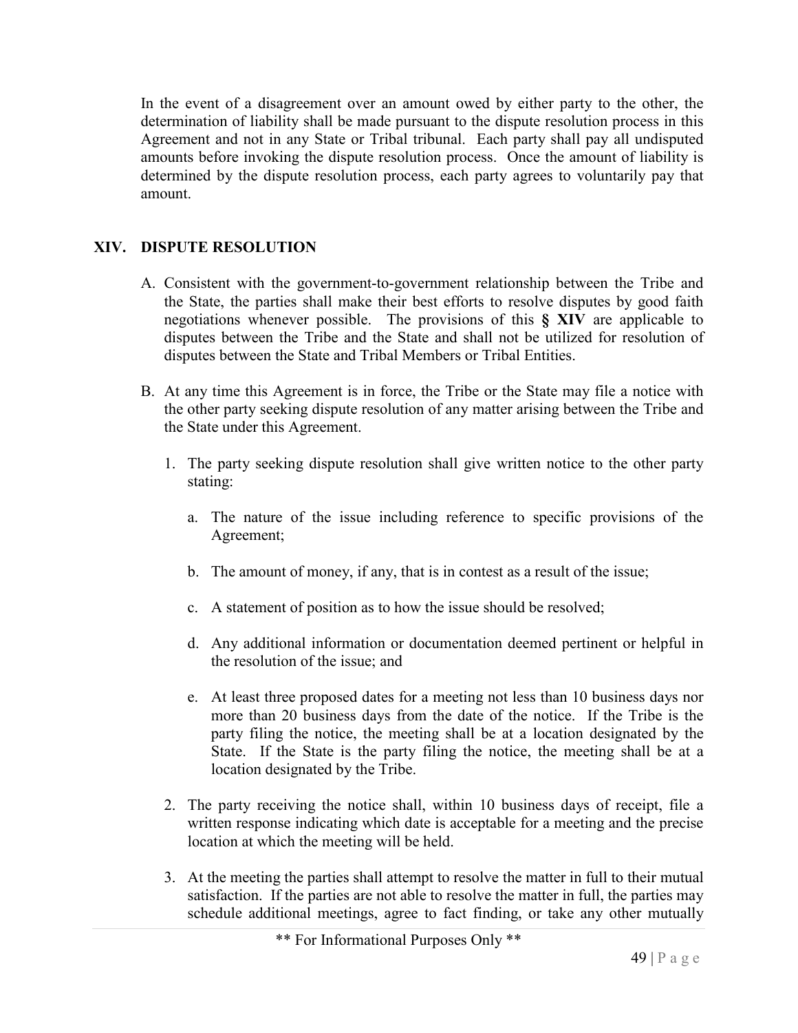In the event of a disagreement over an amount owed by either party to the other, the determination of liability shall be made pursuant to the dispute resolution process in this Agreement and not in any State or Tribal tribunal. Each party shall pay all undisputed amounts before invoking the dispute resolution process. Once the amount of liability is determined by the dispute resolution process, each party agrees to voluntarily pay that amount.

## XIV. DISPUTE RESOLUTION

A. Consistent with the government-to-government relationship between the Tribe and the State, the parties shall make their best efforts to resolve disputes by good faith negotiations whenever possible. The provisions of this **§ XIV** are applicable to disputes between the Tribe and the State and shall not be utilized for resolution of disputes between the State and Tribal Members or Tribal Entities.

B. At any time this Agreement is in force, the Tribe or the State may file a notice with the other party seeking dispute resolution of any matter arising between the Tribe and the State under this Agreement.

   1. The party seeking dispute resolution shall give written notice to the other party stating:

      a. The nature of the issue including reference to specific provisions of the Agreement;

      b. The amount of money, if any, that is in contest as a result of the issue;

      c. A statement of position as to how the issue should be resolved;

      d. Any additional information or documentation deemed pertinent or helpful in the resolution of the issue; and

      e. At least three proposed dates for a meeting not less than 10 business days nor more than 20 business days from the date of the notice. If the Tribe is the party filing the notice, the meeting shall be at a location designated by the State. If the State is the party filing the notice, the meeting shall be at a location designated by the Tribe.

   2. The party receiving the notice shall, within 10 business days of receipt, file a written response indicating which date is acceptable for a meeting and the precise location at which the meeting will be held.

   3. At the meeting the parties shall attempt to resolve the matter in full to their mutual satisfaction. If the parties are not able to resolve the matter in full, the parties may schedule additional meetings, agree to fact finding, or take any other mutually

** For Informational Purposes Only **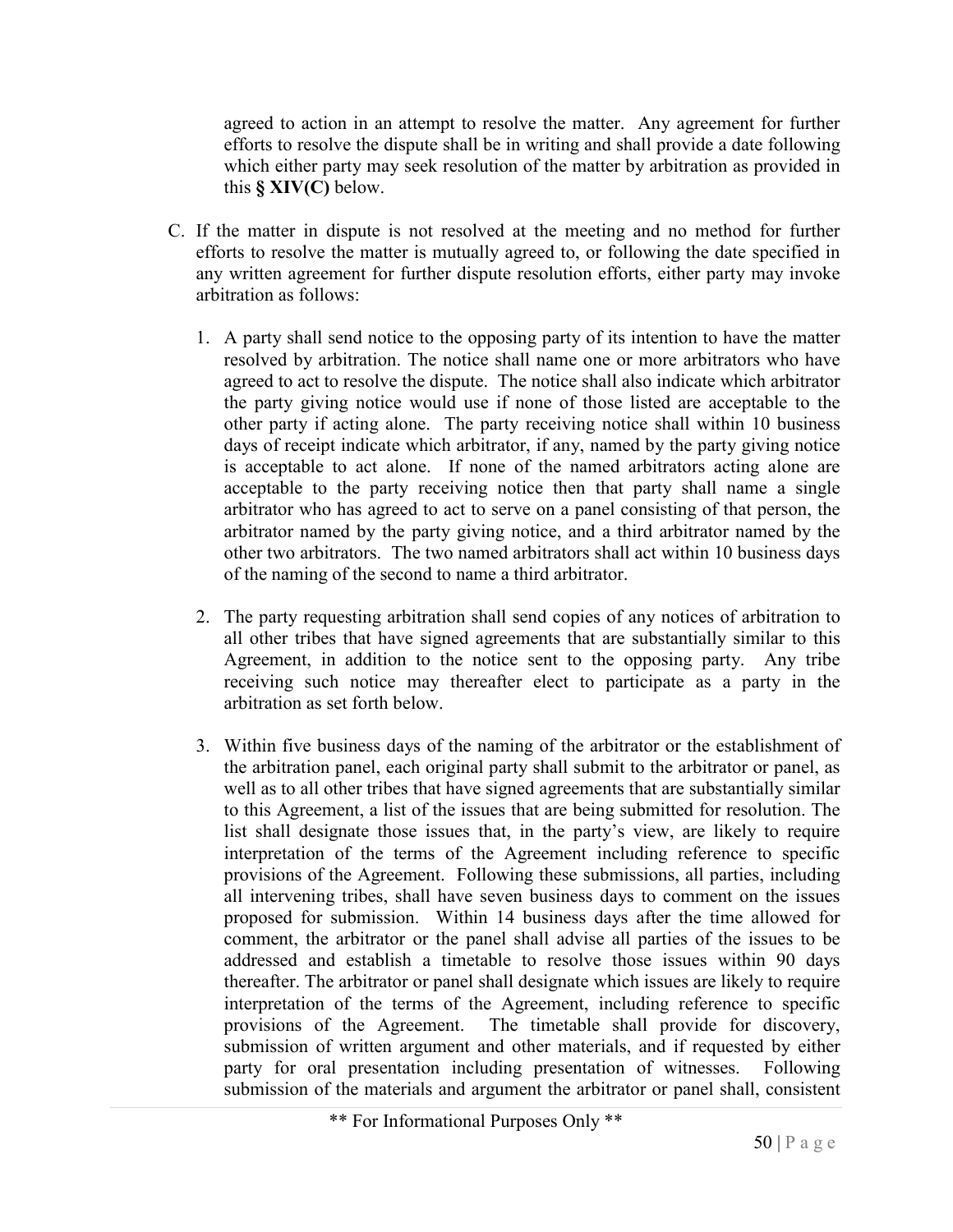agreed to action in an attempt to resolve the matter. Any agreement for further efforts to resolve the dispute shall be in writing and shall provide a date following which either party may seek resolution of the matter by arbitration as provided in this **§ XIV(C)** below.

C. If the matter in dispute is not resolved at the meeting and no method for further efforts to resolve the matter is mutually agreed to, or following the date specified in any written agreement for further dispute resolution efforts, either party may invoke arbitration as follows:

   1. A party shall send notice to the opposing party of its intention to have the matter resolved by arbitration. The notice shall name one or more arbitrators who have agreed to act to resolve the dispute. The notice shall also indicate which arbitrator the party giving notice would use if none of those listed are acceptable to the other party if acting alone. The party receiving notice shall within 10 business days of receipt indicate which arbitrator, if any, named by the party giving notice is acceptable to act alone. If none of the named arbitrators acting alone are acceptable to the party receiving notice then that party shall name a single arbitrator who has agreed to act to serve on a panel consisting of that person, the arbitrator named by the party giving notice, and a third arbitrator named by the other two arbitrators. The two named arbitrators shall act within 10 business days of the naming of the second to name a third arbitrator.

   2. The party requesting arbitration shall send copies of any notices of arbitration to all other tribes that have signed agreements that are substantially similar to this Agreement, in addition to the notice sent to the opposing party. Any tribe receiving such notice may thereafter elect to participate as a party in the arbitration as set forth below.

   3. Within five business days of the naming of the arbitrator or the establishment of the arbitration panel, each original party shall submit to the arbitrator or panel, as well as to all other tribes that have signed agreements that are substantially similar to this Agreement, a list of the issues that are being submitted for resolution. The list shall designate those issues that, in the party's view, are likely to require interpretation of the terms of the Agreement including reference to specific provisions of the Agreement. Following these submissions, all parties, including all intervening tribes, shall have seven business days to comment on the issues proposed for submission. Within 14 business days after the time allowed for comment, the arbitrator or the panel shall advise all parties of the issues to be addressed and establish a timetable to resolve those issues within 90 days thereafter. The arbitrator or panel shall designate which issues are likely to require interpretation of the terms of the Agreement, including reference to specific provisions of the Agreement. The timetable shall provide for discovery, submission of written argument and other materials, and if requested by either party for oral presentation including presentation of witnesses. Following submission of the materials and argument the arbitrator or panel shall, consistent

** For Informational Purposes Only **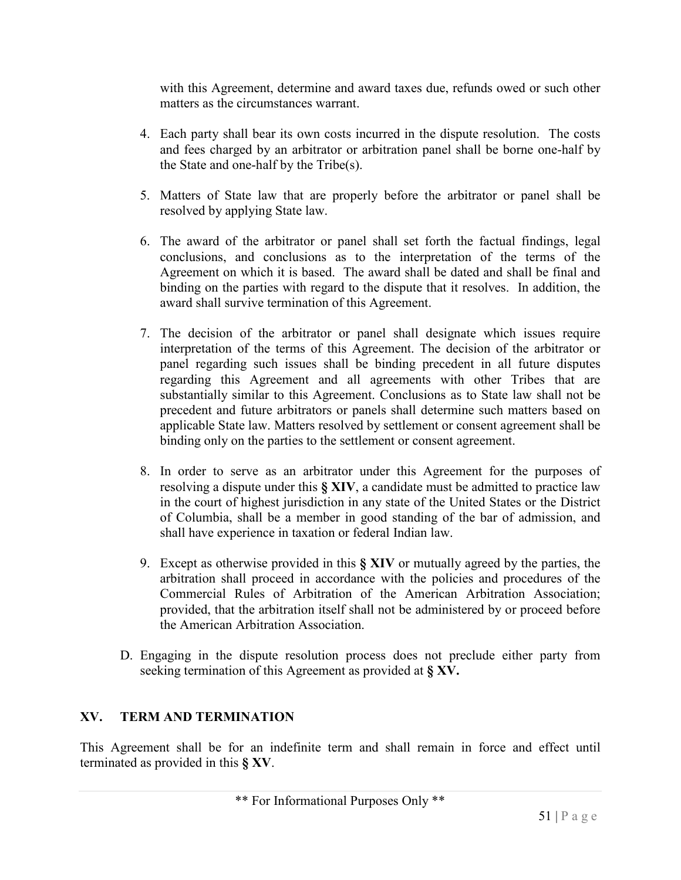with this Agreement, determine and award taxes due, refunds owed or such other matters as the circumstances warrant.

4. Each party shall bear its own costs incurred in the dispute resolution. The costs and fees charged by an arbitrator or arbitration panel shall be borne one-half by the State and one-half by the Tribe(s).

5. Matters of State law that are properly before the arbitrator or panel shall be resolved by applying State law.

6. The award of the arbitrator or panel shall set forth the factual findings, legal conclusions, and conclusions as to the interpretation of the terms of the Agreement on which it is based. The award shall be dated and shall be final and binding on the parties with regard to the dispute that it resolves. In addition, the award shall survive termination of this Agreement.

7. The decision of the arbitrator or panel shall designate which issues require interpretation of the terms of this Agreement. The decision of the arbitrator or panel regarding such issues shall be binding precedent in all future disputes regarding this Agreement and all agreements with other Tribes that are substantially similar to this Agreement. Conclusions as to State law shall not be precedent and future arbitrators or panels shall determine such matters based on applicable State law. Matters resolved by settlement or consent agreement shall be binding only on the parties to the settlement or consent agreement.

8. In order to serve as an arbitrator under this Agreement for the purposes of resolving a dispute under this **§ XIV**, a candidate must be admitted to practice law in the court of highest jurisdiction in any state of the United States or the District of Columbia, shall be a member in good standing of the bar of admission, and shall have experience in taxation or federal Indian law.

9. Except as otherwise provided in this **§ XIV** or mutually agreed by the parties, the arbitration shall proceed in accordance with the policies and procedures of the Commercial Rules of Arbitration of the American Arbitration Association; provided, that the arbitration itself shall not be administered by or proceed before the American Arbitration Association.

D. Engaging in the dispute resolution process does not preclude either party from seeking termination of this Agreement as provided at **§ XV.**

## XV. TERM AND TERMINATION

This Agreement shall be for an indefinite term and shall remain in force and effect until terminated as provided in this **§ XV**.

** For Informational Purposes Only **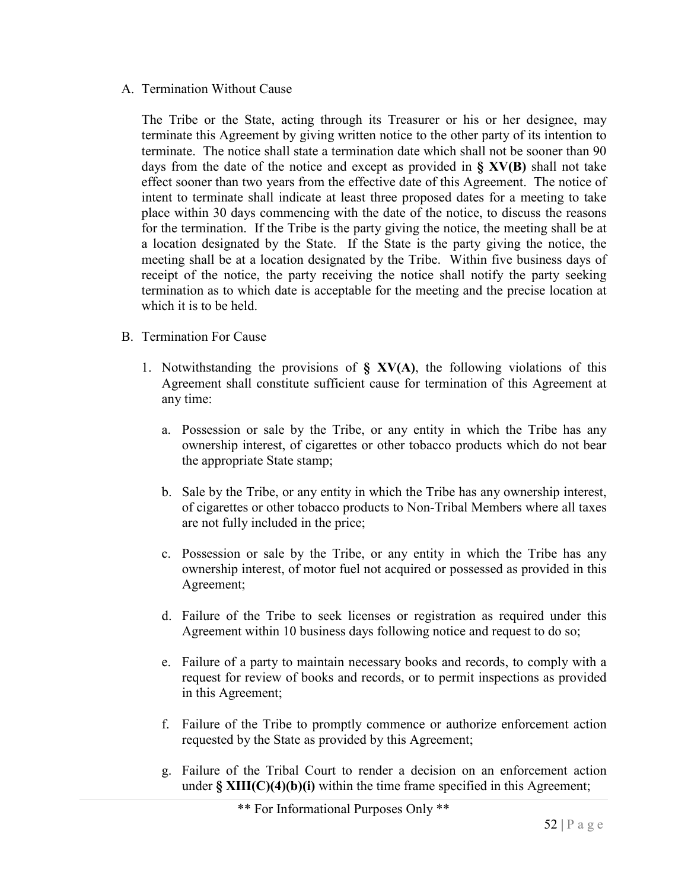A. Termination Without Cause

The Tribe or the State, acting through its Treasurer or his or her designee, may terminate this Agreement by giving written notice to the other party of its intention to terminate. The notice shall state a termination date which shall not be sooner than 90 days from the date of the notice and except as provided in **§ XV(B)** shall not take effect sooner than two years from the effective date of this Agreement. The notice of intent to terminate shall indicate at least three proposed dates for a meeting to take place within 30 days commencing with the date of the notice, to discuss the reasons for the termination. If the Tribe is the party giving the notice, the meeting shall be at a location designated by the State. If the State is the party giving the notice, the meeting shall be at a location designated by the Tribe. Within five business days of receipt of the notice, the party receiving the notice shall notify the party seeking termination as to which date is acceptable for the meeting and the precise location at which it is to be held.

B. Termination For Cause

1. Notwithstanding the provisions of **§ XV(A)**, the following violations of this Agreement shall constitute sufficient cause for termination of this Agreement at any time:

   a. Possession or sale by the Tribe, or any entity in which the Tribe has any ownership interest, of cigarettes or other tobacco products which do not bear the appropriate State stamp;

   b. Sale by the Tribe, or any entity in which the Tribe has any ownership interest, of cigarettes or other tobacco products to Non-Tribal Members where all taxes are not fully included in the price;

   c. Possession or sale by the Tribe, or any entity in which the Tribe has any ownership interest, of motor fuel not acquired or possessed as provided in this Agreement;

   d. Failure of the Tribe to seek licenses or registration as required under this Agreement within 10 business days following notice and request to do so;

   e. Failure of a party to maintain necessary books and records, to comply with a request for review of books and records, or to permit inspections as provided in this Agreement;

   f. Failure of the Tribe to promptly commence or authorize enforcement action requested by the State as provided by this Agreement;

   g. Failure of the Tribal Court to render a decision on an enforcement action under **§ XIII(C)(4)(b)(i)** within the time frame specified in this Agreement;

** For Informational Purposes Only **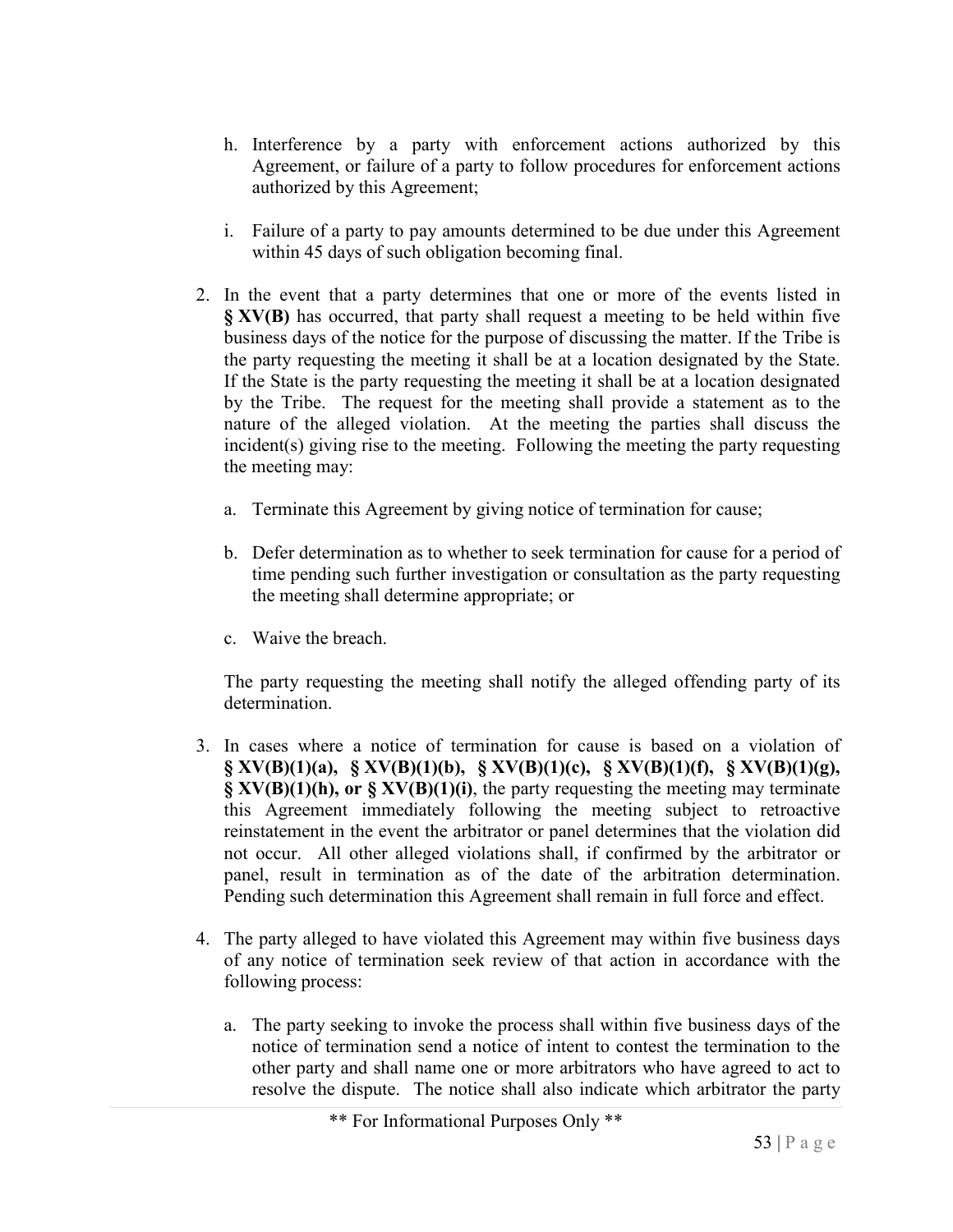h. Interference by a party with enforcement actions authorized by this Agreement, or failure of a party to follow procedures for enforcement actions authorized by this Agreement;

i. Failure of a party to pay amounts determined to be due under this Agreement within 45 days of such obligation becoming final.

2. In the event that a party determines that one or more of the events listed in **§ XV(B)** has occurred, that party shall request a meeting to be held within five business days of the notice for the purpose of discussing the matter. If the Tribe is the party requesting the meeting it shall be at a location designated by the State. If the State is the party requesting the meeting it shall be at a location designated by the Tribe. The request for the meeting shall provide a statement as to the nature of the alleged violation. At the meeting the parties shall discuss the incident(s) giving rise to the meeting. Following the meeting the party requesting the meeting may:

   a. Terminate this Agreement by giving notice of termination for cause;

   b. Defer determination as to whether to seek termination for cause for a period of time pending such further investigation or consultation as the party requesting the meeting shall determine appropriate; or

   c. Waive the breach.

   The party requesting the meeting shall notify the alleged offending party of its determination.

3. In cases where a notice of termination for cause is based on a violation of **§ XV(B)(1)(a), § XV(B)(1)(b), § XV(B)(1)(c), § XV(B)(1)(f), § XV(B)(1)(g), § XV(B)(1)(h), or § XV(B)(1)(i)**, the party requesting the meeting may terminate this Agreement immediately following the meeting subject to retroactive reinstatement in the event the arbitrator or panel determines that the violation did not occur. All other alleged violations shall, if confirmed by the arbitrator or panel, result in termination as of the date of the arbitration determination. Pending such determination this Agreement shall remain in full force and effect.

4. The party alleged to have violated this Agreement may within five business days of any notice of termination seek review of that action in accordance with the following process:

   a. The party seeking to invoke the process shall within five business days of the notice of termination send a notice of intent to contest the termination to the other party and shall name one or more arbitrators who have agreed to act to resolve the dispute. The notice shall also indicate which arbitrator the party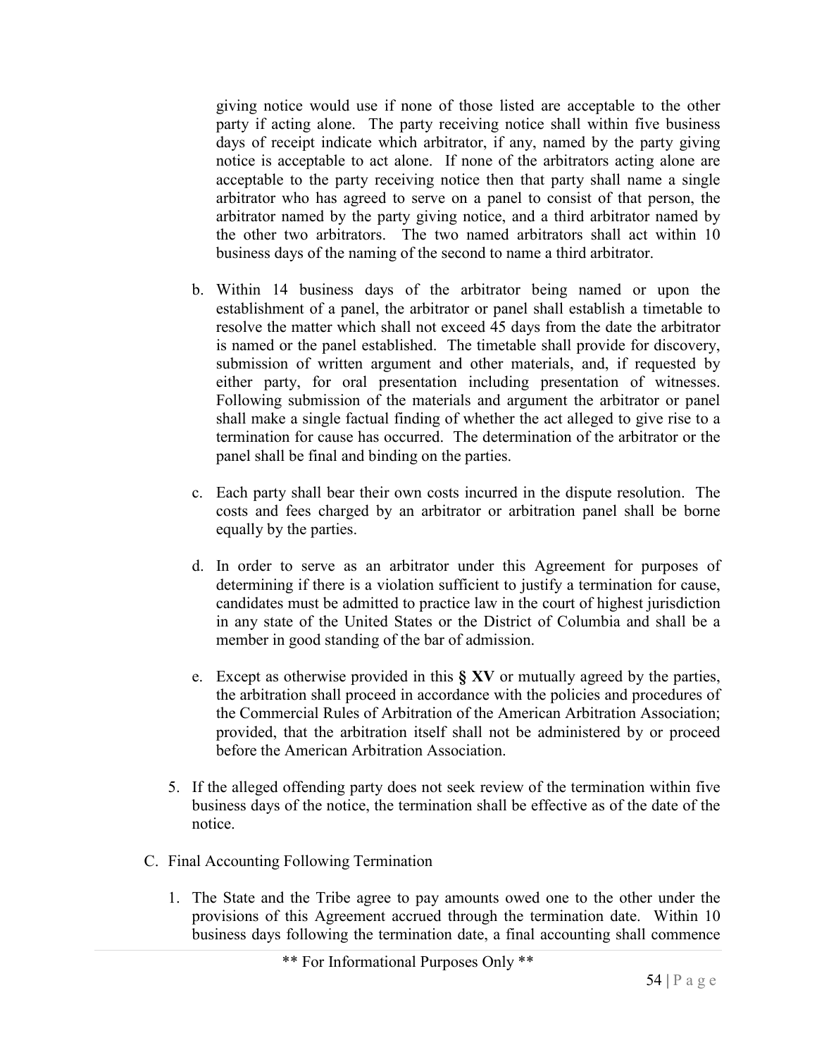giving notice would use if none of those listed are acceptable to the other party if acting alone. The party receiving notice shall within five business days of receipt indicate which arbitrator, if any, named by the party giving notice is acceptable to act alone. If none of the arbitrators acting alone are acceptable to the party receiving notice then that party shall name a single arbitrator who has agreed to serve on a panel to consist of that person, the arbitrator named by the party giving notice, and a third arbitrator named by the other two arbitrators. The two named arbitrators shall act within 10 business days of the naming of the second to name a third arbitrator.

b. Within 14 business days of the arbitrator being named or upon the establishment of a panel, the arbitrator or panel shall establish a timetable to resolve the matter which shall not exceed 45 days from the date the arbitrator is named or the panel established. The timetable shall provide for discovery, submission of written argument and other materials, and, if requested by either party, for oral presentation including presentation of witnesses. Following submission of the materials and argument the arbitrator or panel shall make a single factual finding of whether the act alleged to give rise to a termination for cause has occurred. The determination of the arbitrator or the panel shall be final and binding on the parties.

c. Each party shall bear their own costs incurred in the dispute resolution. The costs and fees charged by an arbitrator or arbitration panel shall be borne equally by the parties.

d. In order to serve as an arbitrator under this Agreement for purposes of determining if there is a violation sufficient to justify a termination for cause, candidates must be admitted to practice law in the court of highest jurisdiction in any state of the United States or the District of Columbia and shall be a member in good standing of the bar of admission.

e. Except as otherwise provided in this **§ XV** or mutually agreed by the parties, the arbitration shall proceed in accordance with the policies and procedures of the Commercial Rules of Arbitration of the American Arbitration Association; provided, that the arbitration itself shall not be administered by or proceed before the American Arbitration Association.

5. If the alleged offending party does not seek review of the termination within five business days of the notice, the termination shall be effective as of the date of the notice.

C. Final Accounting Following Termination

1. The State and the Tribe agree to pay amounts owed one to the other under the provisions of this Agreement accrued through the termination date. Within 10 business days following the termination date, a final accounting shall commence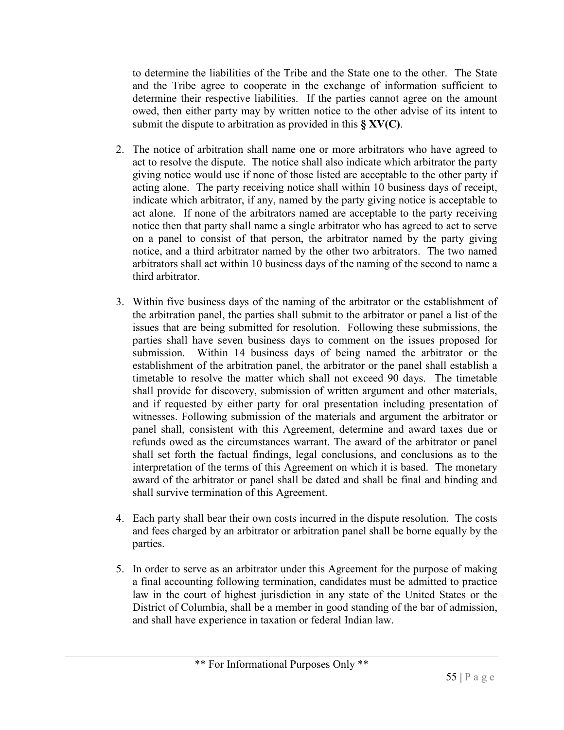to determine the liabilities of the Tribe and the State one to the other. The State and the Tribe agree to cooperate in the exchange of information sufficient to determine their respective liabilities. If the parties cannot agree on the amount owed, then either party may by written notice to the other advise of its intent to submit the dispute to arbitration as provided in this **§ XV(C)**.

2. The notice of arbitration shall name one or more arbitrators who have agreed to act to resolve the dispute. The notice shall also indicate which arbitrator the party giving notice would use if none of those listed are acceptable to the other party if acting alone. The party receiving notice shall within 10 business days of receipt, indicate which arbitrator, if any, named by the party giving notice is acceptable to act alone. If none of the arbitrators named are acceptable to the party receiving notice then that party shall name a single arbitrator who has agreed to act to serve on a panel to consist of that person, the arbitrator named by the party giving notice, and a third arbitrator named by the other two arbitrators. The two named arbitrators shall act within 10 business days of the naming of the second to name a third arbitrator.

3. Within five business days of the naming of the arbitrator or the establishment of the arbitration panel, the parties shall submit to the arbitrator or panel a list of the issues that are being submitted for resolution. Following these submissions, the parties shall have seven business days to comment on the issues proposed for submission. Within 14 business days of being named the arbitrator or the establishment of the arbitration panel, the arbitrator or the panel shall establish a timetable to resolve the matter which shall not exceed 90 days. The timetable shall provide for discovery, submission of written argument and other materials, and if requested by either party for oral presentation including presentation of witnesses. Following submission of the materials and argument the arbitrator or panel shall, consistent with this Agreement, determine and award taxes due or refunds owed as the circumstances warrant. The award of the arbitrator or panel shall set forth the factual findings, legal conclusions, and conclusions as to the interpretation of the terms of this Agreement on which it is based. The monetary award of the arbitrator or panel shall be dated and shall be final and binding and shall survive termination of this Agreement.

4. Each party shall bear their own costs incurred in the dispute resolution. The costs and fees charged by an arbitrator or arbitration panel shall be borne equally by the parties.

5. In order to serve as an arbitrator under this Agreement for the purpose of making a final accounting following termination, candidates must be admitted to practice law in the court of highest jurisdiction in any state of the United States or the District of Columbia, shall be a member in good standing of the bar of admission, and shall have experience in taxation or federal Indian law.

\*\* For Informational Purposes Only \*\*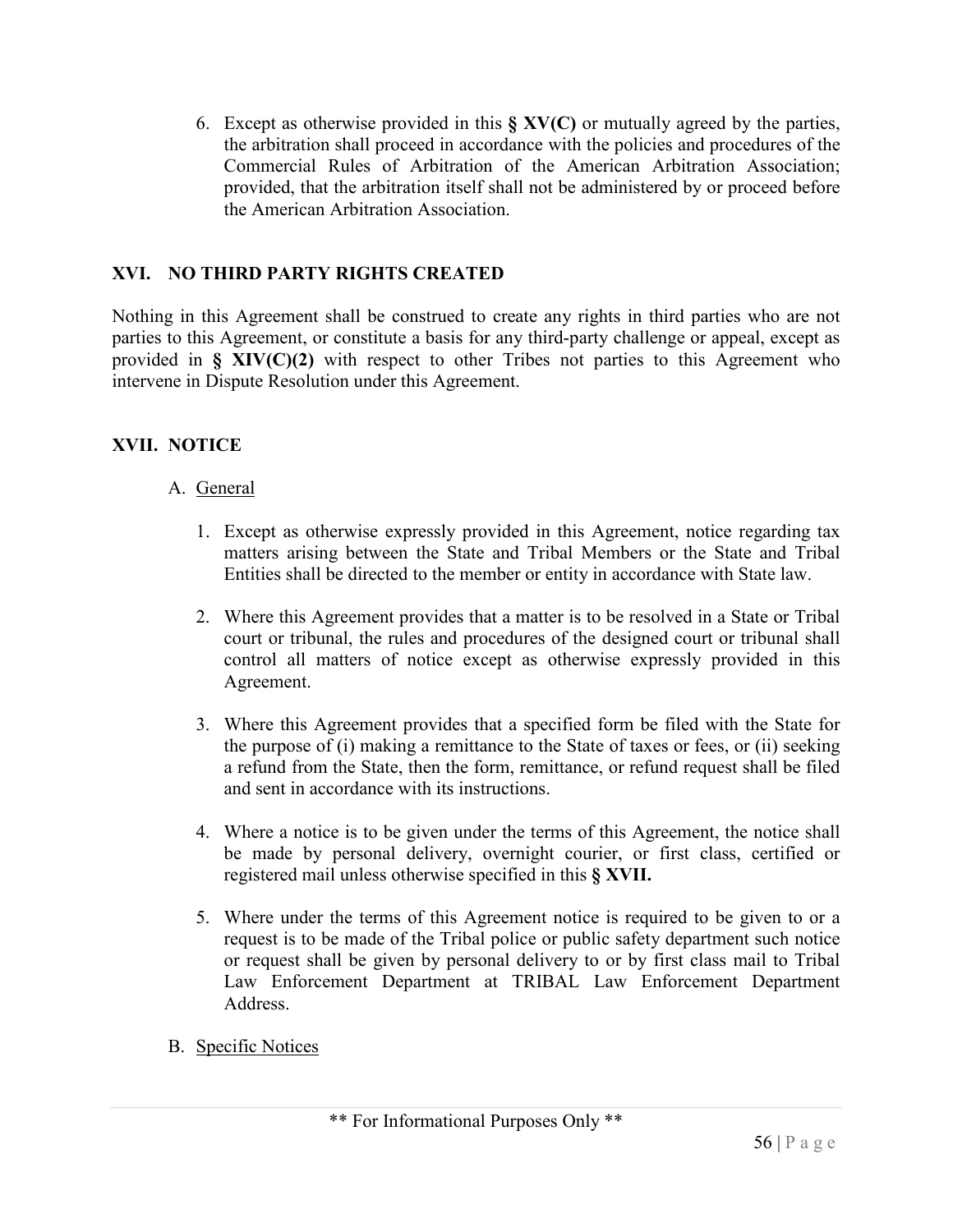6. Except as otherwise provided in this **§ XV(C)** or mutually agreed by the parties, the arbitration shall proceed in accordance with the policies and procedures of the Commercial Rules of Arbitration of the American Arbitration Association; provided, that the arbitration itself shall not be administered by or proceed before the American Arbitration Association.

## XVI. NO THIRD PARTY RIGHTS CREATED

Nothing in this Agreement shall be construed to create any rights in third parties who are not parties to this Agreement, or constitute a basis for any third-party challenge or appeal, except as provided in **§ XIV(C)(2)** with respect to other Tribes not parties to this Agreement who intervene in Dispute Resolution under this Agreement.

## XVII. NOTICE

A. General

1. Except as otherwise expressly provided in this Agreement, notice regarding tax matters arising between the State and Tribal Members or the State and Tribal Entities shall be directed to the member or entity in accordance with State law.

2. Where this Agreement provides that a matter is to be resolved in a State or Tribal court or tribunal, the rules and procedures of the designed court or tribunal shall control all matters of notice except as otherwise expressly provided in this Agreement.

3. Where this Agreement provides that a specified form be filed with the State for the purpose of (i) making a remittance to the State of taxes or fees, or (ii) seeking a refund from the State, then the form, remittance, or refund request shall be filed and sent in accordance with its instructions.

4. Where a notice is to be given under the terms of this Agreement, the notice shall be made by personal delivery, overnight courier, or first class, certified or registered mail unless otherwise specified in this **§ XVII.**

5. Where under the terms of this Agreement notice is required to be given to or a request is to be made of the Tribal police or public safety department such notice or request shall be given by personal delivery to or by first class mail to Tribal Law Enforcement Department at TRIBAL Law Enforcement Department Address.

B. Specific Notices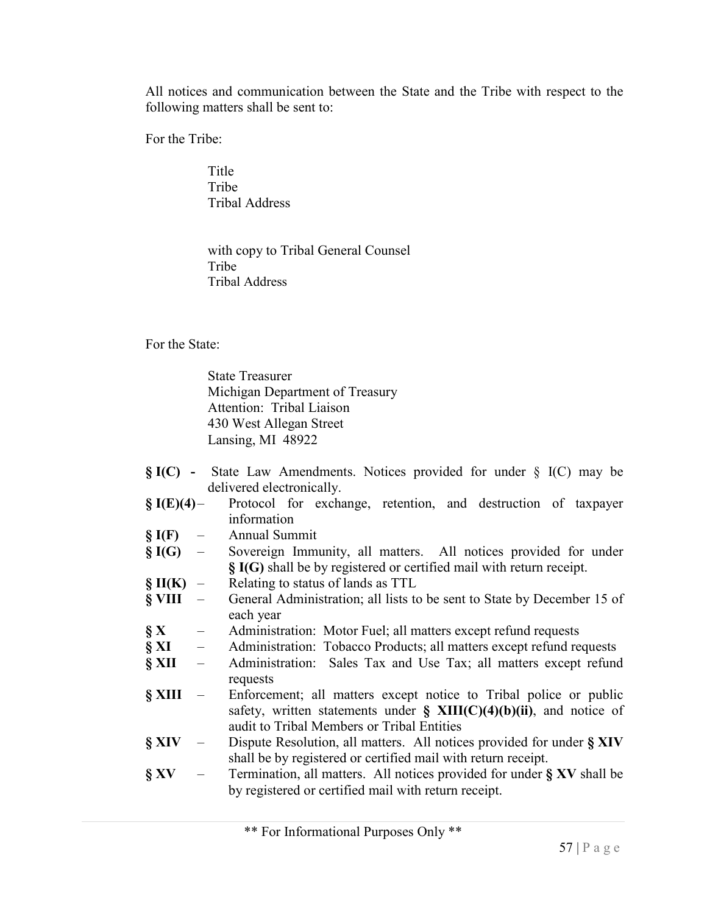All notices and communication between the State and the Tribe with respect to the following matters shall be sent to:

For the Tribe:

> Title
> Tribe
> Tribal Address
>
> with copy to Tribal General Counsel
> Tribe
> Tribal Address

For the State:

> State Treasurer
> Michigan Department of Treasury
> Attention: Tribal Liaison
> 430 West Allegan Street
> Lansing, MI 48922

**§ I(C)** - State Law Amendments. Notices provided for under § I(C) may be delivered electronically.

**§ I(E)(4)** – Protocol for exchange, retention, and destruction of taxpayer information

**§ I(F)** – Annual Summit

**§ I(G)** – Sovereign Immunity, all matters. All notices provided for under **§ I(G)** shall be by registered or certified mail with return receipt.

**§ II(K)** – Relating to status of lands as TTL

**§ VIII** – General Administration; all lists to be sent to State by December 15 of each year

**§ X** – Administration: Motor Fuel; all matters except refund requests

**§ XI** – Administration: Tobacco Products; all matters except refund requests

**§ XII** – Administration: Sales Tax and Use Tax; all matters except refund requests

**§ XIII** – Enforcement; all matters except notice to Tribal police or public safety, written statements under **§ XIII(C)(4)(b)(ii)**, and notice of audit to Tribal Members or Tribal Entities

**§ XIV** – Dispute Resolution, all matters. All notices provided for under **§ XIV** shall be by registered or certified mail with return receipt.

**§ XV** – Termination, all matters. All notices provided for under **§ XV** shall be by registered or certified mail with return receipt.

** For Informational Purposes Only **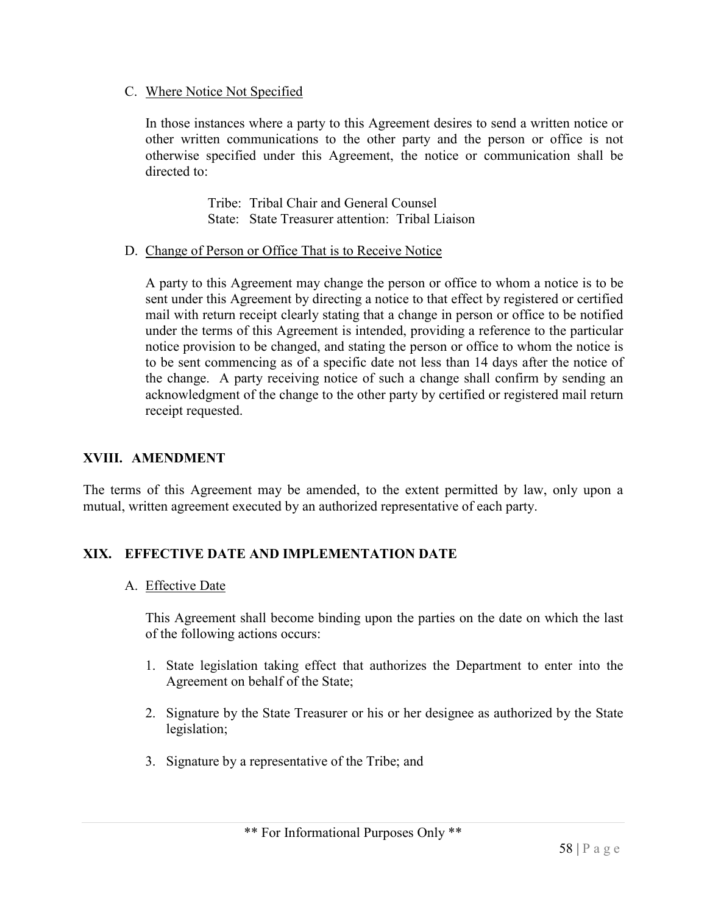C. Where Notice Not Specified

In those instances where a party to this Agreement desires to send a written notice or other written communications to the other party and the person or office is not otherwise specified under this Agreement, the notice or communication shall be directed to:

Tribe: Tribal Chair and General Counsel
State: State Treasurer attention: Tribal Liaison

D. Change of Person or Office That is to Receive Notice

A party to this Agreement may change the person or office to whom a notice is to be sent under this Agreement by directing a notice to that effect by registered or certified mail with return receipt clearly stating that a change in person or office to be notified under the terms of this Agreement is intended, providing a reference to the particular notice provision to be changed, and stating the person or office to whom the notice is to be sent commencing as of a specific date not less than 14 days after the notice of the change. A party receiving notice of such a change shall confirm by sending an acknowledgment of the change to the other party by certified or registered mail return receipt requested.

## XVIII. AMENDMENT

The terms of this Agreement may be amended, to the extent permitted by law, only upon a mutual, written agreement executed by an authorized representative of each party.

## XIX. EFFECTIVE DATE AND IMPLEMENTATION DATE

A. Effective Date

This Agreement shall become binding upon the parties on the date on which the last of the following actions occurs:

1. State legislation taking effect that authorizes the Department to enter into the Agreement on behalf of the State;

2. Signature by the State Treasurer or his or her designee as authorized by the State legislation;

3. Signature by a representative of the Tribe; and

** For Informational Purposes Only **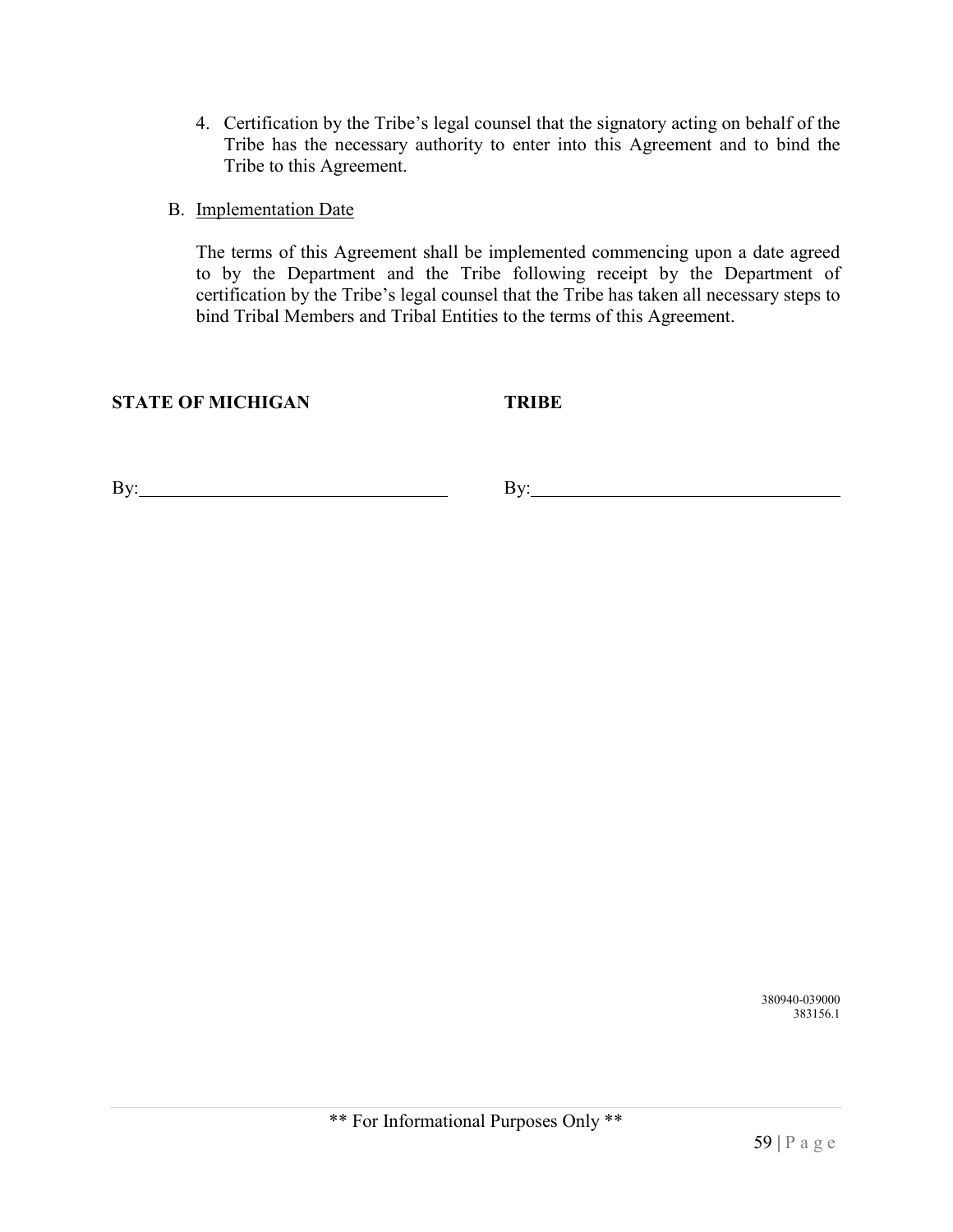4. Certification by the Tribe's legal counsel that the signatory acting on behalf of the Tribe has the necessary authority to enter into this Agreement and to bind the Tribe to this Agreement.

B. Implementation Date

The terms of this Agreement shall be implemented commencing upon a date agreed to by the Department and the Tribe following receipt by the Department of certification by the Tribe's legal counsel that the Tribe has taken all necessary steps to bind Tribal Members and Tribal Entities to the terms of this Agreement.

**STATE OF MICHIGAN**

By:\_\_\_\_\_\_\_\_\_\_\_\_\_\_\_\_\_\_\_\_\_\_\_\_\_\_\_\_\_\_\_\_

**TRIBE**

By:\_\_\_\_\_\_\_\_\_\_\_\_\_\_\_\_\_\_\_\_\_\_\_\_\_\_\_\_\_\_\_\_

380940-039000
383156.1

** For Informational Purposes Only **